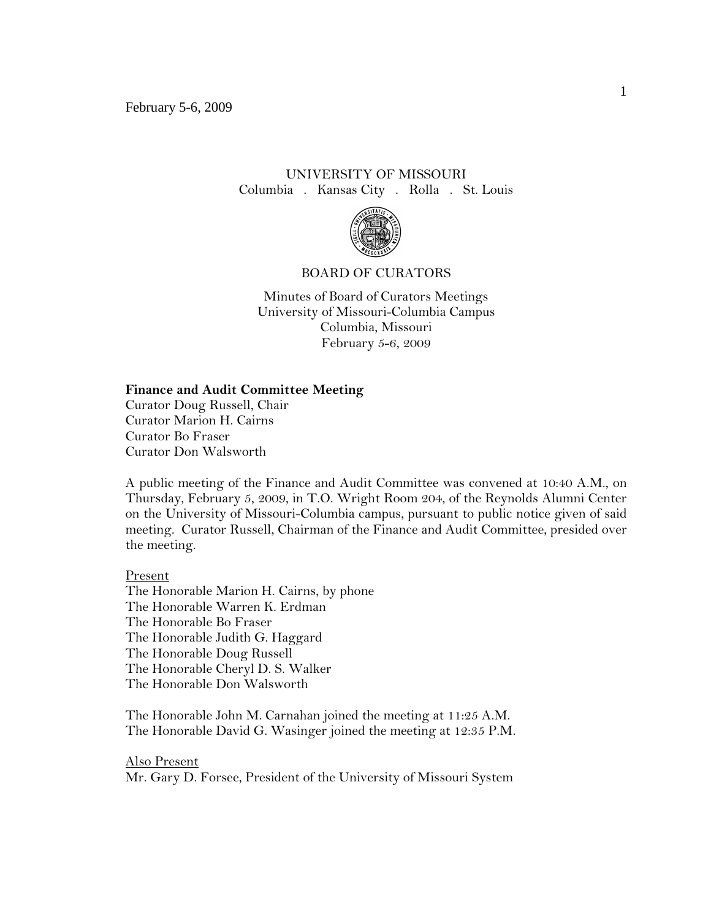UNIVERSITY OF MISSOURI
Columbia . Kansas City . Rolla . St. Louis

BOARD OF CURATORS

Minutes of Board of Curators Meetings
University of Missouri-Columbia Campus
Columbia, Missouri
February 5-6, 2009

**Finance and Audit Committee Meeting**
Curator Doug Russell, Chair
Curator Marion H. Cairns
Curator Bo Fraser
Curator Don Walsworth

A public meeting of the Finance and Audit Committee was convened at 10:40 A.M., on Thursday, February 5, 2009, in T.O. Wright Room 204, of the Reynolds Alumni Center on the University of Missouri-Columbia campus, pursuant to public notice given of said meeting. Curator Russell, Chairman of the Finance and Audit Committee, presided over the meeting.

Present
The Honorable Marion H. Cairns, by phone
The Honorable Warren K. Erdman
The Honorable Bo Fraser
The Honorable Judith G. Haggard
The Honorable Doug Russell
The Honorable Cheryl D. S. Walker
The Honorable Don Walsworth

The Honorable John M. Carnahan joined the meeting at 11:25 A.M.
The Honorable David G. Wasinger joined the meeting at 12:35 P.M.

Also Present
Mr. Gary D. Forsee, President of the University of Missouri System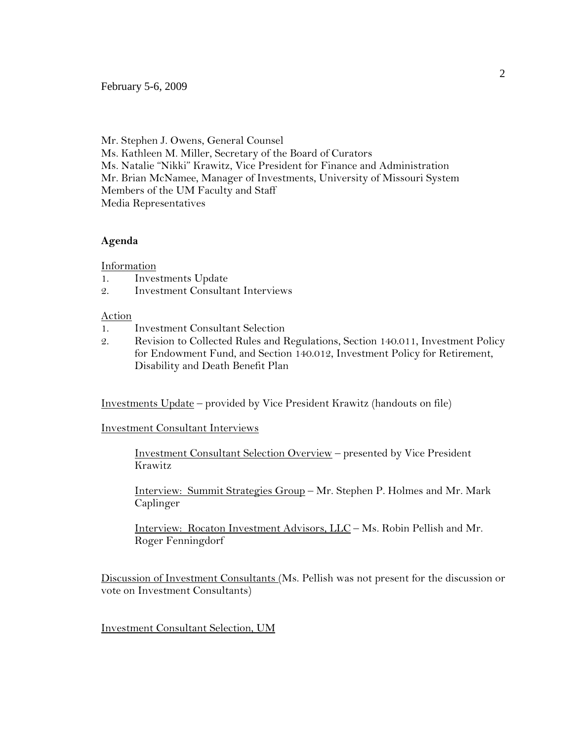February 5-6, 2009

Mr. Stephen J. Owens, General Counsel
Ms. Kathleen M. Miller, Secretary of the Board of Curators
Ms. Natalie "Nikki" Krawitz, Vice President for Finance and Administration
Mr. Brian McNamee, Manager of Investments, University of Missouri System
Members of the UM Faculty and Staff
Media Representatives

**Agenda**

Information

1. Investments Update
2. Investment Consultant Interviews

Action

1. Investment Consultant Selection
2. Revision to Collected Rules and Regulations, Section 140.011, Investment Policy for Endowment Fund, and Section 140.012, Investment Policy for Retirement, Disability and Death Benefit Plan

Investments Update – provided by Vice President Krawitz (handouts on file)

Investment Consultant Interviews

Investment Consultant Selection Overview – presented by Vice President Krawitz

Interview: Summit Strategies Group – Mr. Stephen P. Holmes and Mr. Mark Caplinger

Interview: Rocaton Investment Advisors, LLC – Ms. Robin Pellish and Mr. Roger Fenningdorf

Discussion of Investment Consultants (Ms. Pellish was not present for the discussion or vote on Investment Consultants)

Investment Consultant Selection, UM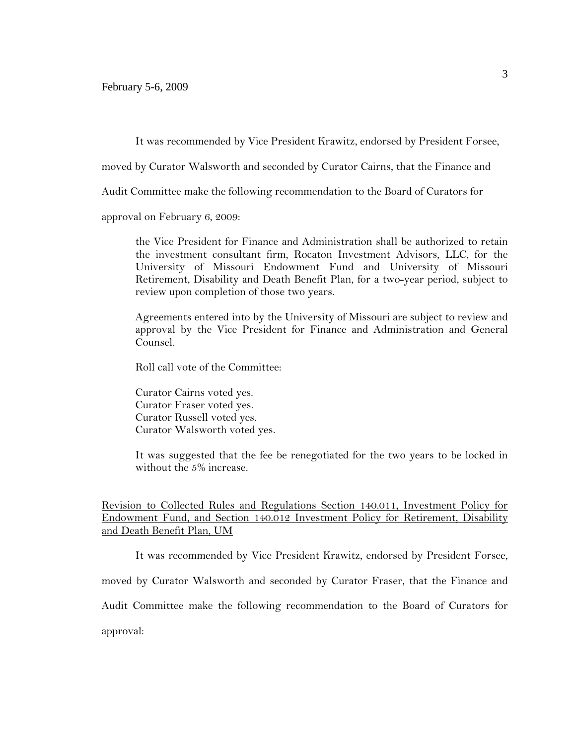It was recommended by Vice President Krawitz, endorsed by President Forsee, moved by Curator Walsworth and seconded by Curator Cairns, that the Finance and Audit Committee make the following recommendation to the Board of Curators for approval on February 6, 2009:

> the Vice President for Finance and Administration shall be authorized to retain the investment consultant firm, Rocaton Investment Advisors, LLC, for the University of Missouri Endowment Fund and University of Missouri Retirement, Disability and Death Benefit Plan, for a two-year period, subject to review upon completion of those two years.
>
> Agreements entered into by the University of Missouri are subject to review and approval by the Vice President for Finance and Administration and General Counsel.
>
> Roll call vote of the Committee:
>
> Curator Cairns voted yes.
> Curator Fraser voted yes.
> Curator Russell voted yes.
> Curator Walsworth voted yes.
>
> It was suggested that the fee be renegotiated for the two years to be locked in without the 5% increase.

<u>Revision to Collected Rules and Regulations Section 140.011, Investment Policy for Endowment Fund, and Section 140.012 Investment Policy for Retirement, Disability and Death Benefit Plan, UM</u>

It was recommended by Vice President Krawitz, endorsed by President Forsee, moved by Curator Walsworth and seconded by Curator Fraser, that the Finance and Audit Committee make the following recommendation to the Board of Curators for approval: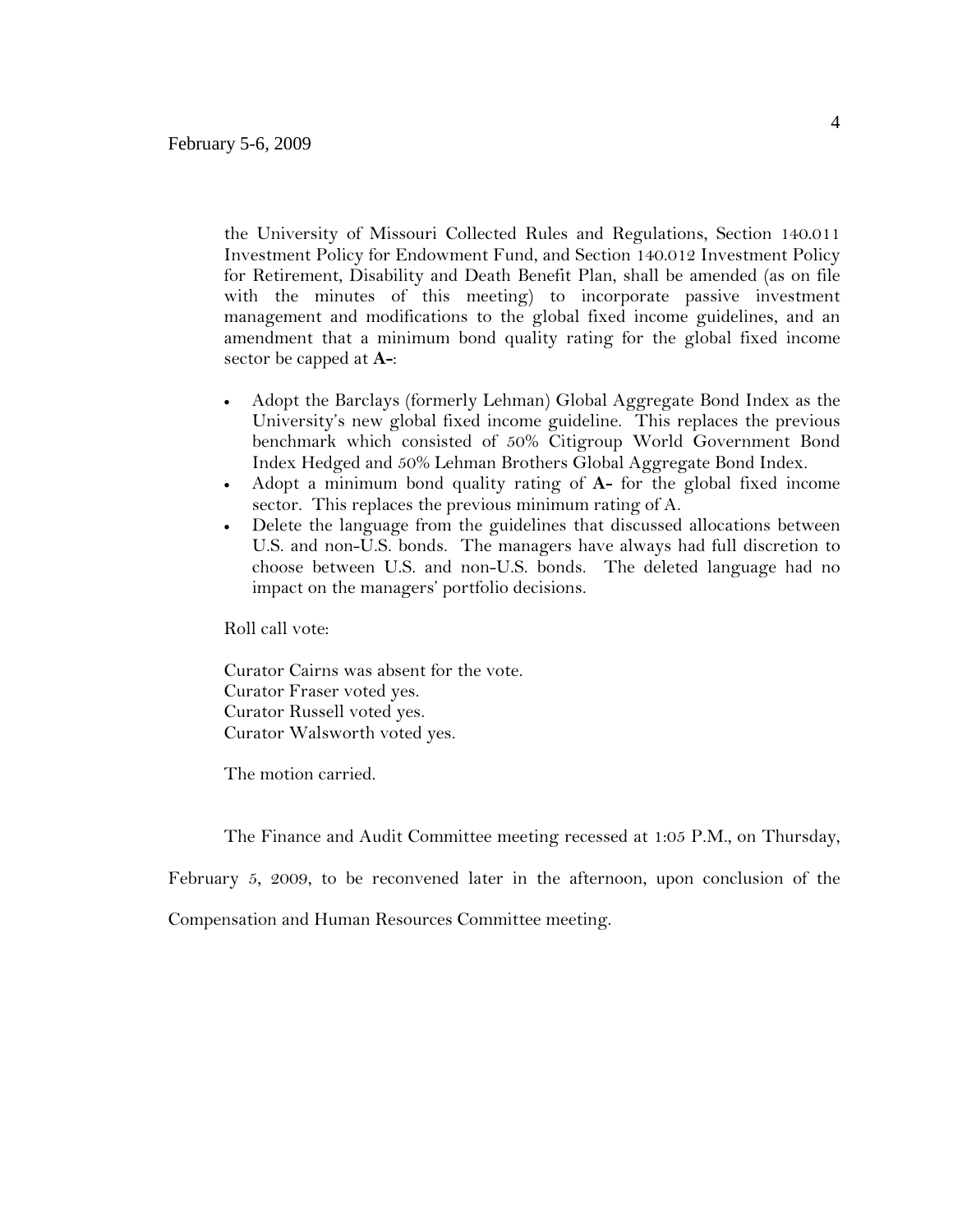the University of Missouri Collected Rules and Regulations, Section 140.011 Investment Policy for Endowment Fund, and Section 140.012 Investment Policy for Retirement, Disability and Death Benefit Plan, shall be amended (as on file with the minutes of this meeting) to incorporate passive investment management and modifications to the global fixed income guidelines, and an amendment that a minimum bond quality rating for the global fixed income sector be capped at **A-**:

- Adopt the Barclays (formerly Lehman) Global Aggregate Bond Index as the University's new global fixed income guideline. This replaces the previous benchmark which consisted of 50% Citigroup World Government Bond Index Hedged and 50% Lehman Brothers Global Aggregate Bond Index.
- Adopt a minimum bond quality rating of **A-** for the global fixed income sector. This replaces the previous minimum rating of A.
- Delete the language from the guidelines that discussed allocations between U.S. and non-U.S. bonds. The managers have always had full discretion to choose between U.S. and non-U.S. bonds. The deleted language had no impact on the managers' portfolio decisions.

Roll call vote:

Curator Cairns was absent for the vote.
Curator Fraser voted yes.
Curator Russell voted yes.
Curator Walsworth voted yes.

The motion carried.

The Finance and Audit Committee meeting recessed at 1:05 P.M., on Thursday, February 5, 2009, to be reconvened later in the afternoon, upon conclusion of the Compensation and Human Resources Committee meeting.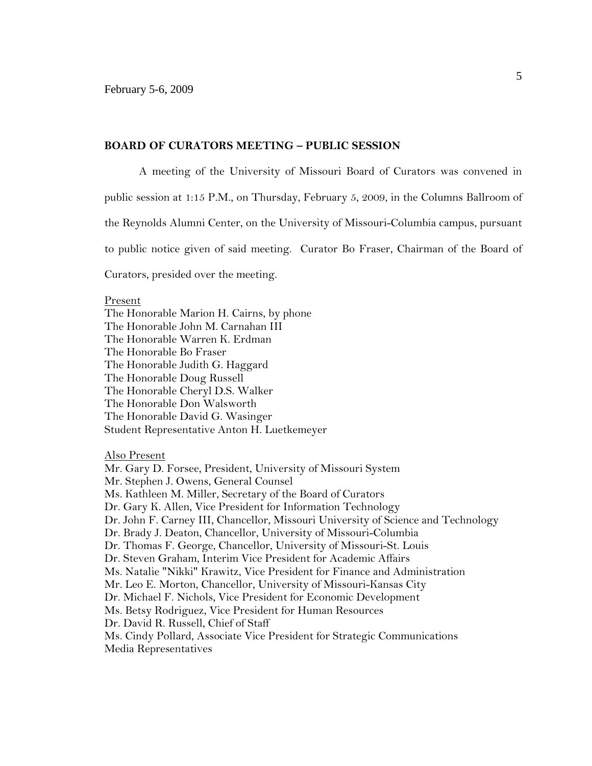February 5-6, 2009

**BOARD OF CURATORS MEETING – PUBLIC SESSION**

A meeting of the University of Missouri Board of Curators was convened in public session at 1:15 P.M., on Thursday, February 5, 2009, in the Columns Ballroom of the Reynolds Alumni Center, on the University of Missouri-Columbia campus, pursuant to public notice given of said meeting. Curator Bo Fraser, Chairman of the Board of Curators, presided over the meeting.

Present

The Honorable Marion H. Cairns, by phone
The Honorable John M. Carnahan III
The Honorable Warren K. Erdman
The Honorable Bo Fraser
The Honorable Judith G. Haggard
The Honorable Doug Russell
The Honorable Cheryl D.S. Walker
The Honorable Don Walsworth
The Honorable David G. Wasinger
Student Representative Anton H. Luetkemeyer

Also Present

Mr. Gary D. Forsee, President, University of Missouri System
Mr. Stephen J. Owens, General Counsel
Ms. Kathleen M. Miller, Secretary of the Board of Curators
Dr. Gary K. Allen, Vice President for Information Technology
Dr. John F. Carney III, Chancellor, Missouri University of Science and Technology
Dr. Brady J. Deaton, Chancellor, University of Missouri-Columbia
Dr. Thomas F. George, Chancellor, University of Missouri-St. Louis
Dr. Steven Graham, Interim Vice President for Academic Affairs
Ms. Natalie "Nikki" Krawitz, Vice President for Finance and Administration
Mr. Leo E. Morton, Chancellor, University of Missouri-Kansas City
Dr. Michael F. Nichols, Vice President for Economic Development
Ms. Betsy Rodriguez, Vice President for Human Resources
Dr. David R. Russell, Chief of Staff
Ms. Cindy Pollard, Associate Vice President for Strategic Communications
Media Representatives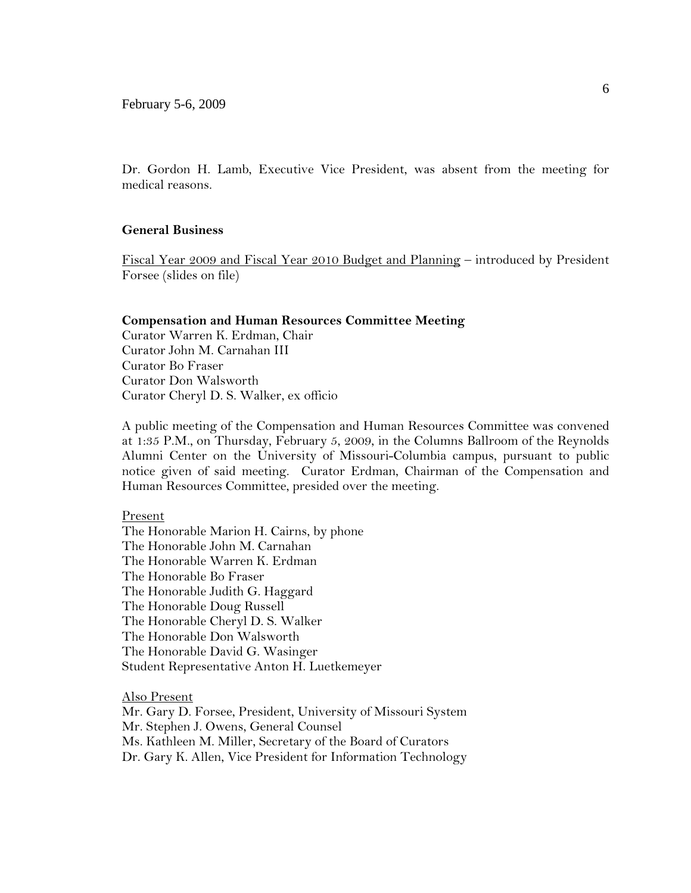Dr. Gordon H. Lamb, Executive Vice President, was absent from the meeting for medical reasons.

**General Business**

Fiscal Year 2009 and Fiscal Year 2010 Budget and Planning – introduced by President Forsee (slides on file)

**Compensation and Human Resources Committee Meeting**
Curator Warren K. Erdman, Chair
Curator John M. Carnahan III
Curator Bo Fraser
Curator Don Walsworth
Curator Cheryl D. S. Walker, ex officio

A public meeting of the Compensation and Human Resources Committee was convened at 1:35 P.M., on Thursday, February 5, 2009, in the Columns Ballroom of the Reynolds Alumni Center on the University of Missouri-Columbia campus, pursuant to public notice given of said meeting. Curator Erdman, Chairman of the Compensation and Human Resources Committee, presided over the meeting.

Present
The Honorable Marion H. Cairns, by phone
The Honorable John M. Carnahan
The Honorable Warren K. Erdman
The Honorable Bo Fraser
The Honorable Judith G. Haggard
The Honorable Doug Russell
The Honorable Cheryl D. S. Walker
The Honorable Don Walsworth
The Honorable David G. Wasinger
Student Representative Anton H. Luetkemeyer

Also Present
Mr. Gary D. Forsee, President, University of Missouri System
Mr. Stephen J. Owens, General Counsel
Ms. Kathleen M. Miller, Secretary of the Board of Curators
Dr. Gary K. Allen, Vice President for Information Technology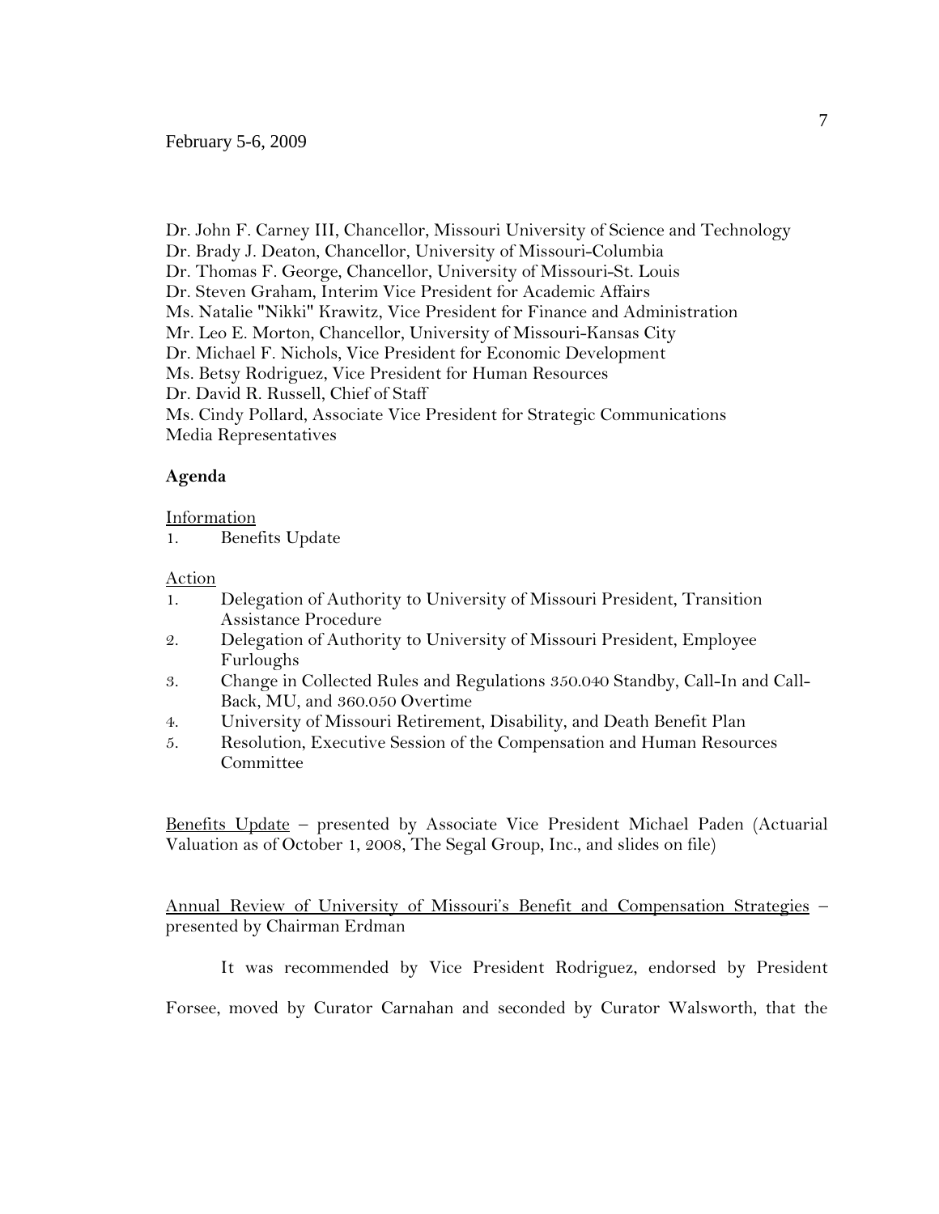Dr. John F. Carney III, Chancellor, Missouri University of Science and Technology
Dr. Brady J. Deaton, Chancellor, University of Missouri-Columbia
Dr. Thomas F. George, Chancellor, University of Missouri-St. Louis
Dr. Steven Graham, Interim Vice President for Academic Affairs
Ms. Natalie "Nikki" Krawitz, Vice President for Finance and Administration
Mr. Leo E. Morton, Chancellor, University of Missouri-Kansas City
Dr. Michael F. Nichols, Vice President for Economic Development
Ms. Betsy Rodriguez, Vice President for Human Resources
Dr. David R. Russell, Chief of Staff
Ms. Cindy Pollard, Associate Vice President for Strategic Communications
Media Representatives

**Agenda**

Information

1. Benefits Update

Action

1. Delegation of Authority to University of Missouri President, Transition Assistance Procedure
2. Delegation of Authority to University of Missouri President, Employee Furloughs
3. Change in Collected Rules and Regulations 350.040 Standby, Call-In and Call-Back, MU, and 360.050 Overtime
4. University of Missouri Retirement, Disability, and Death Benefit Plan
5. Resolution, Executive Session of the Compensation and Human Resources Committee

Benefits Update – presented by Associate Vice President Michael Paden (Actuarial Valuation as of October 1, 2008, The Segal Group, Inc., and slides on file)

Annual Review of University of Missouri's Benefit and Compensation Strategies – presented by Chairman Erdman

It was recommended by Vice President Rodriguez, endorsed by President Forsee, moved by Curator Carnahan and seconded by Curator Walsworth, that the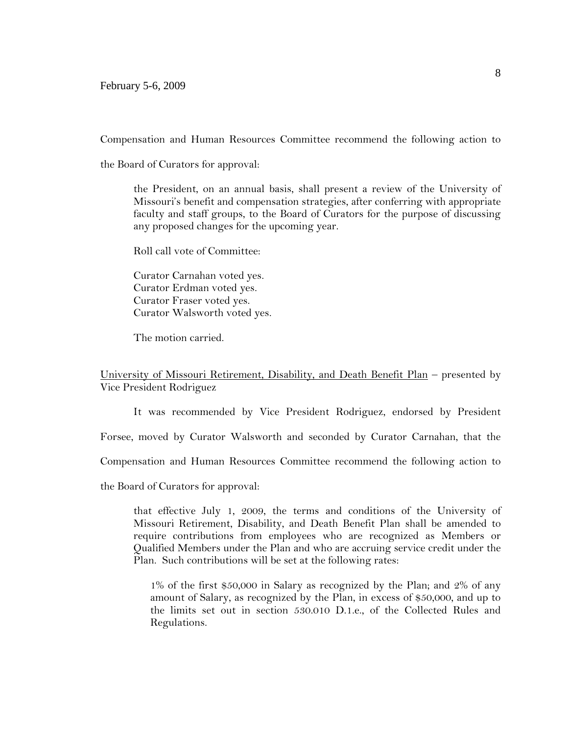Compensation and Human Resources Committee recommend the following action to the Board of Curators for approval:

> the President, on an annual basis, shall present a review of the University of Missouri's benefit and compensation strategies, after conferring with appropriate faculty and staff groups, to the Board of Curators for the purpose of discussing any proposed changes for the upcoming year.
>
> Roll call vote of Committee:
>
> Curator Carnahan voted yes.
> Curator Erdman voted yes.
> Curator Fraser voted yes.
> Curator Walsworth voted yes.
>
> The motion carried.

University of Missouri Retirement, Disability, and Death Benefit Plan – presented by Vice President Rodriguez

It was recommended by Vice President Rodriguez, endorsed by President Forsee, moved by Curator Walsworth and seconded by Curator Carnahan, that the Compensation and Human Resources Committee recommend the following action to the Board of Curators for approval:

> that effective July 1, 2009, the terms and conditions of the University of Missouri Retirement, Disability, and Death Benefit Plan shall be amended to require contributions from employees who are recognized as Members or Qualified Members under the Plan and who are accruing service credit under the Plan. Such contributions will be set at the following rates:
>
> > 1% of the first $50,000 in Salary as recognized by the Plan; and 2% of any amount of Salary, as recognized by the Plan, in excess of $50,000, and up to the limits set out in section 530.010 D.1.e., of the Collected Rules and Regulations.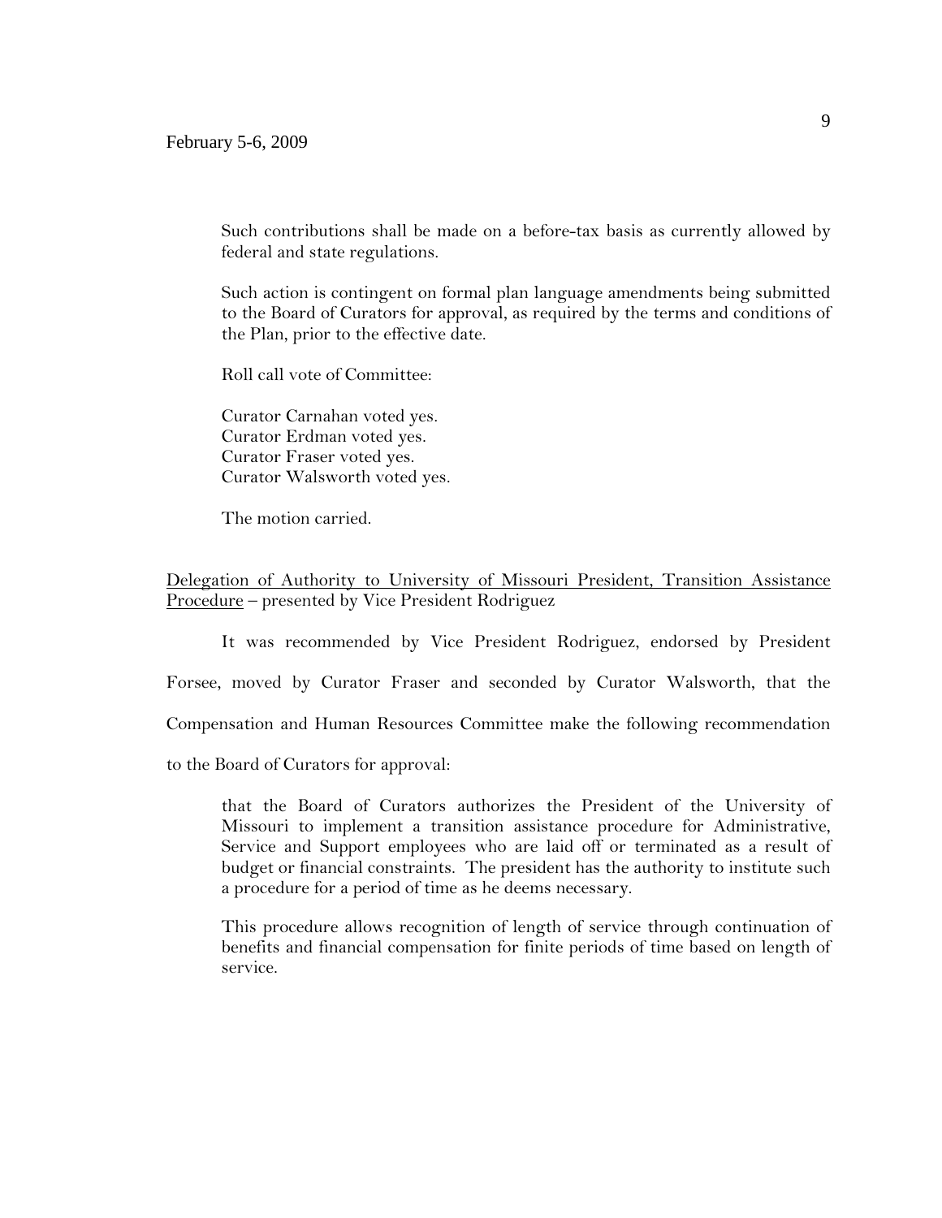Such contributions shall be made on a before-tax basis as currently allowed by federal and state regulations.

Such action is contingent on formal plan language amendments being submitted to the Board of Curators for approval, as required by the terms and conditions of the Plan, prior to the effective date.

Roll call vote of Committee:

Curator Carnahan voted yes.
Curator Erdman voted yes.
Curator Fraser voted yes.
Curator Walsworth voted yes.

The motion carried.

<u>Delegation of Authority to University of Missouri President, Transition Assistance Procedure</u> – presented by Vice President Rodriguez

It was recommended by Vice President Rodriguez, endorsed by President Forsee, moved by Curator Fraser and seconded by Curator Walsworth, that the Compensation and Human Resources Committee make the following recommendation to the Board of Curators for approval:

> that the Board of Curators authorizes the President of the University of Missouri to implement a transition assistance procedure for Administrative, Service and Support employees who are laid off or terminated as a result of budget or financial constraints. The president has the authority to institute such a procedure for a period of time as he deems necessary.
>
> This procedure allows recognition of length of service through continuation of benefits and financial compensation for finite periods of time based on length of service.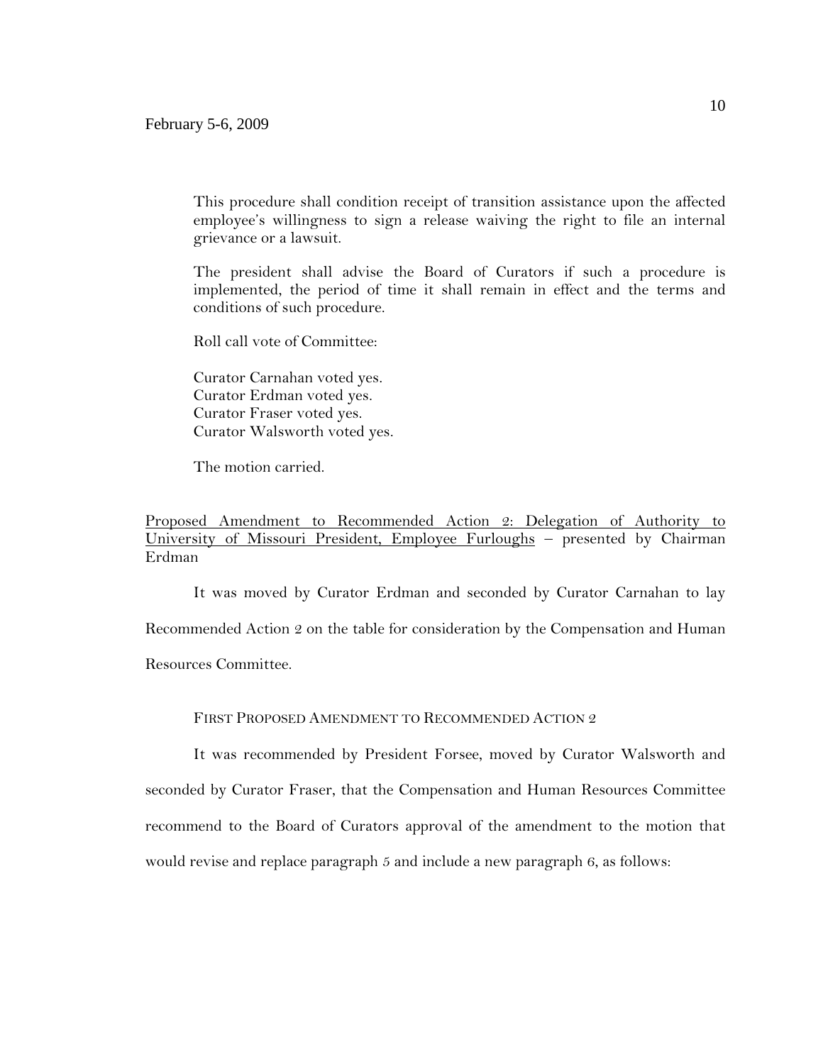This procedure shall condition receipt of transition assistance upon the affected employee's willingness to sign a release waiving the right to file an internal grievance or a lawsuit.

The president shall advise the Board of Curators if such a procedure is implemented, the period of time it shall remain in effect and the terms and conditions of such procedure.

Roll call vote of Committee:

Curator Carnahan voted yes.
Curator Erdman voted yes.
Curator Fraser voted yes.
Curator Walsworth voted yes.

The motion carried.

<u>Proposed Amendment to Recommended Action 2: Delegation of Authority to University of Missouri President, Employee Furloughs</u> – presented by Chairman Erdman

It was moved by Curator Erdman and seconded by Curator Carnahan to lay Recommended Action 2 on the table for consideration by the Compensation and Human Resources Committee.

FIRST PROPOSED AMENDMENT TO RECOMMENDED ACTION 2

It was recommended by President Forsee, moved by Curator Walsworth and seconded by Curator Fraser, that the Compensation and Human Resources Committee recommend to the Board of Curators approval of the amendment to the motion that would revise and replace paragraph 5 and include a new paragraph 6, as follows: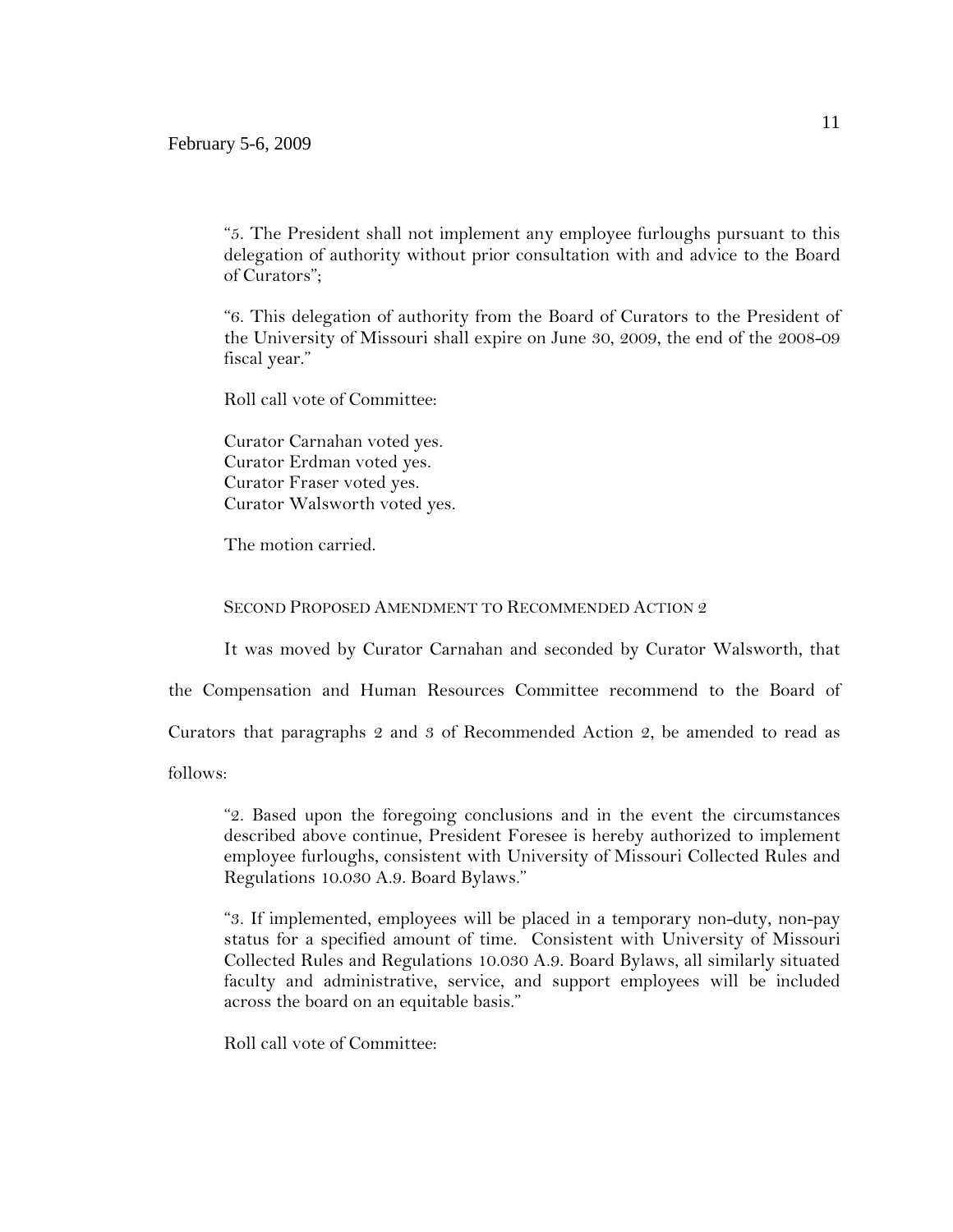"5. The President shall not implement any employee furloughs pursuant to this delegation of authority without prior consultation with and advice to the Board of Curators";

"6. This delegation of authority from the Board of Curators to the President of the University of Missouri shall expire on June 30, 2009, the end of the 2008-09 fiscal year."

Roll call vote of Committee:

Curator Carnahan voted yes.
Curator Erdman voted yes.
Curator Fraser voted yes.
Curator Walsworth voted yes.

The motion carried.

SECOND PROPOSED AMENDMENT TO RECOMMENDED ACTION 2

It was moved by Curator Carnahan and seconded by Curator Walsworth, that the Compensation and Human Resources Committee recommend to the Board of Curators that paragraphs 2 and 3 of Recommended Action 2, be amended to read as follows:

"2. Based upon the foregoing conclusions and in the event the circumstances described above continue, President Foresee is hereby authorized to implement employee furloughs, consistent with University of Missouri Collected Rules and Regulations 10.030 A.9. Board Bylaws."

"3. If implemented, employees will be placed in a temporary non-duty, non-pay status for a specified amount of time. Consistent with University of Missouri Collected Rules and Regulations 10.030 A.9. Board Bylaws, all similarly situated faculty and administrative, service, and support employees will be included across the board on an equitable basis."

Roll call vote of Committee: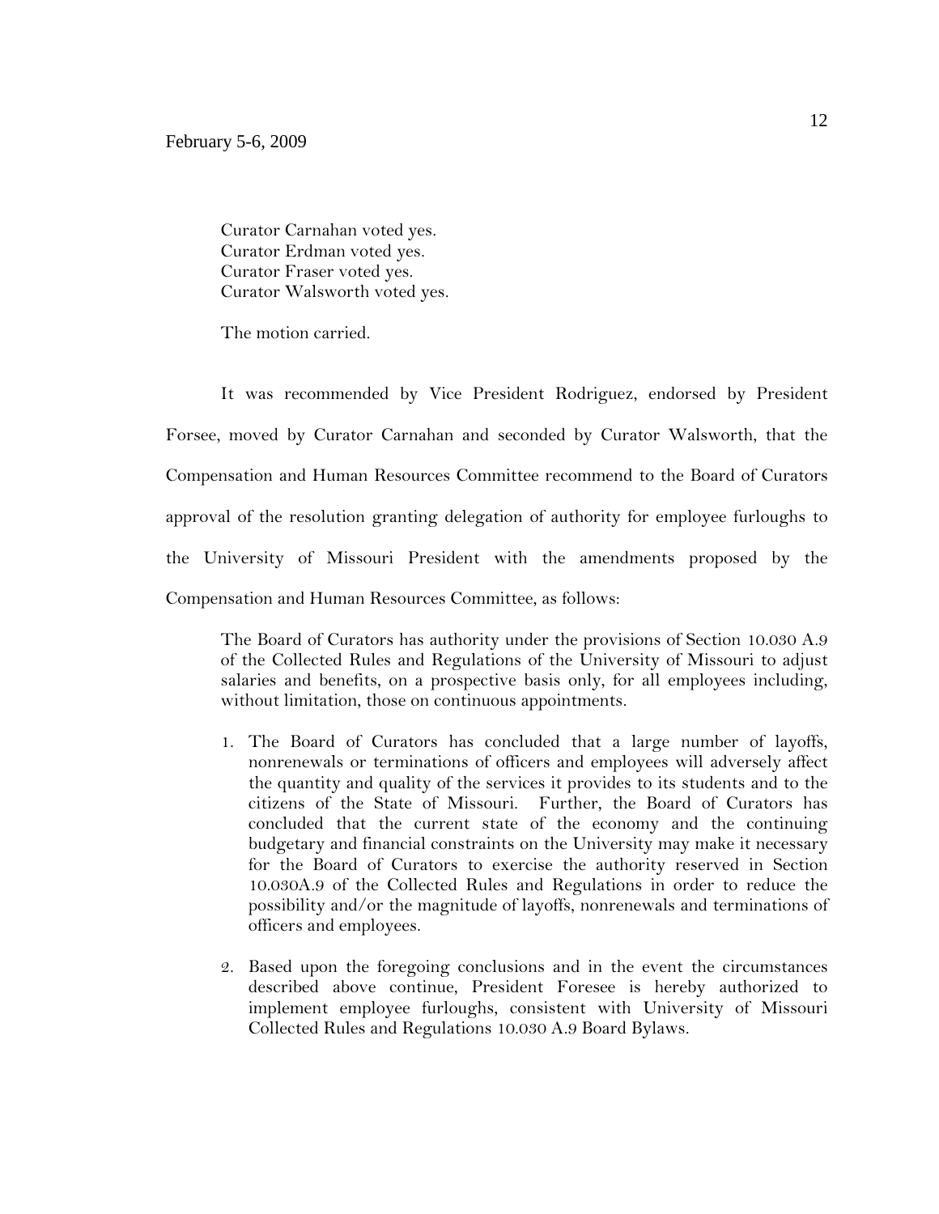February 5-6, 2009

Curator Carnahan voted yes.
Curator Erdman voted yes.
Curator Fraser voted yes.
Curator Walsworth voted yes.

The motion carried.

It was recommended by Vice President Rodriguez, endorsed by President Forsee, moved by Curator Carnahan and seconded by Curator Walsworth, that the Compensation and Human Resources Committee recommend to the Board of Curators approval of the resolution granting delegation of authority for employee furloughs to the University of Missouri President with the amendments proposed by the Compensation and Human Resources Committee, as follows:

> The Board of Curators has authority under the provisions of Section 10.030 A.9 of the Collected Rules and Regulations of the University of Missouri to adjust salaries and benefits, on a prospective basis only, for all employees including, without limitation, those on continuous appointments.
>
> 1. The Board of Curators has concluded that a large number of layoffs, nonrenewals or terminations of officers and employees will adversely affect the quantity and quality of the services it provides to its students and to the citizens of the State of Missouri. Further, the Board of Curators has concluded that the current state of the economy and the continuing budgetary and financial constraints on the University may make it necessary for the Board of Curators to exercise the authority reserved in Section 10.030A.9 of the Collected Rules and Regulations in order to reduce the possibility and/or the magnitude of layoffs, nonrenewals and terminations of officers and employees.
>
> 2. Based upon the foregoing conclusions and in the event the circumstances described above continue, President Foresee is hereby authorized to implement employee furloughs, consistent with University of Missouri Collected Rules and Regulations 10.030 A.9 Board Bylaws.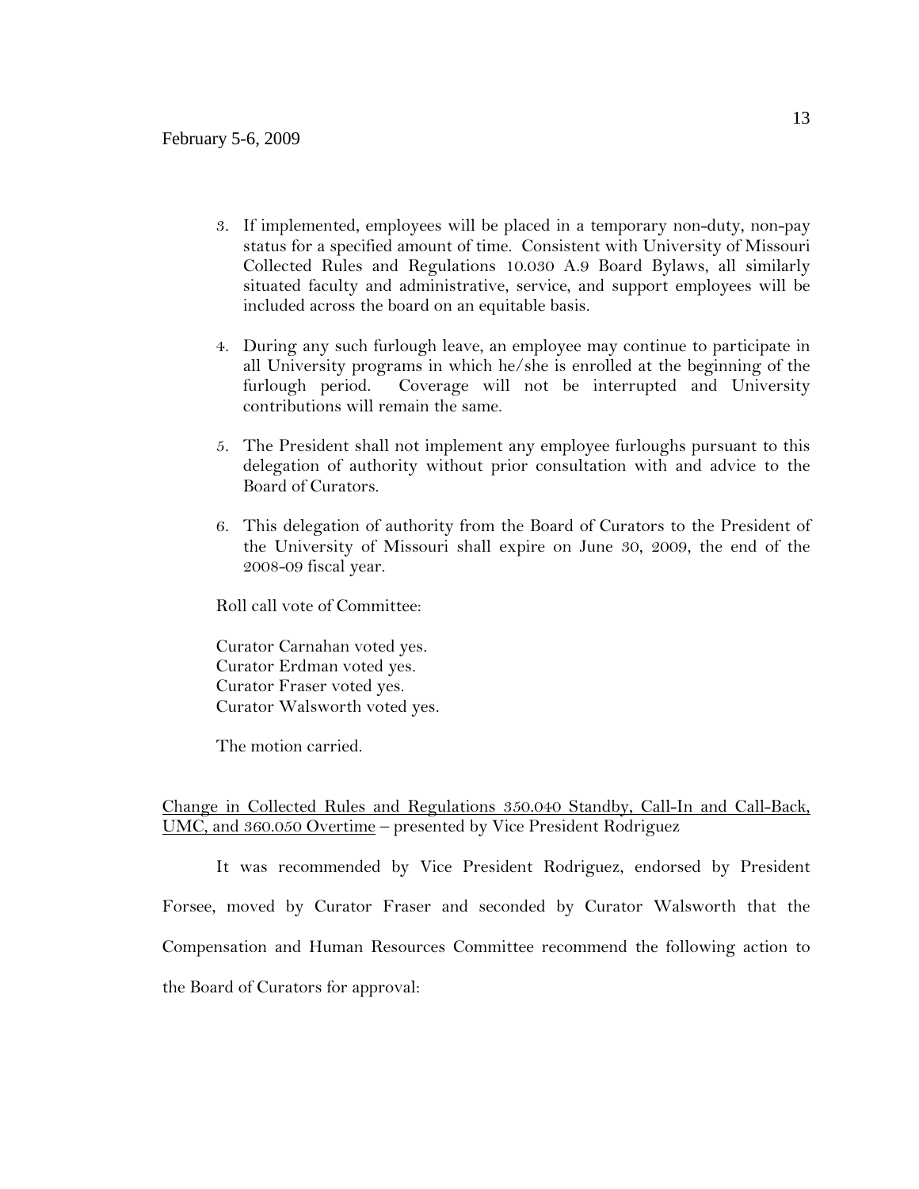3. If implemented, employees will be placed in a temporary non-duty, non-pay status for a specified amount of time. Consistent with University of Missouri Collected Rules and Regulations 10.030 A.9 Board Bylaws, all similarly situated faculty and administrative, service, and support employees will be included across the board on an equitable basis.

4. During any such furlough leave, an employee may continue to participate in all University programs in which he/she is enrolled at the beginning of the furlough period. Coverage will not be interrupted and University contributions will remain the same.

5. The President shall not implement any employee furloughs pursuant to this delegation of authority without prior consultation with and advice to the Board of Curators.

6. This delegation of authority from the Board of Curators to the President of the University of Missouri shall expire on June 30, 2009, the end of the 2008-09 fiscal year.

Roll call vote of Committee:

Curator Carnahan voted yes.
Curator Erdman voted yes.
Curator Fraser voted yes.
Curator Walsworth voted yes.

The motion carried.

<u>Change in Collected Rules and Regulations 350.040 Standby, Call-In and Call-Back, UMC, and 360.050 Overtime</u> – presented by Vice President Rodriguez

It was recommended by Vice President Rodriguez, endorsed by President Forsee, moved by Curator Fraser and seconded by Curator Walsworth that the Compensation and Human Resources Committee recommend the following action to the Board of Curators for approval: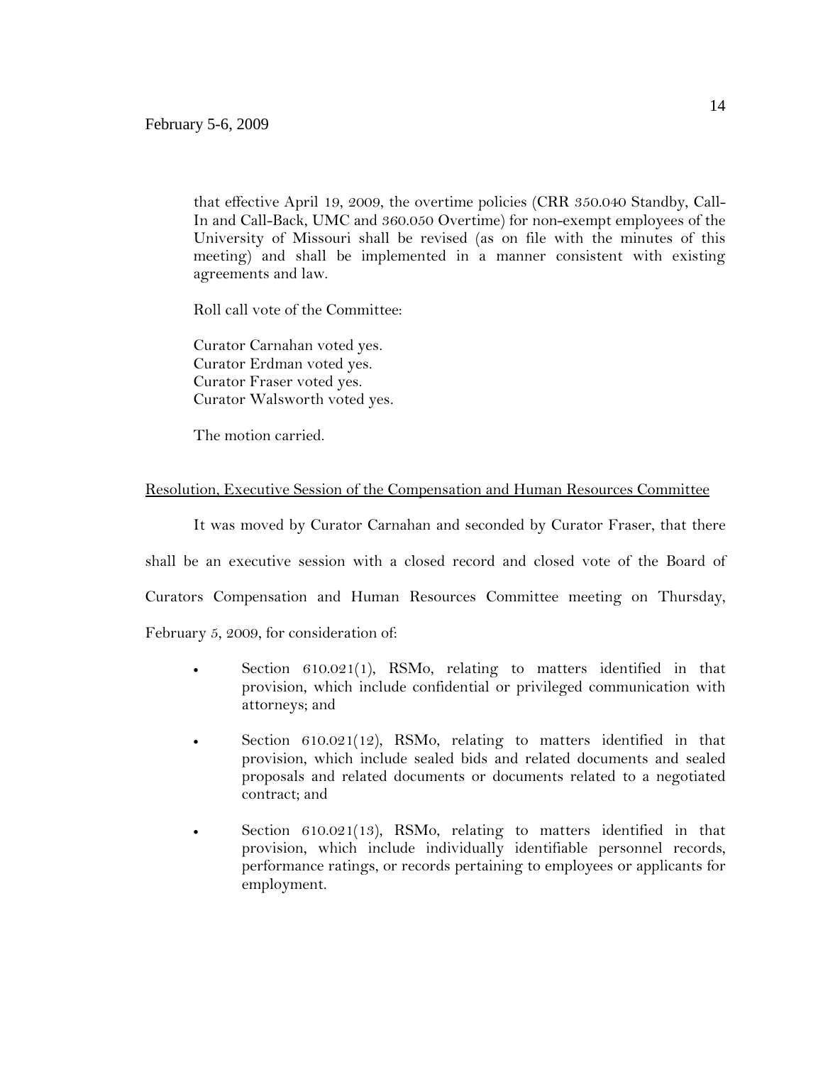that effective April 19, 2009, the overtime policies (CRR 350.040 Standby, Call-In and Call-Back, UMC and 360.050 Overtime) for non-exempt employees of the University of Missouri shall be revised (as on file with the minutes of this meeting) and shall be implemented in a manner consistent with existing agreements and law.

Roll call vote of the Committee:

Curator Carnahan voted yes.
Curator Erdman voted yes.
Curator Fraser voted yes.
Curator Walsworth voted yes.

The motion carried.

Resolution, Executive Session of the Compensation and Human Resources Committee

It was moved by Curator Carnahan and seconded by Curator Fraser, that there shall be an executive session with a closed record and closed vote of the Board of Curators Compensation and Human Resources Committee meeting on Thursday, February 5, 2009, for consideration of:

- Section 610.021(1), RSMo, relating to matters identified in that provision, which include confidential or privileged communication with attorneys; and

- Section 610.021(12), RSMo, relating to matters identified in that provision, which include sealed bids and related documents and sealed proposals and related documents or documents related to a negotiated contract; and

- Section 610.021(13), RSMo, relating to matters identified in that provision, which include individually identifiable personnel records, performance ratings, or records pertaining to employees or applicants for employment.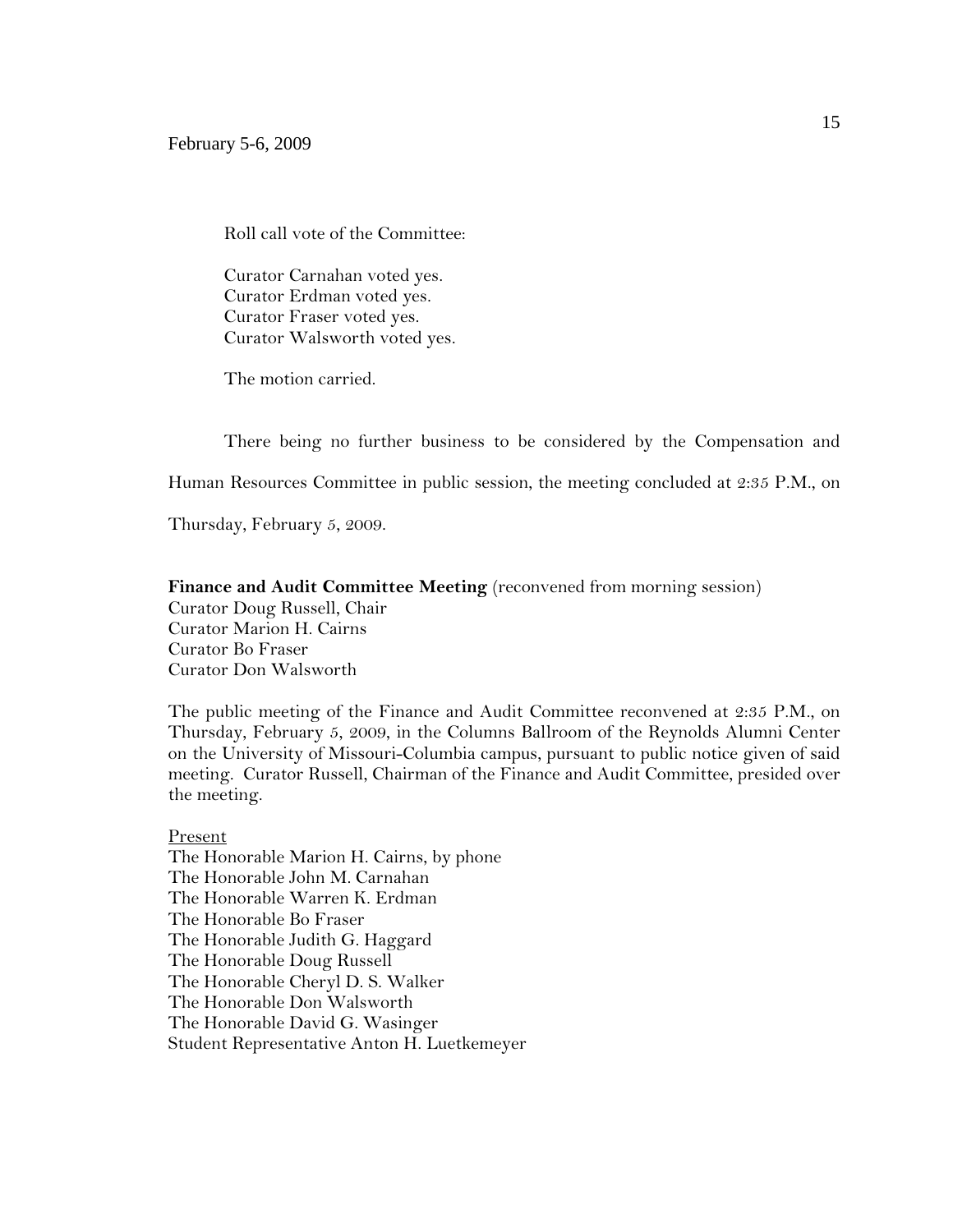Roll call vote of the Committee:

Curator Carnahan voted yes.
Curator Erdman voted yes.
Curator Fraser voted yes.
Curator Walsworth voted yes.

The motion carried.

There being no further business to be considered by the Compensation and Human Resources Committee in public session, the meeting concluded at 2:35 P.M., on Thursday, February 5, 2009.

**Finance and Audit Committee Meeting** (reconvened from morning session)
Curator Doug Russell, Chair
Curator Marion H. Cairns
Curator Bo Fraser
Curator Don Walsworth

The public meeting of the Finance and Audit Committee reconvened at 2:35 P.M., on Thursday, February 5, 2009, in the Columns Ballroom of the Reynolds Alumni Center on the University of Missouri-Columbia campus, pursuant to public notice given of said meeting. Curator Russell, Chairman of the Finance and Audit Committee, presided over the meeting.

<u>Present</u>
The Honorable Marion H. Cairns, by phone
The Honorable John M. Carnahan
The Honorable Warren K. Erdman
The Honorable Bo Fraser
The Honorable Judith G. Haggard
The Honorable Doug Russell
The Honorable Cheryl D. S. Walker
The Honorable Don Walsworth
The Honorable David G. Wasinger
Student Representative Anton H. Luetkemeyer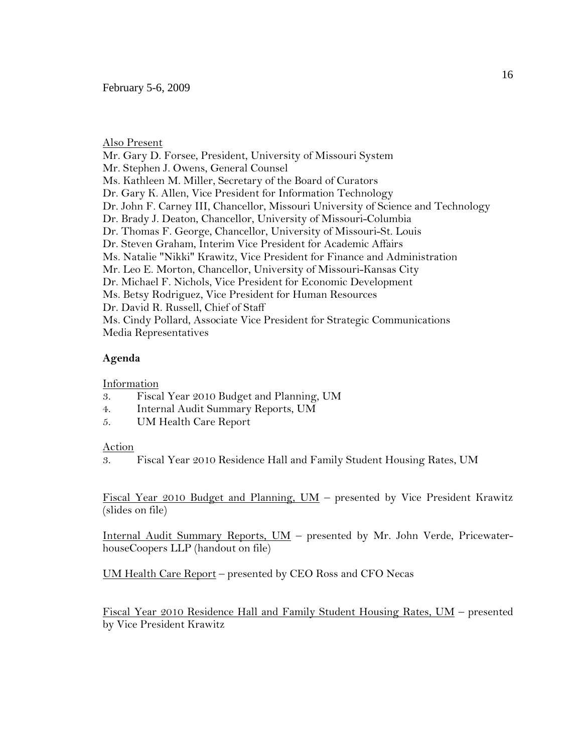Also Present

Mr. Gary D. Forsee, President, University of Missouri System
Mr. Stephen J. Owens, General Counsel
Ms. Kathleen M. Miller, Secretary of the Board of Curators
Dr. Gary K. Allen, Vice President for Information Technology
Dr. John F. Carney III, Chancellor, Missouri University of Science and Technology
Dr. Brady J. Deaton, Chancellor, University of Missouri-Columbia
Dr. Thomas F. George, Chancellor, University of Missouri-St. Louis
Dr. Steven Graham, Interim Vice President for Academic Affairs
Ms. Natalie "Nikki" Krawitz, Vice President for Finance and Administration
Mr. Leo E. Morton, Chancellor, University of Missouri-Kansas City
Dr. Michael F. Nichols, Vice President for Economic Development
Ms. Betsy Rodriguez, Vice President for Human Resources
Dr. David R. Russell, Chief of Staff
Ms. Cindy Pollard, Associate Vice President for Strategic Communications
Media Representatives

**Agenda**

Information

3. Fiscal Year 2010 Budget and Planning, UM
4. Internal Audit Summary Reports, UM
5. UM Health Care Report

Action

3. Fiscal Year 2010 Residence Hall and Family Student Housing Rates, UM

Fiscal Year 2010 Budget and Planning, UM – presented by Vice President Krawitz (slides on file)

Internal Audit Summary Reports, UM – presented by Mr. John Verde, PricewaterhouseCoopers LLP (handout on file)

UM Health Care Report – presented by CEO Ross and CFO Necas

Fiscal Year 2010 Residence Hall and Family Student Housing Rates, UM – presented by Vice President Krawitz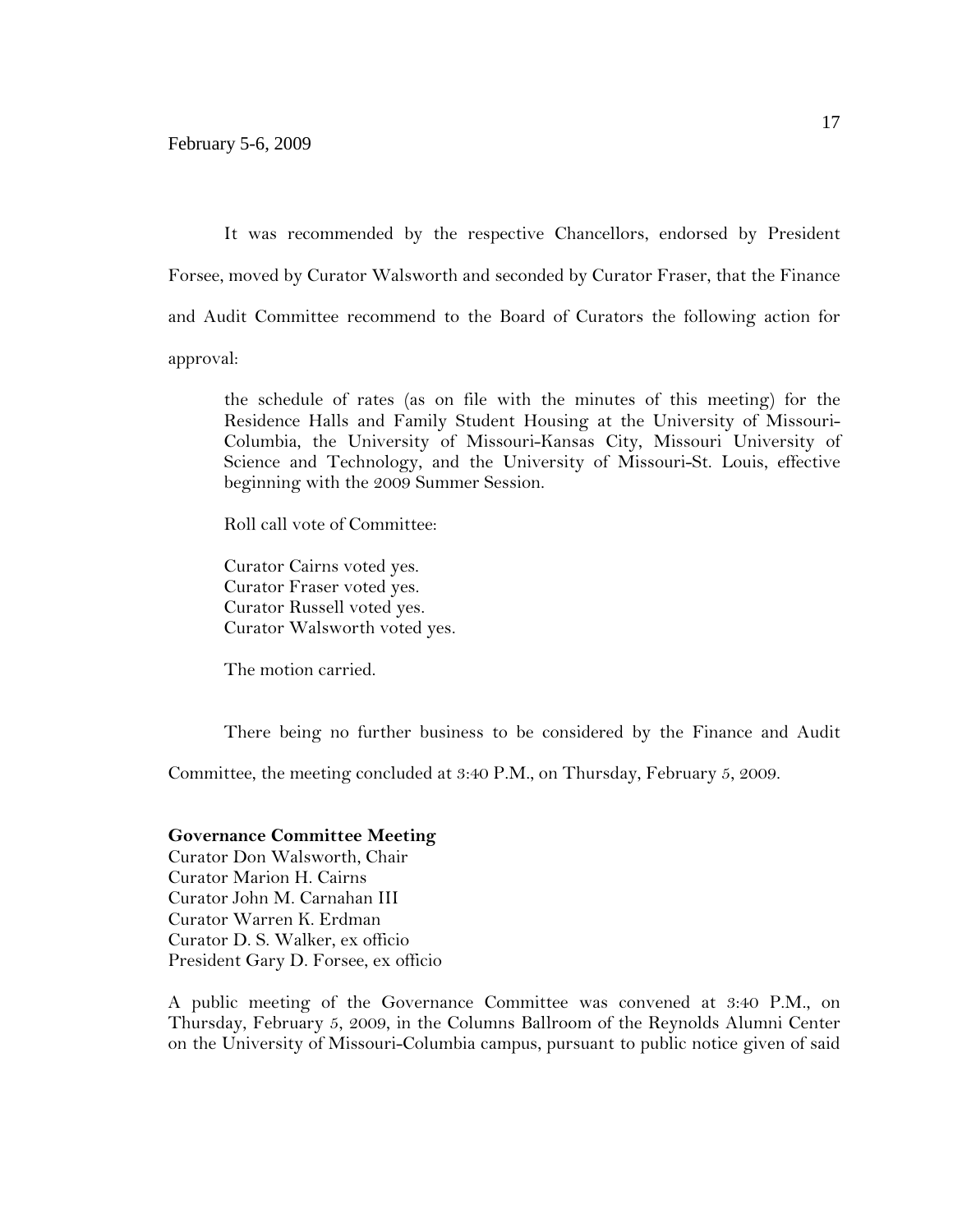It was recommended by the respective Chancellors, endorsed by President Forsee, moved by Curator Walsworth and seconded by Curator Fraser, that the Finance and Audit Committee recommend to the Board of Curators the following action for approval:

> the schedule of rates (as on file with the minutes of this meeting) for the Residence Halls and Family Student Housing at the University of Missouri-Columbia, the University of Missouri-Kansas City, Missouri University of Science and Technology, and the University of Missouri-St. Louis, effective beginning with the 2009 Summer Session.
>
> Roll call vote of Committee:
>
> Curator Cairns voted yes.
> Curator Fraser voted yes.
> Curator Russell voted yes.
> Curator Walsworth voted yes.
>
> The motion carried.

There being no further business to be considered by the Finance and Audit Committee, the meeting concluded at 3:40 P.M., on Thursday, February 5, 2009.

**Governance Committee Meeting**
Curator Don Walsworth, Chair
Curator Marion H. Cairns
Curator John M. Carnahan III
Curator Warren K. Erdman
Curator D. S. Walker, ex officio
President Gary D. Forsee, ex officio

A public meeting of the Governance Committee was convened at 3:40 P.M., on Thursday, February 5, 2009, in the Columns Ballroom of the Reynolds Alumni Center on the University of Missouri-Columbia campus, pursuant to public notice given of said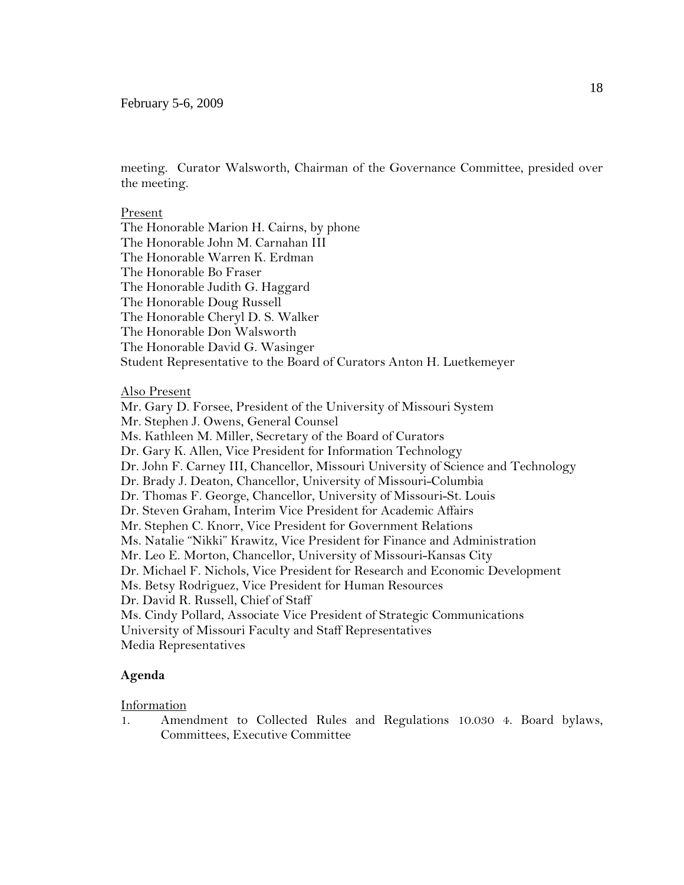meeting. Curator Walsworth, Chairman of the Governance Committee, presided over the meeting.

Present

The Honorable Marion H. Cairns, by phone
The Honorable John M. Carnahan III
The Honorable Warren K. Erdman
The Honorable Bo Fraser
The Honorable Judith G. Haggard
The Honorable Doug Russell
The Honorable Cheryl D. S. Walker
The Honorable Don Walsworth
The Honorable David G. Wasinger
Student Representative to the Board of Curators Anton H. Luetkemeyer

Also Present

Mr. Gary D. Forsee, President of the University of Missouri System
Mr. Stephen J. Owens, General Counsel
Ms. Kathleen M. Miller, Secretary of the Board of Curators
Dr. Gary K. Allen, Vice President for Information Technology
Dr. John F. Carney III, Chancellor, Missouri University of Science and Technology
Dr. Brady J. Deaton, Chancellor, University of Missouri-Columbia
Dr. Thomas F. George, Chancellor, University of Missouri-St. Louis
Dr. Steven Graham, Interim Vice President for Academic Affairs
Mr. Stephen C. Knorr, Vice President for Government Relations
Ms. Natalie "Nikki" Krawitz, Vice President for Finance and Administration
Mr. Leo E. Morton, Chancellor, University of Missouri-Kansas City
Dr. Michael F. Nichols, Vice President for Research and Economic Development
Ms. Betsy Rodriguez, Vice President for Human Resources
Dr. David R. Russell, Chief of Staff
Ms. Cindy Pollard, Associate Vice President of Strategic Communications
University of Missouri Faculty and Staff Representatives
Media Representatives

**Agenda**

Information

1. Amendment to Collected Rules and Regulations 10.030 4. Board bylaws, Committees, Executive Committee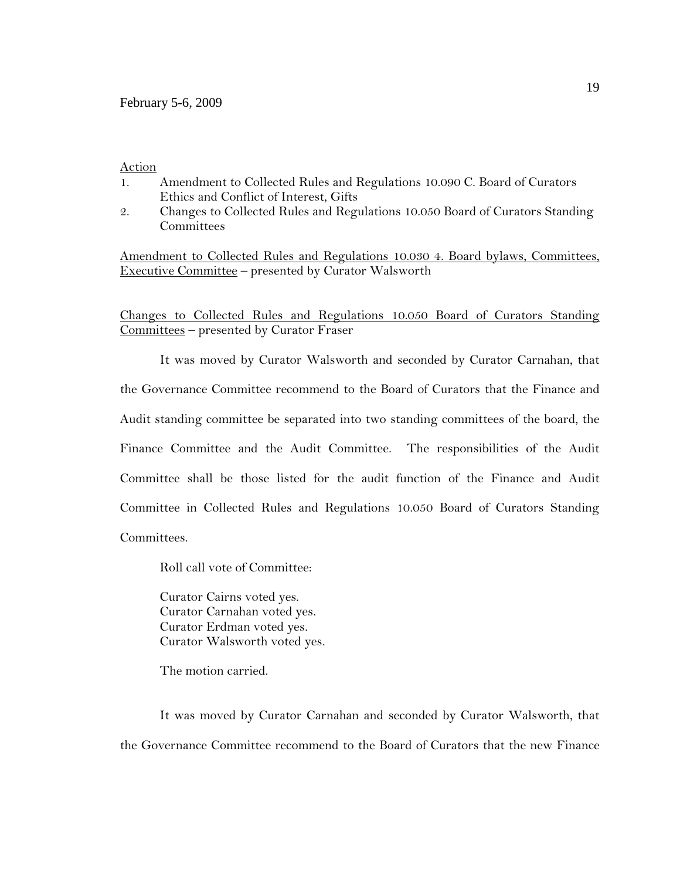February 5-6, 2009

Action

1. Amendment to Collected Rules and Regulations 10.090 C. Board of Curators Ethics and Conflict of Interest, Gifts
2. Changes to Collected Rules and Regulations 10.050 Board of Curators Standing Committees

Amendment to Collected Rules and Regulations 10.030 4. Board bylaws, Committees, Executive Committee – presented by Curator Walsworth

Changes to Collected Rules and Regulations 10.050 Board of Curators Standing Committees – presented by Curator Fraser

It was moved by Curator Walsworth and seconded by Curator Carnahan, that the Governance Committee recommend to the Board of Curators that the Finance and Audit standing committee be separated into two standing committees of the board, the Finance Committee and the Audit Committee. The responsibilities of the Audit Committee shall be those listed for the audit function of the Finance and Audit Committee in Collected Rules and Regulations 10.050 Board of Curators Standing Committees.

Roll call vote of Committee:

Curator Cairns voted yes.
Curator Carnahan voted yes.
Curator Erdman voted yes.
Curator Walsworth voted yes.

The motion carried.

It was moved by Curator Carnahan and seconded by Curator Walsworth, that the Governance Committee recommend to the Board of Curators that the new Finance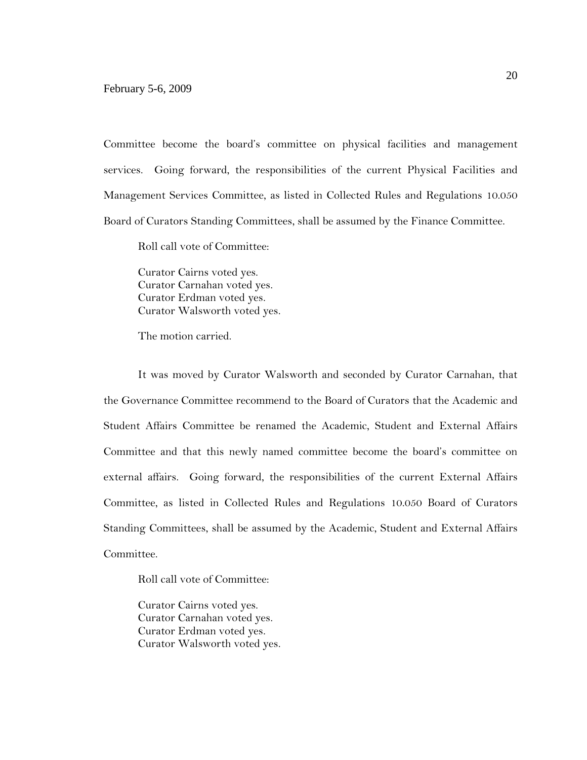Committee become the board's committee on physical facilities and management services. Going forward, the responsibilities of the current Physical Facilities and Management Services Committee, as listed in Collected Rules and Regulations 10.050 Board of Curators Standing Committees, shall be assumed by the Finance Committee.

Roll call vote of Committee:

Curator Cairns voted yes.
Curator Carnahan voted yes.
Curator Erdman voted yes.
Curator Walsworth voted yes.

The motion carried.

It was moved by Curator Walsworth and seconded by Curator Carnahan, that the Governance Committee recommend to the Board of Curators that the Academic and Student Affairs Committee be renamed the Academic, Student and External Affairs Committee and that this newly named committee become the board's committee on external affairs. Going forward, the responsibilities of the current External Affairs Committee, as listed in Collected Rules and Regulations 10.050 Board of Curators Standing Committees, shall be assumed by the Academic, Student and External Affairs Committee.

Roll call vote of Committee:

Curator Cairns voted yes.
Curator Carnahan voted yes.
Curator Erdman voted yes.
Curator Walsworth voted yes.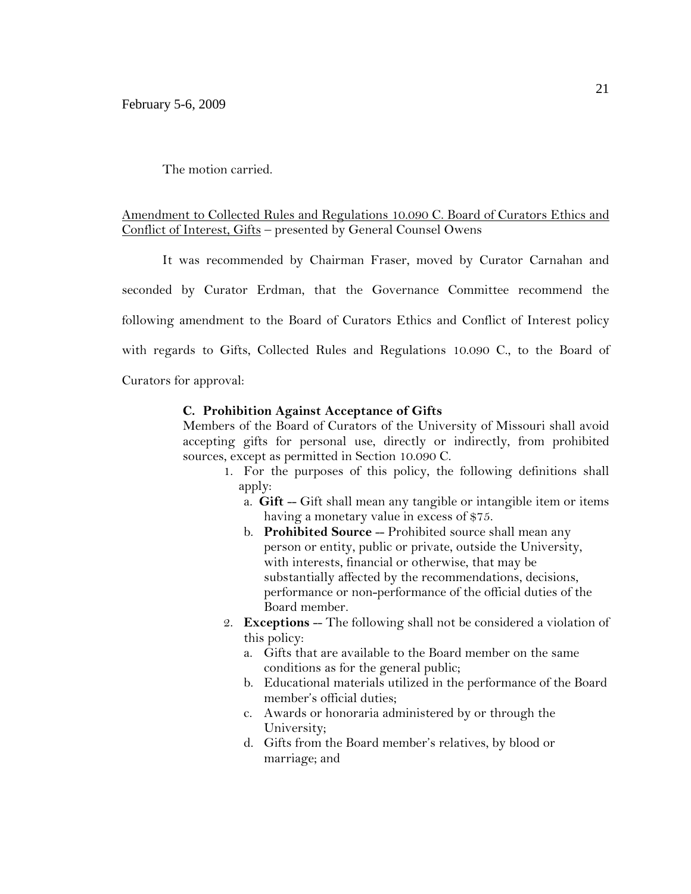The motion carried.

Amendment to Collected Rules and Regulations 10.090 C. Board of Curators Ethics and Conflict of Interest, Gifts – presented by General Counsel Owens

It was recommended by Chairman Fraser, moved by Curator Carnahan and seconded by Curator Erdman, that the Governance Committee recommend the following amendment to the Board of Curators Ethics and Conflict of Interest policy with regards to Gifts, Collected Rules and Regulations 10.090 C., to the Board of Curators for approval:

> **C. Prohibition Against Acceptance of Gifts**
>
> Members of the Board of Curators of the University of Missouri shall avoid accepting gifts for personal use, directly or indirectly, from prohibited sources, except as permitted in Section 10.090 C.
>
> 1. For the purposes of this policy, the following definitions shall apply:
>    a. **Gift** -- Gift shall mean any tangible or intangible item or items having a monetary value in excess of $75.
>    b. **Prohibited Source** -- Prohibited source shall mean any person or entity, public or private, outside the University, with interests, financial or otherwise, that may be substantially affected by the recommendations, decisions, performance or non-performance of the official duties of the Board member.
> 2. **Exceptions** -- The following shall not be considered a violation of this policy:
>    a. Gifts that are available to the Board member on the same conditions as for the general public;
>    b. Educational materials utilized in the performance of the Board member's official duties;
>    c. Awards or honoraria administered by or through the University;
>    d. Gifts from the Board member's relatives, by blood or marriage; and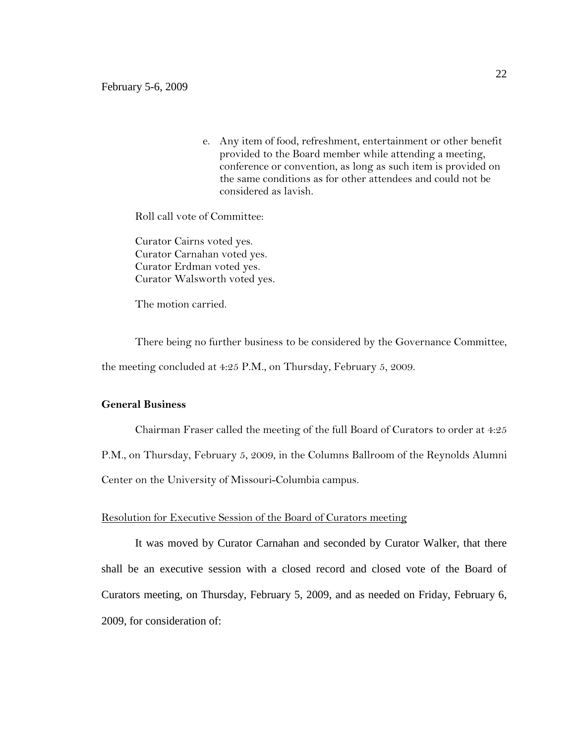e. Any item of food, refreshment, entertainment or other benefit provided to the Board member while attending a meeting, conference or convention, as long as such item is provided on the same conditions as for other attendees and could not be considered as lavish.

Roll call vote of Committee:

Curator Cairns voted yes.
Curator Carnahan voted yes.
Curator Erdman voted yes.
Curator Walsworth voted yes.

The motion carried.

There being no further business to be considered by the Governance Committee, the meeting concluded at 4:25 P.M., on Thursday, February 5, 2009.

**General Business**

Chairman Fraser called the meeting of the full Board of Curators to order at 4:25 P.M., on Thursday, February 5, 2009, in the Columns Ballroom of the Reynolds Alumni Center on the University of Missouri-Columbia campus.

Resolution for Executive Session of the Board of Curators meeting

It was moved by Curator Carnahan and seconded by Curator Walker, that there shall be an executive session with a closed record and closed vote of the Board of Curators meeting, on Thursday, February 5, 2009, and as needed on Friday, February 6, 2009, for consideration of: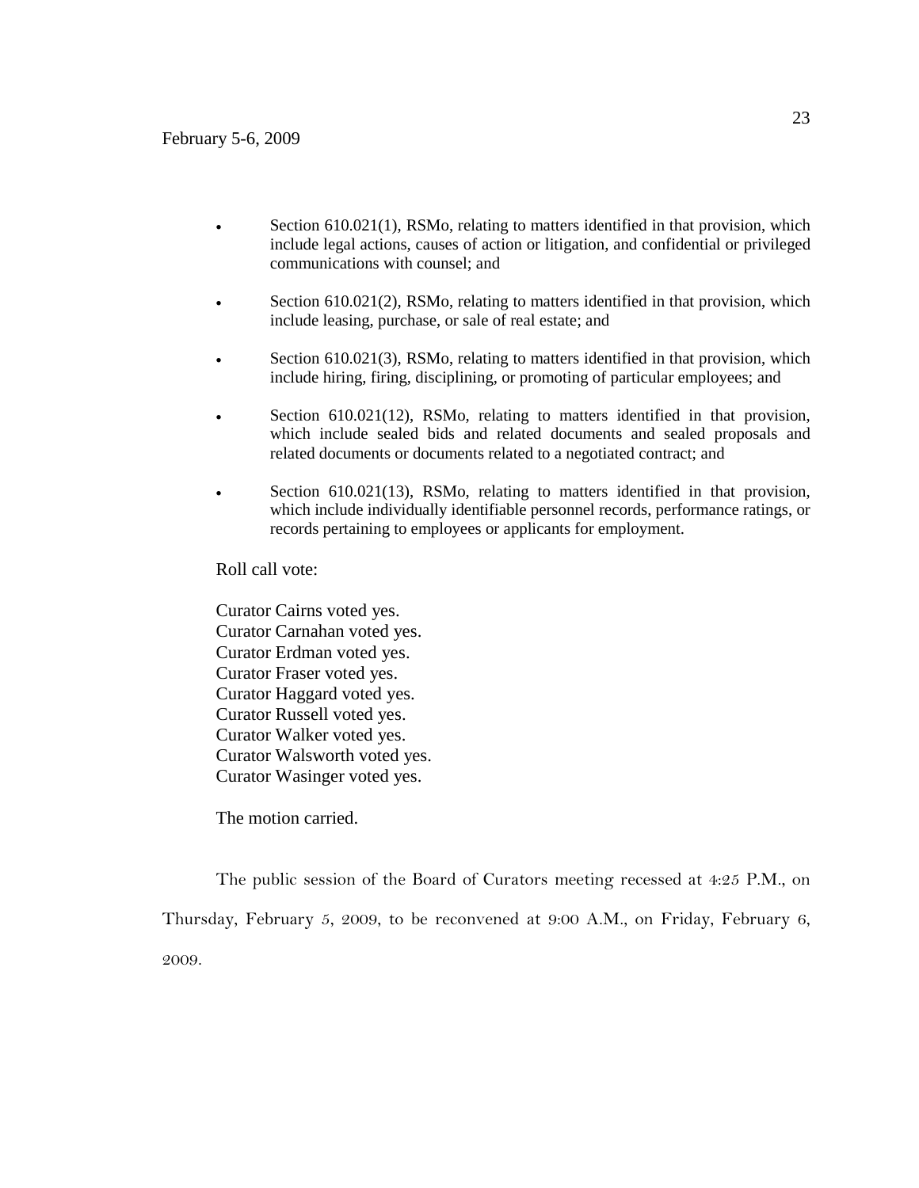- Section 610.021(1), RSMo, relating to matters identified in that provision, which include legal actions, causes of action or litigation, and confidential or privileged communications with counsel; and

- Section 610.021(2), RSMo, relating to matters identified in that provision, which include leasing, purchase, or sale of real estate; and

- Section 610.021(3), RSMo, relating to matters identified in that provision, which include hiring, firing, disciplining, or promoting of particular employees; and

- Section 610.021(12), RSMo, relating to matters identified in that provision, which include sealed bids and related documents and sealed proposals and related documents or documents related to a negotiated contract; and

- Section 610.021(13), RSMo, relating to matters identified in that provision, which include individually identifiable personnel records, performance ratings, or records pertaining to employees or applicants for employment.

Roll call vote:

Curator Cairns voted yes.
Curator Carnahan voted yes.
Curator Erdman voted yes.
Curator Fraser voted yes.
Curator Haggard voted yes.
Curator Russell voted yes.
Curator Walker voted yes.
Curator Walsworth voted yes.
Curator Wasinger voted yes.

The motion carried.

The public session of the Board of Curators meeting recessed at 4:25 P.M., on Thursday, February 5, 2009, to be reconvened at 9:00 A.M., on Friday, February 6, 2009.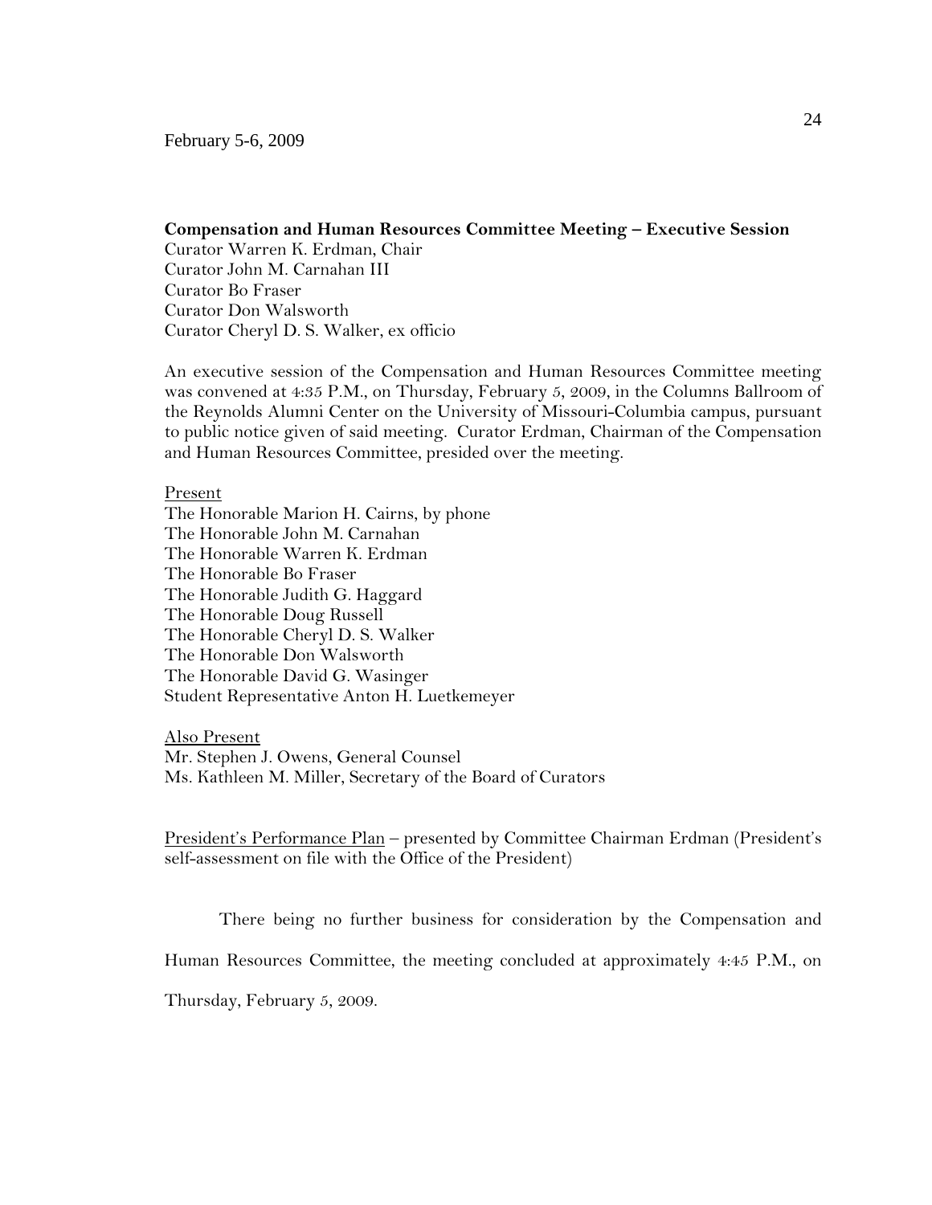February 5-6, 2009

**Compensation and Human Resources Committee Meeting – Executive Session**
Curator Warren K. Erdman, Chair
Curator John M. Carnahan III
Curator Bo Fraser
Curator Don Walsworth
Curator Cheryl D. S. Walker, ex officio

An executive session of the Compensation and Human Resources Committee meeting was convened at 4:35 P.M., on Thursday, February 5, 2009, in the Columns Ballroom of the Reynolds Alumni Center on the University of Missouri-Columbia campus, pursuant to public notice given of said meeting. Curator Erdman, Chairman of the Compensation and Human Resources Committee, presided over the meeting.

Present
The Honorable Marion H. Cairns, by phone
The Honorable John M. Carnahan
The Honorable Warren K. Erdman
The Honorable Bo Fraser
The Honorable Judith G. Haggard
The Honorable Doug Russell
The Honorable Cheryl D. S. Walker
The Honorable Don Walsworth
The Honorable David G. Wasinger
Student Representative Anton H. Luetkemeyer

Also Present
Mr. Stephen J. Owens, General Counsel
Ms. Kathleen M. Miller, Secretary of the Board of Curators

President's Performance Plan – presented by Committee Chairman Erdman (President's self-assessment on file with the Office of the President)

There being no further business for consideration by the Compensation and Human Resources Committee, the meeting concluded at approximately 4:45 P.M., on Thursday, February 5, 2009.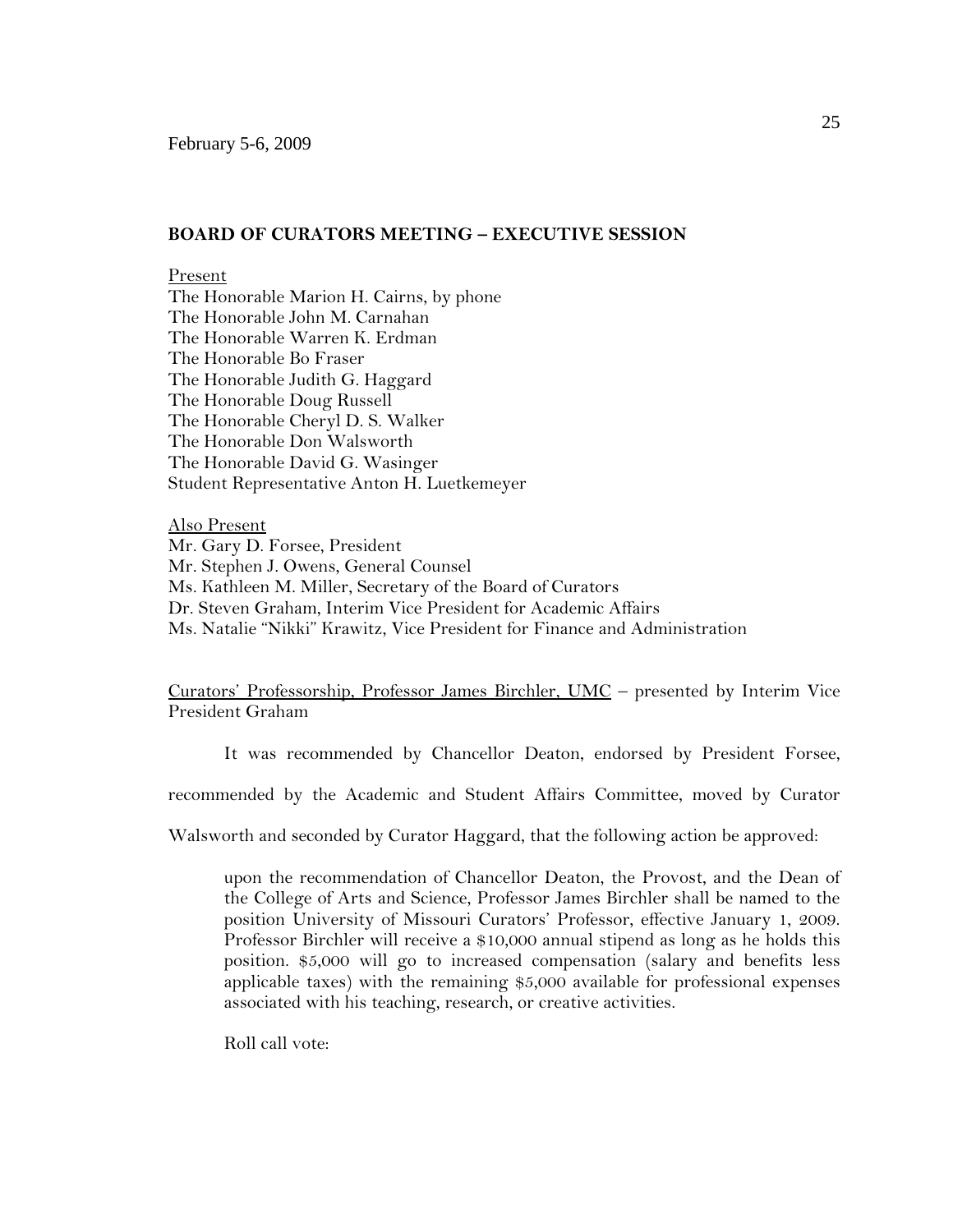February 5-6, 2009

**BOARD OF CURATORS MEETING – EXECUTIVE SESSION**

Present
The Honorable Marion H. Cairns, by phone
The Honorable John M. Carnahan
The Honorable Warren K. Erdman
The Honorable Bo Fraser
The Honorable Judith G. Haggard
The Honorable Doug Russell
The Honorable Cheryl D. S. Walker
The Honorable Don Walsworth
The Honorable David G. Wasinger
Student Representative Anton H. Luetkemeyer

Also Present
Mr. Gary D. Forsee, President
Mr. Stephen J. Owens, General Counsel
Ms. Kathleen M. Miller, Secretary of the Board of Curators
Dr. Steven Graham, Interim Vice President for Academic Affairs
Ms. Natalie "Nikki" Krawitz, Vice President for Finance and Administration

Curators' Professorship, Professor James Birchler, UMC – presented by Interim Vice President Graham

It was recommended by Chancellor Deaton, endorsed by President Forsee, recommended by the Academic and Student Affairs Committee, moved by Curator Walsworth and seconded by Curator Haggard, that the following action be approved:

> upon the recommendation of Chancellor Deaton, the Provost, and the Dean of the College of Arts and Science, Professor James Birchler shall be named to the position University of Missouri Curators' Professor, effective January 1, 2009. Professor Birchler will receive a $10,000 annual stipend as long as he holds this position. $5,000 will go to increased compensation (salary and benefits less applicable taxes) with the remaining $5,000 available for professional expenses associated with his teaching, research, or creative activities.

Roll call vote: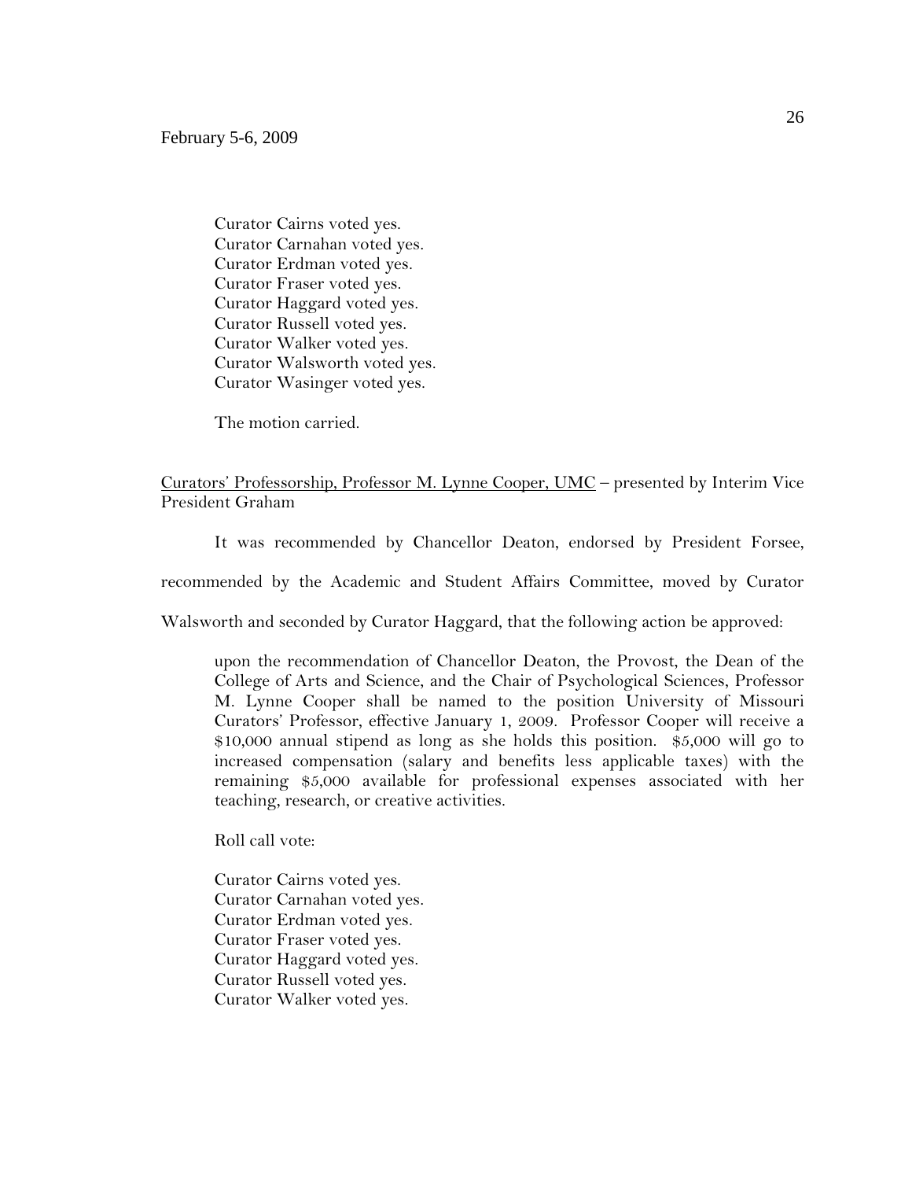Curator Cairns voted yes.
Curator Carnahan voted yes.
Curator Erdman voted yes.
Curator Fraser voted yes.
Curator Haggard voted yes.
Curator Russell voted yes.
Curator Walker voted yes.
Curator Walsworth voted yes.
Curator Wasinger voted yes.

The motion carried.

Curators' Professorship, Professor M. Lynne Cooper, UMC – presented by Interim Vice President Graham

It was recommended by Chancellor Deaton, endorsed by President Forsee, recommended by the Academic and Student Affairs Committee, moved by Curator Walsworth and seconded by Curator Haggard, that the following action be approved:

> upon the recommendation of Chancellor Deaton, the Provost, the Dean of the College of Arts and Science, and the Chair of Psychological Sciences, Professor M. Lynne Cooper shall be named to the position University of Missouri Curators' Professor, effective January 1, 2009. Professor Cooper will receive a $10,000 annual stipend as long as she holds this position. $5,000 will go to increased compensation (salary and benefits less applicable taxes) with the remaining $5,000 available for professional expenses associated with her teaching, research, or creative activities.

Roll call vote:

Curator Cairns voted yes.
Curator Carnahan voted yes.
Curator Erdman voted yes.
Curator Fraser voted yes.
Curator Haggard voted yes.
Curator Russell voted yes.
Curator Walker voted yes.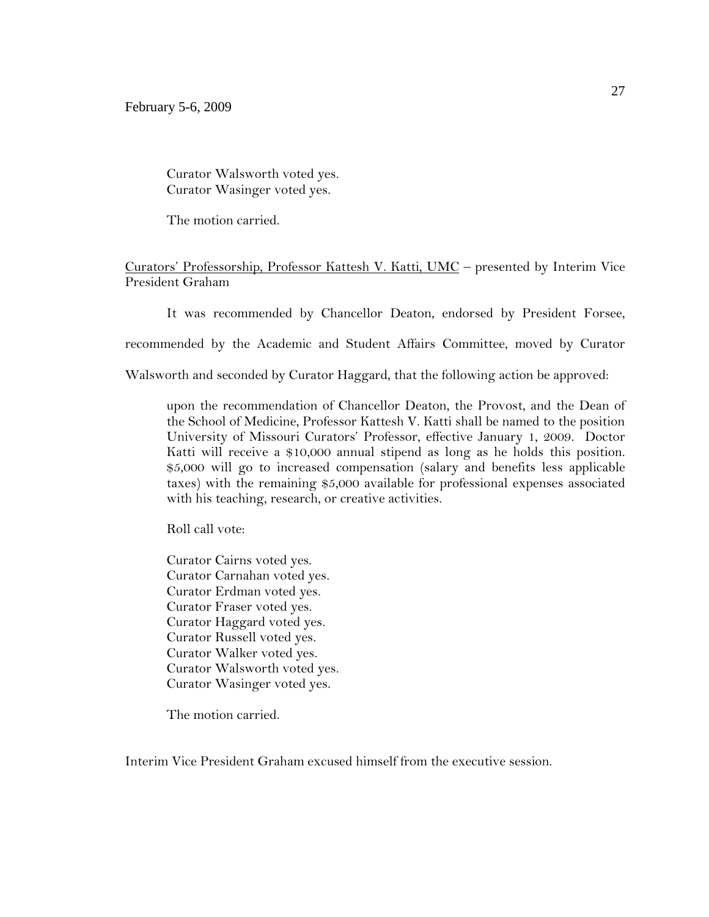Curator Walsworth voted yes.
Curator Wasinger voted yes.

The motion carried.

<u>Curators' Professorship, Professor Kattesh V. Katti, UMC</u> – presented by Interim Vice President Graham

It was recommended by Chancellor Deaton, endorsed by President Forsee, recommended by the Academic and Student Affairs Committee, moved by Curator Walsworth and seconded by Curator Haggard, that the following action be approved:

> upon the recommendation of Chancellor Deaton, the Provost, and the Dean of the School of Medicine, Professor Kattesh V. Katti shall be named to the position University of Missouri Curators' Professor, effective January 1, 2009. Doctor Katti will receive a $10,000 annual stipend as long as he holds this position. $5,000 will go to increased compensation (salary and benefits less applicable taxes) with the remaining $5,000 available for professional expenses associated with his teaching, research, or creative activities.

Roll call vote:

Curator Cairns voted yes.
Curator Carnahan voted yes.
Curator Erdman voted yes.
Curator Fraser voted yes.
Curator Haggard voted yes.
Curator Russell voted yes.
Curator Walker voted yes.
Curator Walsworth voted yes.
Curator Wasinger voted yes.

The motion carried.

Interim Vice President Graham excused himself from the executive session.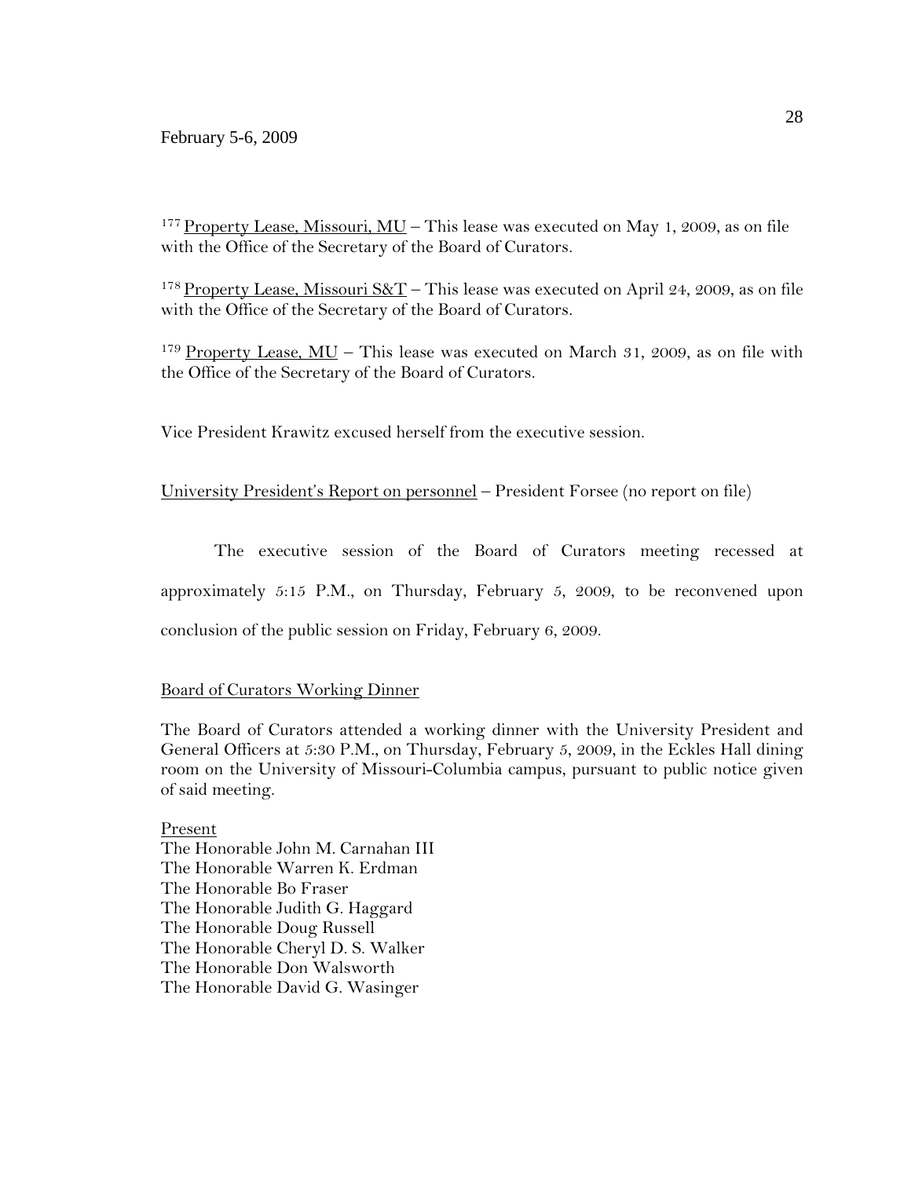[177] Property Lease, Missouri, MU – This lease was executed on May 1, 2009, as on file with the Office of the Secretary of the Board of Curators.

[178] Property Lease, Missouri S&T – This lease was executed on April 24, 2009, as on file with the Office of the Secretary of the Board of Curators.

[179] Property Lease, MU – This lease was executed on March 31, 2009, as on file with the Office of the Secretary of the Board of Curators.

Vice President Krawitz excused herself from the executive session.

University President's Report on personnel – President Forsee (no report on file)

The executive session of the Board of Curators meeting recessed at approximately 5:15 P.M., on Thursday, February 5, 2009, to be reconvened upon conclusion of the public session on Friday, February 6, 2009.

Board of Curators Working Dinner

The Board of Curators attended a working dinner with the University President and General Officers at 5:30 P.M., on Thursday, February 5, 2009, in the Eckles Hall dining room on the University of Missouri-Columbia campus, pursuant to public notice given of said meeting.

Present
The Honorable John M. Carnahan III
The Honorable Warren K. Erdman
The Honorable Bo Fraser
The Honorable Judith G. Haggard
The Honorable Doug Russell
The Honorable Cheryl D. S. Walker
The Honorable Don Walsworth
The Honorable David G. Wasinger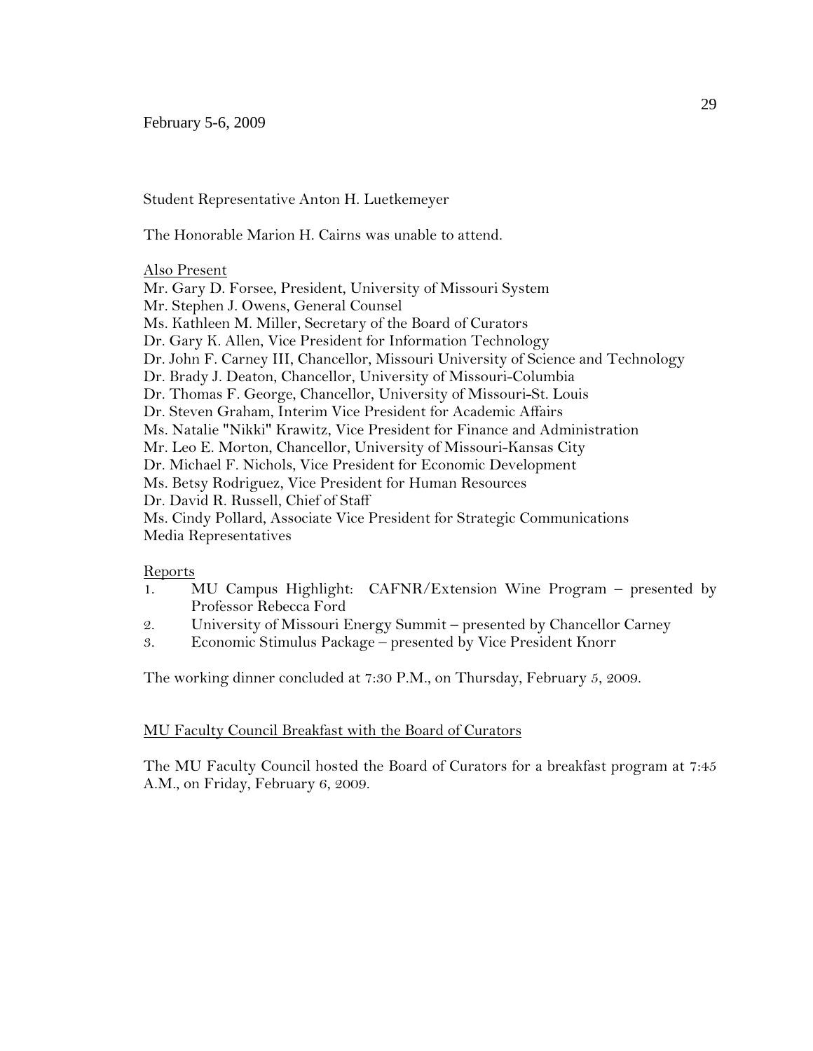Student Representative Anton H. Luetkemeyer

The Honorable Marion H. Cairns was unable to attend.

Also Present

Mr. Gary D. Forsee, President, University of Missouri System  
Mr. Stephen J. Owens, General Counsel  
Ms. Kathleen M. Miller, Secretary of the Board of Curators  
Dr. Gary K. Allen, Vice President for Information Technology  
Dr. John F. Carney III, Chancellor, Missouri University of Science and Technology  
Dr. Brady J. Deaton, Chancellor, University of Missouri-Columbia  
Dr. Thomas F. George, Chancellor, University of Missouri-St. Louis  
Dr. Steven Graham, Interim Vice President for Academic Affairs  
Ms. Natalie "Nikki" Krawitz, Vice President for Finance and Administration  
Mr. Leo E. Morton, Chancellor, University of Missouri-Kansas City  
Dr. Michael F. Nichols, Vice President for Economic Development  
Ms. Betsy Rodriguez, Vice President for Human Resources  
Dr. David R. Russell, Chief of Staff  
Ms. Cindy Pollard, Associate Vice President for Strategic Communications  
Media Representatives

Reports

1. MU Campus Highlight: CAFNR/Extension Wine Program – presented by Professor Rebecca Ford
2. University of Missouri Energy Summit – presented by Chancellor Carney
3. Economic Stimulus Package – presented by Vice President Knorr

The working dinner concluded at 7:30 P.M., on Thursday, February 5, 2009.

MU Faculty Council Breakfast with the Board of Curators

The MU Faculty Council hosted the Board of Curators for a breakfast program at 7:45 A.M., on Friday, February 6, 2009.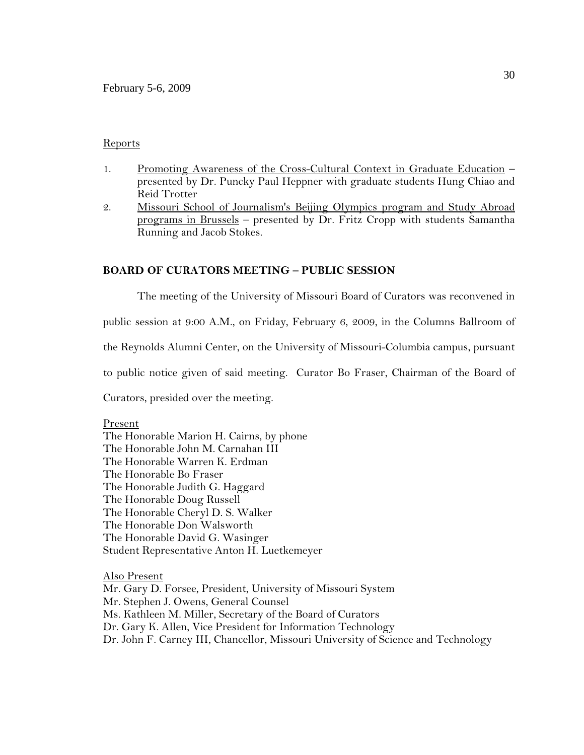February 5-6, 2009

Reports

1. Promoting Awareness of the Cross-Cultural Context in Graduate Education – presented by Dr. Puncky Paul Heppner with graduate students Hung Chiao and Reid Trotter
2. Missouri School of Journalism's Beijing Olympics program and Study Abroad programs in Brussels – presented by Dr. Fritz Cropp with students Samantha Running and Jacob Stokes.

**BOARD OF CURATORS MEETING – PUBLIC SESSION**

The meeting of the University of Missouri Board of Curators was reconvened in public session at 9:00 A.M., on Friday, February 6, 2009, in the Columns Ballroom of the Reynolds Alumni Center, on the University of Missouri-Columbia campus, pursuant to public notice given of said meeting. Curator Bo Fraser, Chairman of the Board of Curators, presided over the meeting.

Present

The Honorable Marion H. Cairns, by phone
The Honorable John M. Carnahan III
The Honorable Warren K. Erdman
The Honorable Bo Fraser
The Honorable Judith G. Haggard
The Honorable Doug Russell
The Honorable Cheryl D. S. Walker
The Honorable Don Walsworth
The Honorable David G. Wasinger
Student Representative Anton H. Luetkemeyer

Also Present

Mr. Gary D. Forsee, President, University of Missouri System
Mr. Stephen J. Owens, General Counsel
Ms. Kathleen M. Miller, Secretary of the Board of Curators
Dr. Gary K. Allen, Vice President for Information Technology
Dr. John F. Carney III, Chancellor, Missouri University of Science and Technology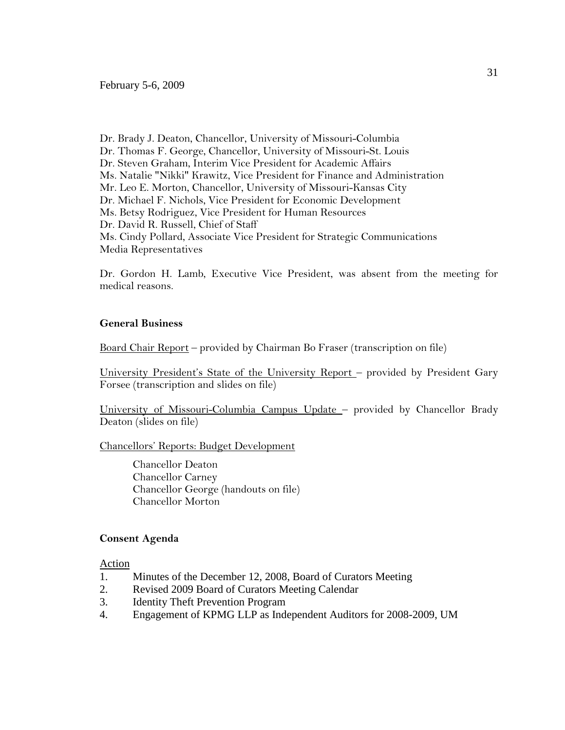Dr. Brady J. Deaton, Chancellor, University of Missouri-Columbia
Dr. Thomas F. George, Chancellor, University of Missouri-St. Louis
Dr. Steven Graham, Interim Vice President for Academic Affairs
Ms. Natalie "Nikki" Krawitz, Vice President for Finance and Administration
Mr. Leo E. Morton, Chancellor, University of Missouri-Kansas City
Dr. Michael F. Nichols, Vice President for Economic Development
Ms. Betsy Rodriguez, Vice President for Human Resources
Dr. David R. Russell, Chief of Staff
Ms. Cindy Pollard, Associate Vice President for Strategic Communications
Media Representatives

Dr. Gordon H. Lamb, Executive Vice President, was absent from the meeting for medical reasons.

**General Business**

Board Chair Report – provided by Chairman Bo Fraser (transcription on file)

University President's State of the University Report – provided by President Gary Forsee (transcription and slides on file)

University of Missouri-Columbia Campus Update – provided by Chancellor Brady Deaton (slides on file)

Chancellors' Reports: Budget Development

Chancellor Deaton
Chancellor Carney
Chancellor George (handouts on file)
Chancellor Morton

**Consent Agenda**

Action

1. Minutes of the December 12, 2008, Board of Curators Meeting
2. Revised 2009 Board of Curators Meeting Calendar
3. Identity Theft Prevention Program
4. Engagement of KPMG LLP as Independent Auditors for 2008-2009, UM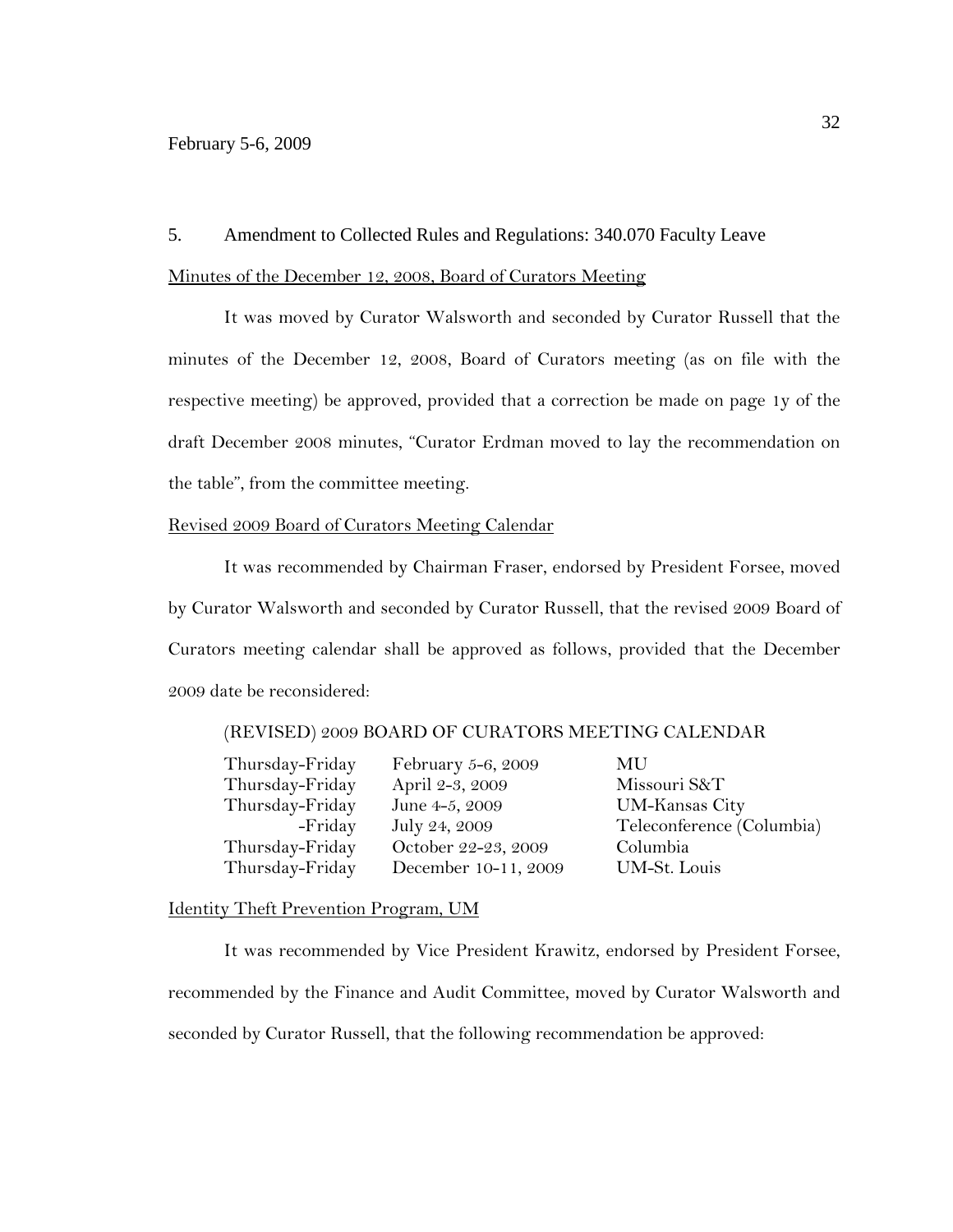5. Amendment to Collected Rules and Regulations: 340.070 Faculty Leave

Minutes of the December 12, 2008, Board of Curators Meeting

It was moved by Curator Walsworth and seconded by Curator Russell that the minutes of the December 12, 2008, Board of Curators meeting (as on file with the respective meeting) be approved, provided that a correction be made on page 1y of the draft December 2008 minutes, "Curator Erdman moved to lay the recommendation on the table", from the committee meeting.

Revised 2009 Board of Curators Meeting Calendar

It was recommended by Chairman Fraser, endorsed by President Forsee, moved by Curator Walsworth and seconded by Curator Russell, that the revised 2009 Board of Curators meeting calendar shall be approved as follows, provided that the December 2009 date be reconsidered:

(REVISED) 2009 BOARD OF CURATORS MEETING CALENDAR

| | | |
|---|---|---|
| Thursday-Friday | February 5-6, 2009 | MU |
| Thursday-Friday | April 2-3, 2009 | Missouri S&T |
| Thursday-Friday | June 4-5, 2009 | UM-Kansas City |
| -Friday | July 24, 2009 | Teleconference (Columbia) |
| Thursday-Friday | October 22-23, 2009 | Columbia |
| Thursday-Friday | December 10-11, 2009 | UM-St. Louis |

Identity Theft Prevention Program, UM

It was recommended by Vice President Krawitz, endorsed by President Forsee, recommended by the Finance and Audit Committee, moved by Curator Walsworth and seconded by Curator Russell, that the following recommendation be approved: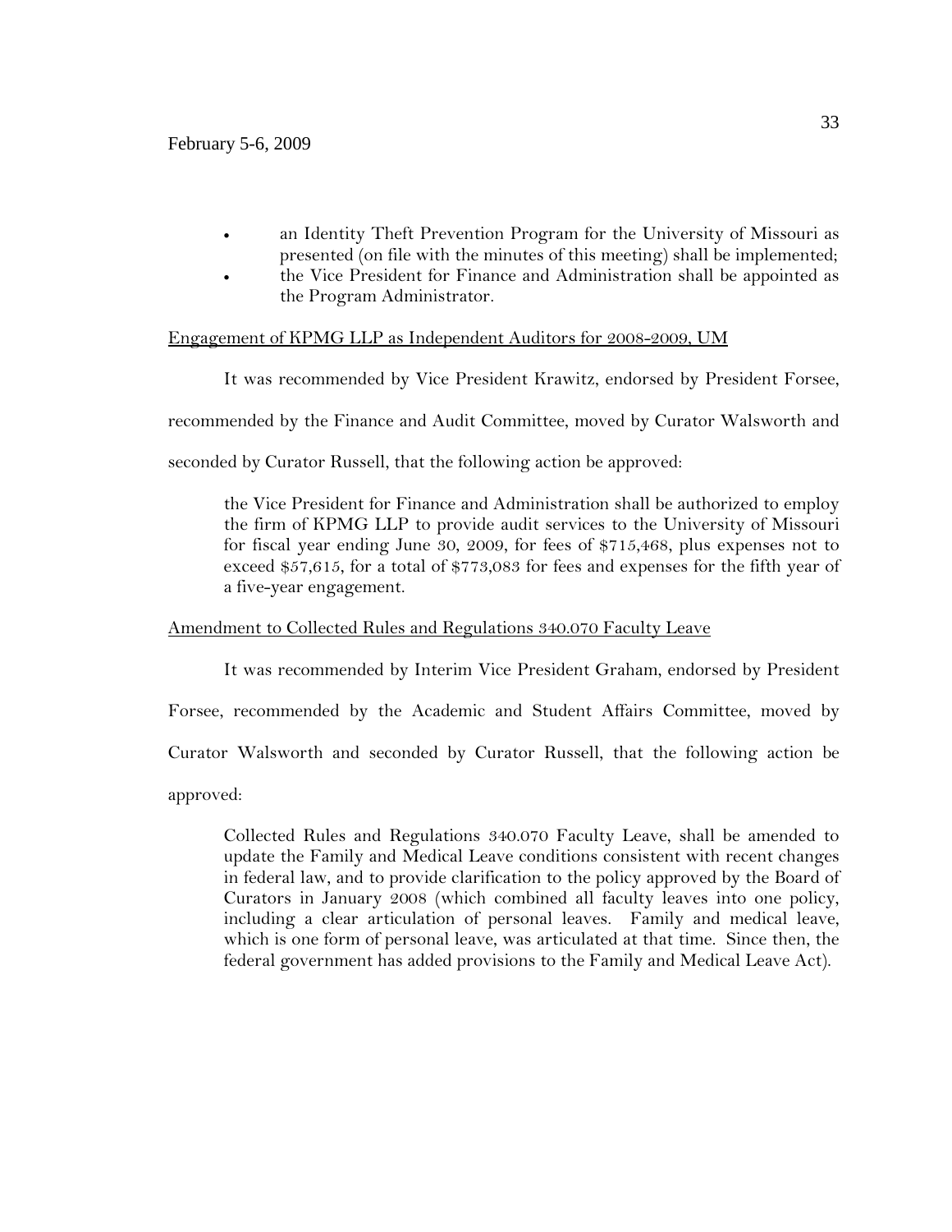- an Identity Theft Prevention Program for the University of Missouri as presented (on file with the minutes of this meeting) shall be implemented;
- the Vice President for Finance and Administration shall be appointed as the Program Administrator.

Engagement of KPMG LLP as Independent Auditors for 2008-2009, UM

It was recommended by Vice President Krawitz, endorsed by President Forsee, recommended by the Finance and Audit Committee, moved by Curator Walsworth and seconded by Curator Russell, that the following action be approved:

> the Vice President for Finance and Administration shall be authorized to employ the firm of KPMG LLP to provide audit services to the University of Missouri for fiscal year ending June 30, 2009, for fees of $715,468, plus expenses not to exceed $57,615, for a total of $773,083 for fees and expenses for the fifth year of a five-year engagement.

Amendment to Collected Rules and Regulations 340.070 Faculty Leave

It was recommended by Interim Vice President Graham, endorsed by President Forsee, recommended by the Academic and Student Affairs Committee, moved by Curator Walsworth and seconded by Curator Russell, that the following action be approved:

> Collected Rules and Regulations 340.070 Faculty Leave, shall be amended to update the Family and Medical Leave conditions consistent with recent changes in federal law, and to provide clarification to the policy approved by the Board of Curators in January 2008 (which combined all faculty leaves into one policy, including a clear articulation of personal leaves. Family and medical leave, which is one form of personal leave, was articulated at that time. Since then, the federal government has added provisions to the Family and Medical Leave Act).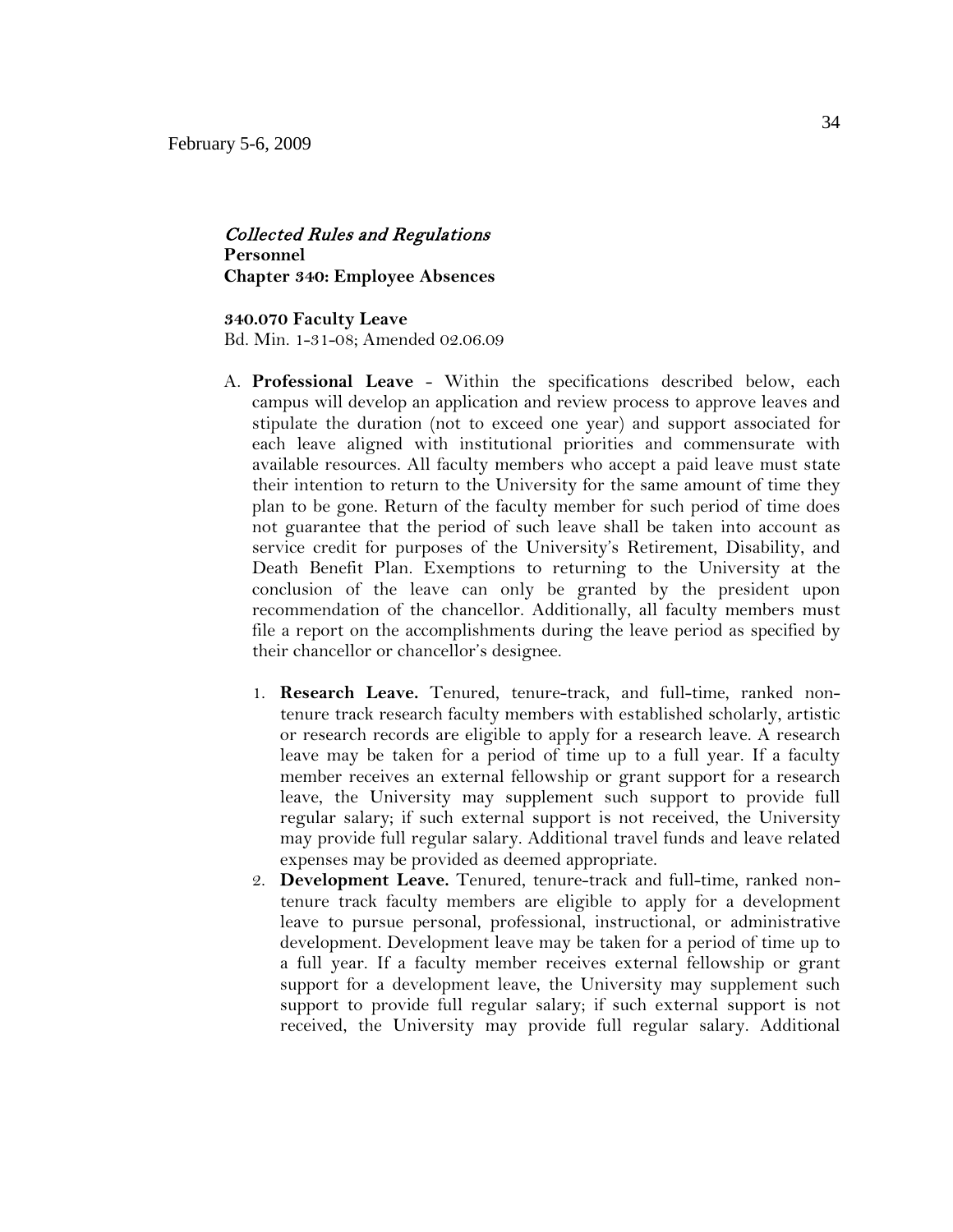*Collected Rules and Regulations*
**Personnel**
**Chapter 340: Employee Absences**

**340.070 Faculty Leave**
Bd. Min. 1-31-08; Amended 02.06.09

A. **Professional Leave** - Within the specifications described below, each campus will develop an application and review process to approve leaves and stipulate the duration (not to exceed one year) and support associated for each leave aligned with institutional priorities and commensurate with available resources. All faculty members who accept a paid leave must state their intention to return to the University for the same amount of time they plan to be gone. Return of the faculty member for such period of time does not guarantee that the period of such leave shall be taken into account as service credit for purposes of the University's Retirement, Disability, and Death Benefit Plan. Exemptions to returning to the University at the conclusion of the leave can only be granted by the president upon recommendation of the chancellor. Additionally, all faculty members must file a report on the accomplishments during the leave period as specified by their chancellor or chancellor's designee.

   1. **Research Leave.** Tenured, tenure-track, and full-time, ranked non-tenure track research faculty members with established scholarly, artistic or research records are eligible to apply for a research leave. A research leave may be taken for a period of time up to a full year. If a faculty member receives an external fellowship or grant support for a research leave, the University may supplement such support to provide full regular salary; if such external support is not received, the University may provide full regular salary. Additional travel funds and leave related expenses may be provided as deemed appropriate.
   2. **Development Leave.** Tenured, tenure-track and full-time, ranked non-tenure track faculty members are eligible to apply for a development leave to pursue personal, professional, instructional, or administrative development. Development leave may be taken for a period of time up to a full year. If a faculty member receives external fellowship or grant support for a development leave, the University may supplement such support to provide full regular salary; if such external support is not received, the University may provide full regular salary. Additional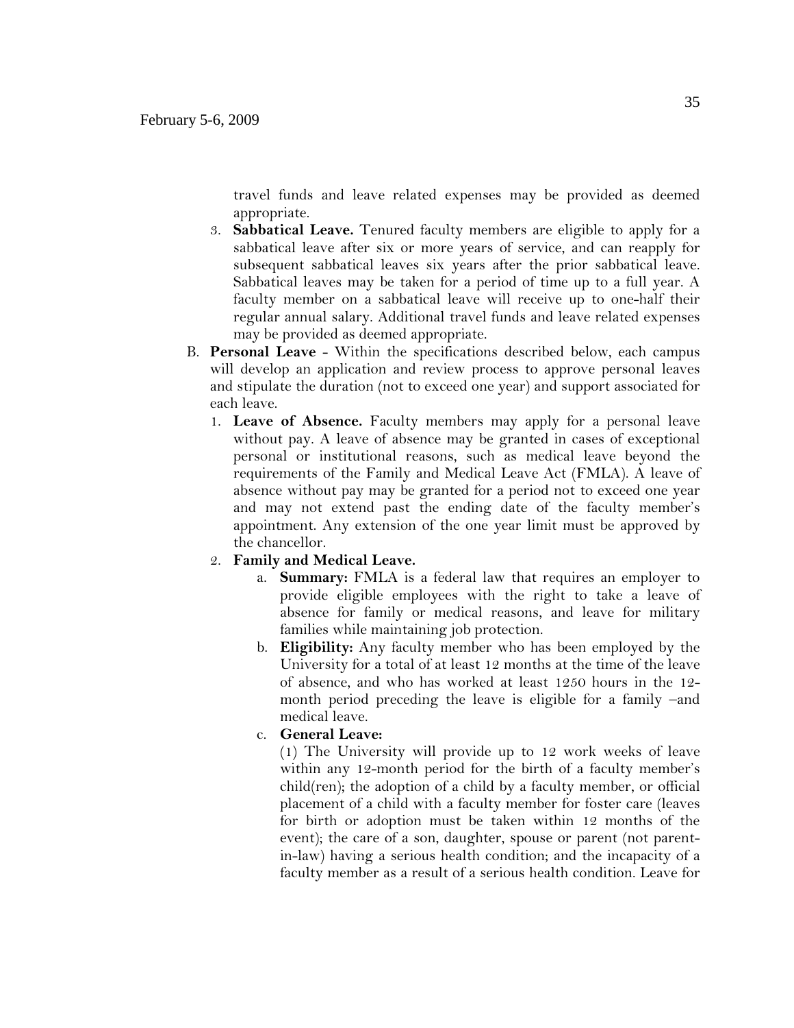travel funds and leave related expenses may be provided as deemed appropriate.

3. **Sabbatical Leave.** Tenured faculty members are eligible to apply for a sabbatical leave after six or more years of service, and can reapply for subsequent sabbatical leaves six years after the prior sabbatical leave. Sabbatical leaves may be taken for a period of time up to a full year. A faculty member on a sabbatical leave will receive up to one-half their regular annual salary. Additional travel funds and leave related expenses may be provided as deemed appropriate.

B. **Personal Leave** - Within the specifications described below, each campus will develop an application and review process to approve personal leaves and stipulate the duration (not to exceed one year) and support associated for each leave.

1. **Leave of Absence.** Faculty members may apply for a personal leave without pay. A leave of absence may be granted in cases of exceptional personal or institutional reasons, such as medical leave beyond the requirements of the Family and Medical Leave Act (FMLA). A leave of absence without pay may be granted for a period not to exceed one year and may not extend past the ending date of the faculty member's appointment. Any extension of the one year limit must be approved by the chancellor.

2. **Family and Medical Leave.**

   a. **Summary:** FMLA is a federal law that requires an employer to provide eligible employees with the right to take a leave of absence for family or medical reasons, and leave for military families while maintaining job protection.

   b. **Eligibility:** Any faculty member who has been employed by the University for a total of at least 12 months at the time of the leave of absence, and who has worked at least 1250 hours in the 12-month period preceding the leave is eligible for a family –and medical leave.

   c. **General Leave:**

   (1) The University will provide up to 12 work weeks of leave within any 12-month period for the birth of a faculty member's child(ren); the adoption of a child by a faculty member, or official placement of a child with a faculty member for foster care (leaves for birth or adoption must be taken within 12 months of the event); the care of a son, daughter, spouse or parent (not parent-in-law) having a serious health condition; and the incapacity of a faculty member as a result of a serious health condition. Leave for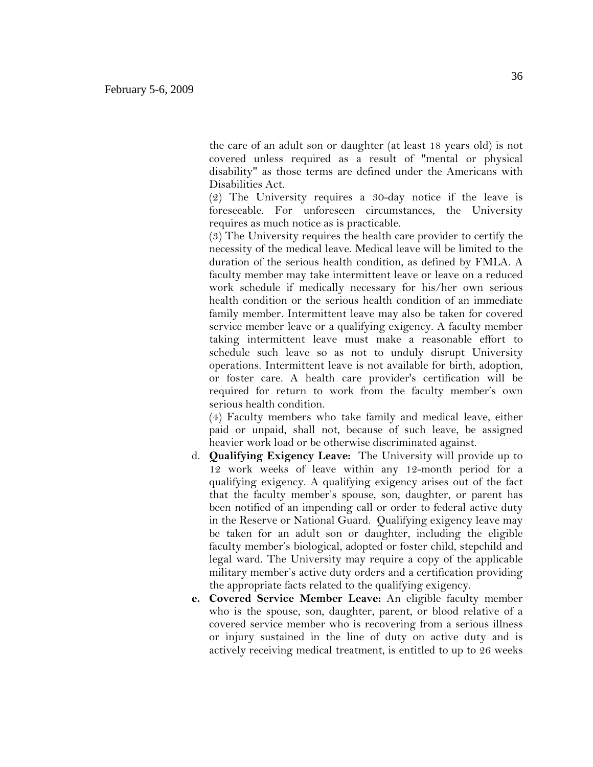the care of an adult son or daughter (at least 18 years old) is not covered unless required as a result of "mental or physical disability" as those terms are defined under the Americans with Disabilities Act.

(2) The University requires a 30-day notice if the leave is foreseeable. For unforeseen circumstances, the University requires as much notice as is practicable.

(3) The University requires the health care provider to certify the necessity of the medical leave. Medical leave will be limited to the duration of the serious health condition, as defined by FMLA. A faculty member may take intermittent leave or leave on a reduced work schedule if medically necessary for his/her own serious health condition or the serious health condition of an immediate family member. Intermittent leave may also be taken for covered service member leave or a qualifying exigency. A faculty member taking intermittent leave must make a reasonable effort to schedule such leave so as not to unduly disrupt University operations. Intermittent leave is not available for birth, adoption, or foster care. A health care provider's certification will be required for return to work from the faculty member's own serious health condition.

(4) Faculty members who take family and medical leave, either paid or unpaid, shall not, because of such leave, be assigned heavier work load or be otherwise discriminated against.

d. **Qualifying Exigency Leave:** The University will provide up to 12 work weeks of leave within any 12-month period for a qualifying exigency. A qualifying exigency arises out of the fact that the faculty member's spouse, son, daughter, or parent has been notified of an impending call or order to federal active duty in the Reserve or National Guard. Qualifying exigency leave may be taken for an adult son or daughter, including the eligible faculty member's biological, adopted or foster child, stepchild and legal ward. The University may require a copy of the applicable military member's active duty orders and a certification providing the appropriate facts related to the qualifying exigency.

**e. Covered Service Member Leave:** An eligible faculty member who is the spouse, son, daughter, parent, or blood relative of a covered service member who is recovering from a serious illness or injury sustained in the line of duty on active duty and is actively receiving medical treatment, is entitled to up to 26 weeks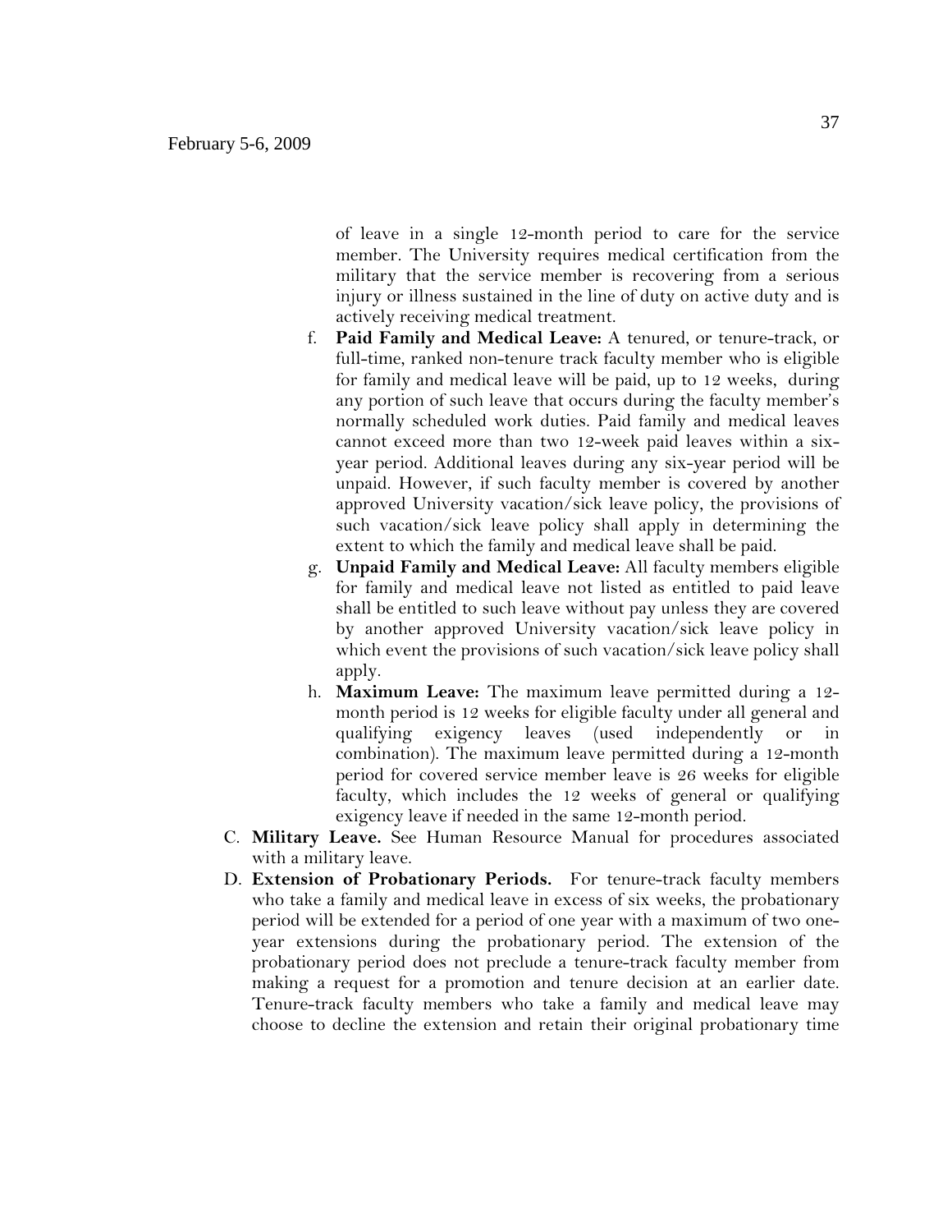of leave in a single 12-month period to care for the service member. The University requires medical certification from the military that the service member is recovering from a serious injury or illness sustained in the line of duty on active duty and is actively receiving medical treatment.

f. **Paid Family and Medical Leave:** A tenured, or tenure-track, or full-time, ranked non-tenure track faculty member who is eligible for family and medical leave will be paid, up to 12 weeks, during any portion of such leave that occurs during the faculty member's normally scheduled work duties. Paid family and medical leaves cannot exceed more than two 12-week paid leaves within a six-year period. Additional leaves during any six-year period will be unpaid. However, if such faculty member is covered by another approved University vacation/sick leave policy, the provisions of such vacation/sick leave policy shall apply in determining the extent to which the family and medical leave shall be paid.

g. **Unpaid Family and Medical Leave:** All faculty members eligible for family and medical leave not listed as entitled to paid leave shall be entitled to such leave without pay unless they are covered by another approved University vacation/sick leave policy in which event the provisions of such vacation/sick leave policy shall apply.

h. **Maximum Leave:** The maximum leave permitted during a 12-month period is 12 weeks for eligible faculty under all general and qualifying exigency leaves (used independently or in combination). The maximum leave permitted during a 12-month period for covered service member leave is 26 weeks for eligible faculty, which includes the 12 weeks of general or qualifying exigency leave if needed in the same 12-month period.

C. **Military Leave.** See Human Resource Manual for procedures associated with a military leave.

D. **Extension of Probationary Periods.** For tenure-track faculty members who take a family and medical leave in excess of six weeks, the probationary period will be extended for a period of one year with a maximum of two one-year extensions during the probationary period. The extension of the probationary period does not preclude a tenure-track faculty member from making a request for a promotion and tenure decision at an earlier date. Tenure-track faculty members who take a family and medical leave may choose to decline the extension and retain their original probationary time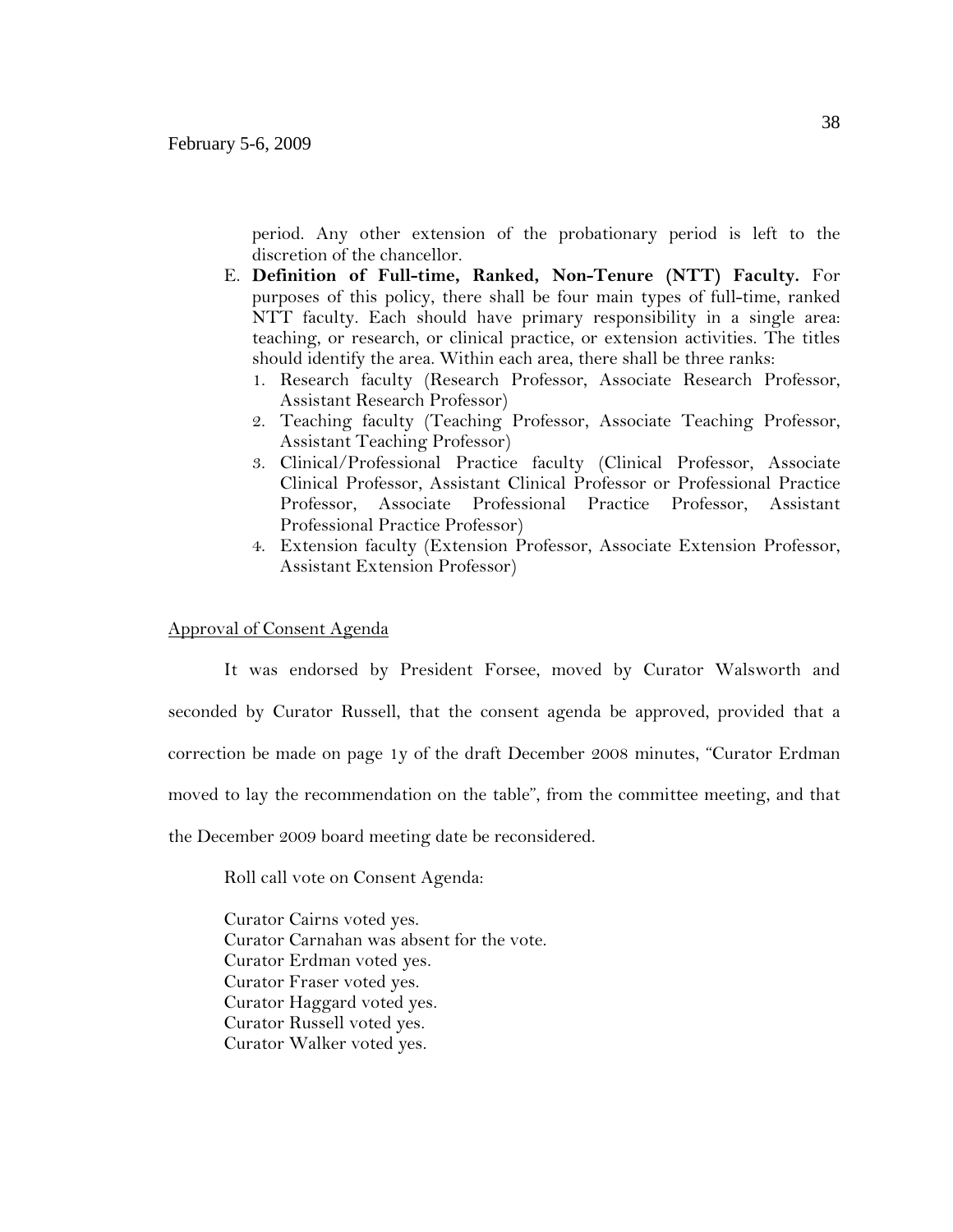period. Any other extension of the probationary period is left to the discretion of the chancellor.

E. **Definition of Full-time, Ranked, Non-Tenure (NTT) Faculty.** For purposes of this policy, there shall be four main types of full-time, ranked NTT faculty. Each should have primary responsibility in a single area: teaching, or research, or clinical practice, or extension activities. The titles should identify the area. Within each area, there shall be three ranks:
   1. Research faculty (Research Professor, Associate Research Professor, Assistant Research Professor)
   2. Teaching faculty (Teaching Professor, Associate Teaching Professor, Assistant Teaching Professor)
   3. Clinical/Professional Practice faculty (Clinical Professor, Associate Clinical Professor, Assistant Clinical Professor or Professional Practice Professor, Associate Professional Practice Professor, Assistant Professional Practice Professor)
   4. Extension faculty (Extension Professor, Associate Extension Professor, Assistant Extension Professor)

<u>Approval of Consent Agenda</u>

It was endorsed by President Forsee, moved by Curator Walsworth and seconded by Curator Russell, that the consent agenda be approved, provided that a correction be made on page 1y of the draft December 2008 minutes, "Curator Erdman moved to lay the recommendation on the table", from the committee meeting, and that the December 2009 board meeting date be reconsidered.

Roll call vote on Consent Agenda:

Curator Cairns voted yes.
Curator Carnahan was absent for the vote.
Curator Erdman voted yes.
Curator Fraser voted yes.
Curator Haggard voted yes.
Curator Russell voted yes.
Curator Walker voted yes.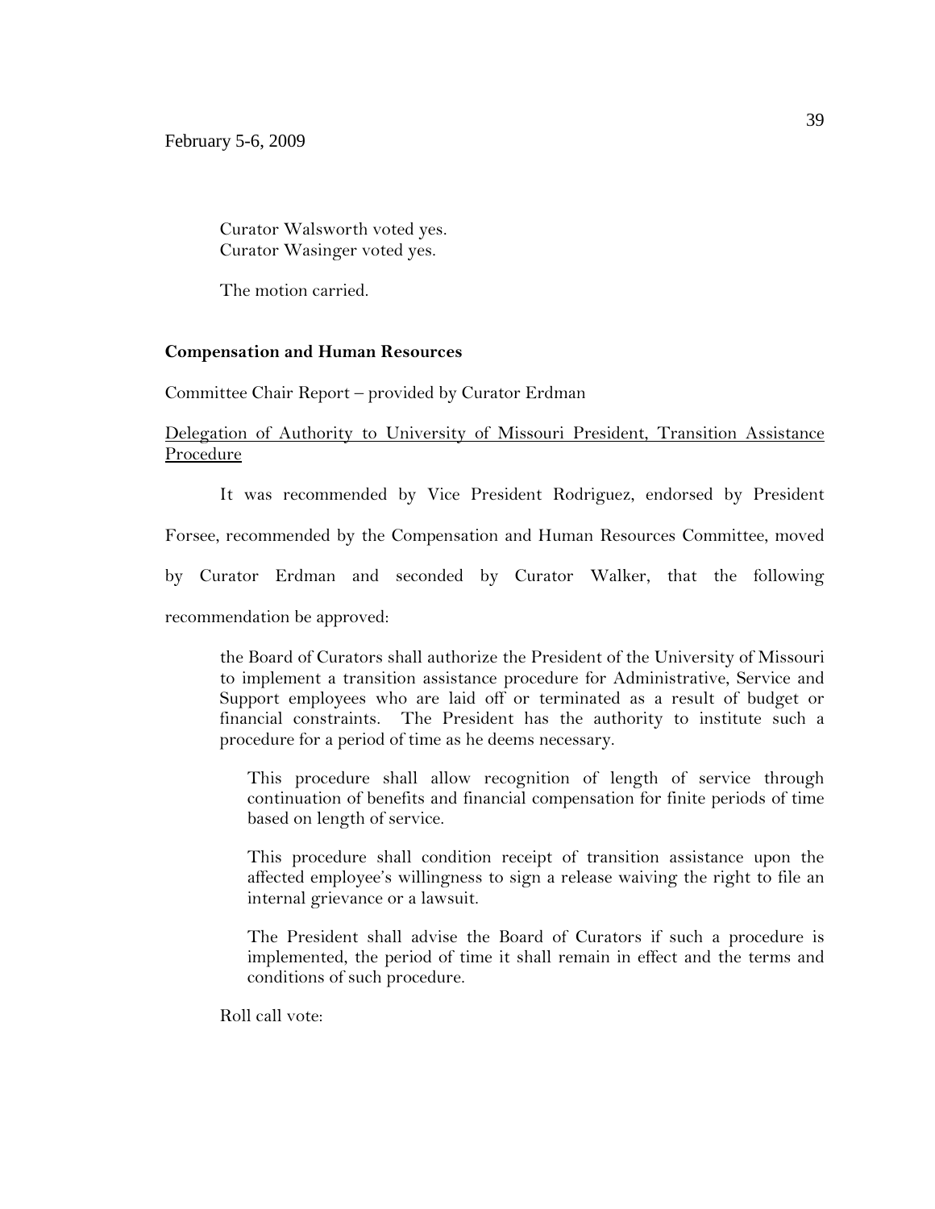Curator Walsworth voted yes.
Curator Wasinger voted yes.

The motion carried.

**Compensation and Human Resources**

Committee Chair Report – provided by Curator Erdman

Delegation of Authority to University of Missouri President, Transition Assistance Procedure

It was recommended by Vice President Rodriguez, endorsed by President Forsee, recommended by the Compensation and Human Resources Committee, moved by Curator Erdman and seconded by Curator Walker, that the following recommendation be approved:

> the Board of Curators shall authorize the President of the University of Missouri to implement a transition assistance procedure for Administrative, Service and Support employees who are laid off or terminated as a result of budget or financial constraints. The President has the authority to institute such a procedure for a period of time as he deems necessary.
>
> This procedure shall allow recognition of length of service through continuation of benefits and financial compensation for finite periods of time based on length of service.
>
> This procedure shall condition receipt of transition assistance upon the affected employee's willingness to sign a release waiving the right to file an internal grievance or a lawsuit.
>
> The President shall advise the Board of Curators if such a procedure is implemented, the period of time it shall remain in effect and the terms and conditions of such procedure.

Roll call vote: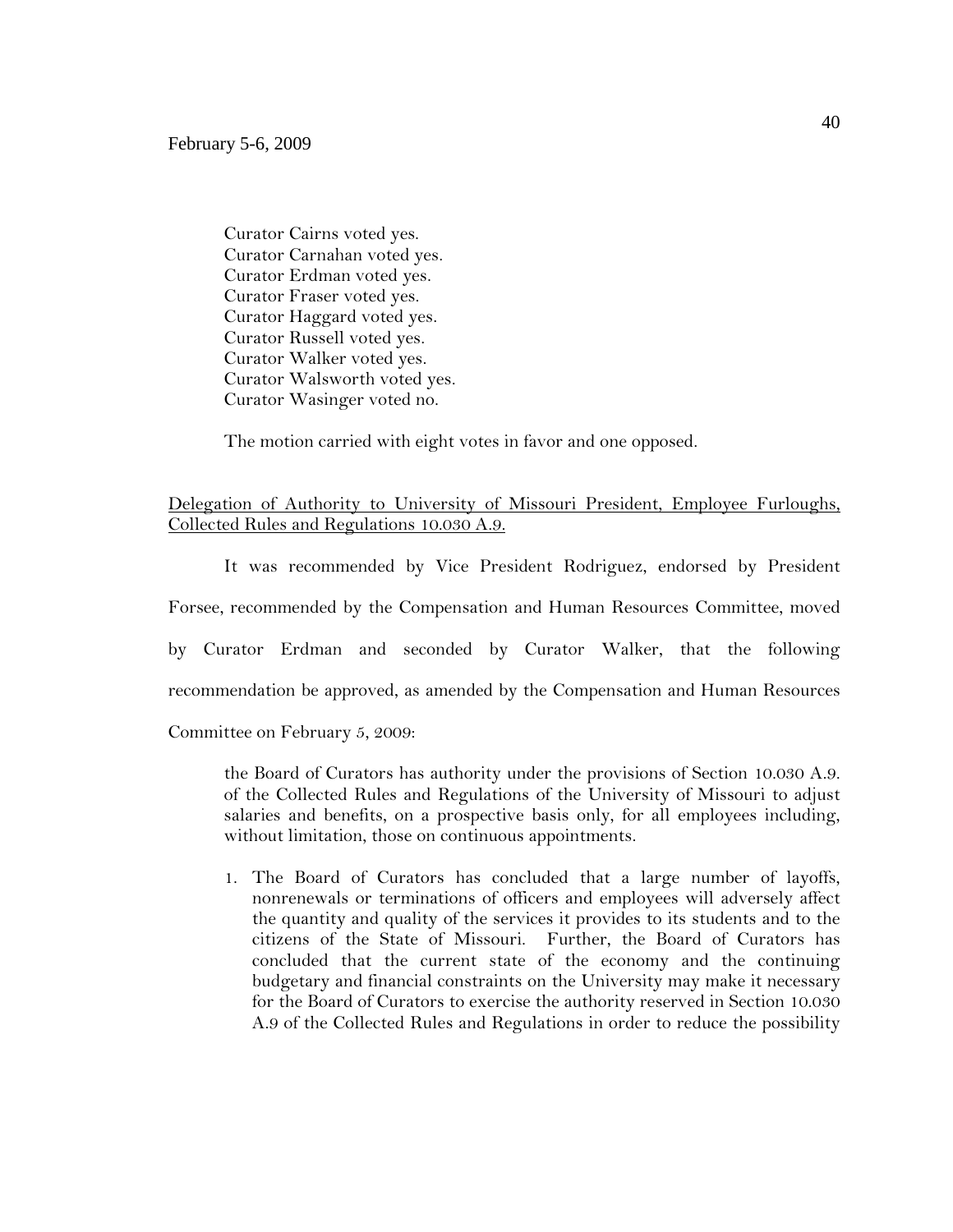Curator Cairns voted yes.
Curator Carnahan voted yes.
Curator Erdman voted yes.
Curator Fraser voted yes.
Curator Haggard voted yes.
Curator Russell voted yes.
Curator Walker voted yes.
Curator Walsworth voted yes.
Curator Wasinger voted no.

The motion carried with eight votes in favor and one opposed.

Delegation of Authority to University of Missouri President, Employee Furloughs, Collected Rules and Regulations 10.030 A.9.

It was recommended by Vice President Rodriguez, endorsed by President Forsee, recommended by the Compensation and Human Resources Committee, moved by Curator Erdman and seconded by Curator Walker, that the following recommendation be approved, as amended by the Compensation and Human Resources Committee on February 5, 2009:

> the Board of Curators has authority under the provisions of Section 10.030 A.9. of the Collected Rules and Regulations of the University of Missouri to adjust salaries and benefits, on a prospective basis only, for all employees including, without limitation, those on continuous appointments.
>
> 1. The Board of Curators has concluded that a large number of layoffs, nonrenewals or terminations of officers and employees will adversely affect the quantity and quality of the services it provides to its students and to the citizens of the State of Missouri. Further, the Board of Curators has concluded that the current state of the economy and the continuing budgetary and financial constraints on the University may make it necessary for the Board of Curators to exercise the authority reserved in Section 10.030 A.9 of the Collected Rules and Regulations in order to reduce the possibility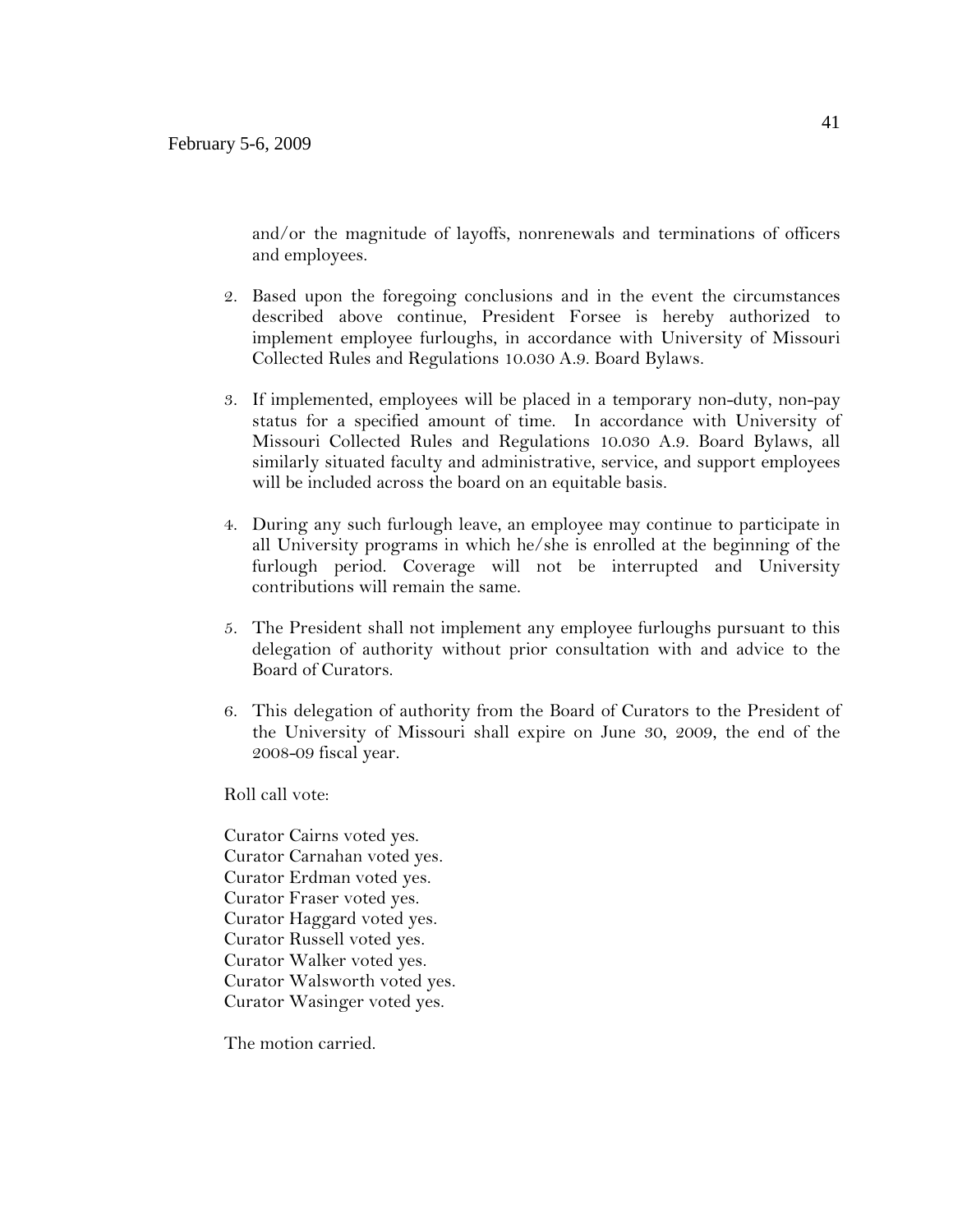and/or the magnitude of layoffs, nonrenewals and terminations of officers and employees.

2. Based upon the foregoing conclusions and in the event the circumstances described above continue, President Forsee is hereby authorized to implement employee furloughs, in accordance with University of Missouri Collected Rules and Regulations 10.030 A.9. Board Bylaws.

3. If implemented, employees will be placed in a temporary non-duty, non-pay status for a specified amount of time. In accordance with University of Missouri Collected Rules and Regulations 10.030 A.9. Board Bylaws, all similarly situated faculty and administrative, service, and support employees will be included across the board on an equitable basis.

4. During any such furlough leave, an employee may continue to participate in all University programs in which he/she is enrolled at the beginning of the furlough period. Coverage will not be interrupted and University contributions will remain the same.

5. The President shall not implement any employee furloughs pursuant to this delegation of authority without prior consultation with and advice to the Board of Curators.

6. This delegation of authority from the Board of Curators to the President of the University of Missouri shall expire on June 30, 2009, the end of the 2008-09 fiscal year.

Roll call vote:

Curator Cairns voted yes.
Curator Carnahan voted yes.
Curator Erdman voted yes.
Curator Fraser voted yes.
Curator Haggard voted yes.
Curator Russell voted yes.
Curator Walker voted yes.
Curator Walsworth voted yes.
Curator Wasinger voted yes.

The motion carried.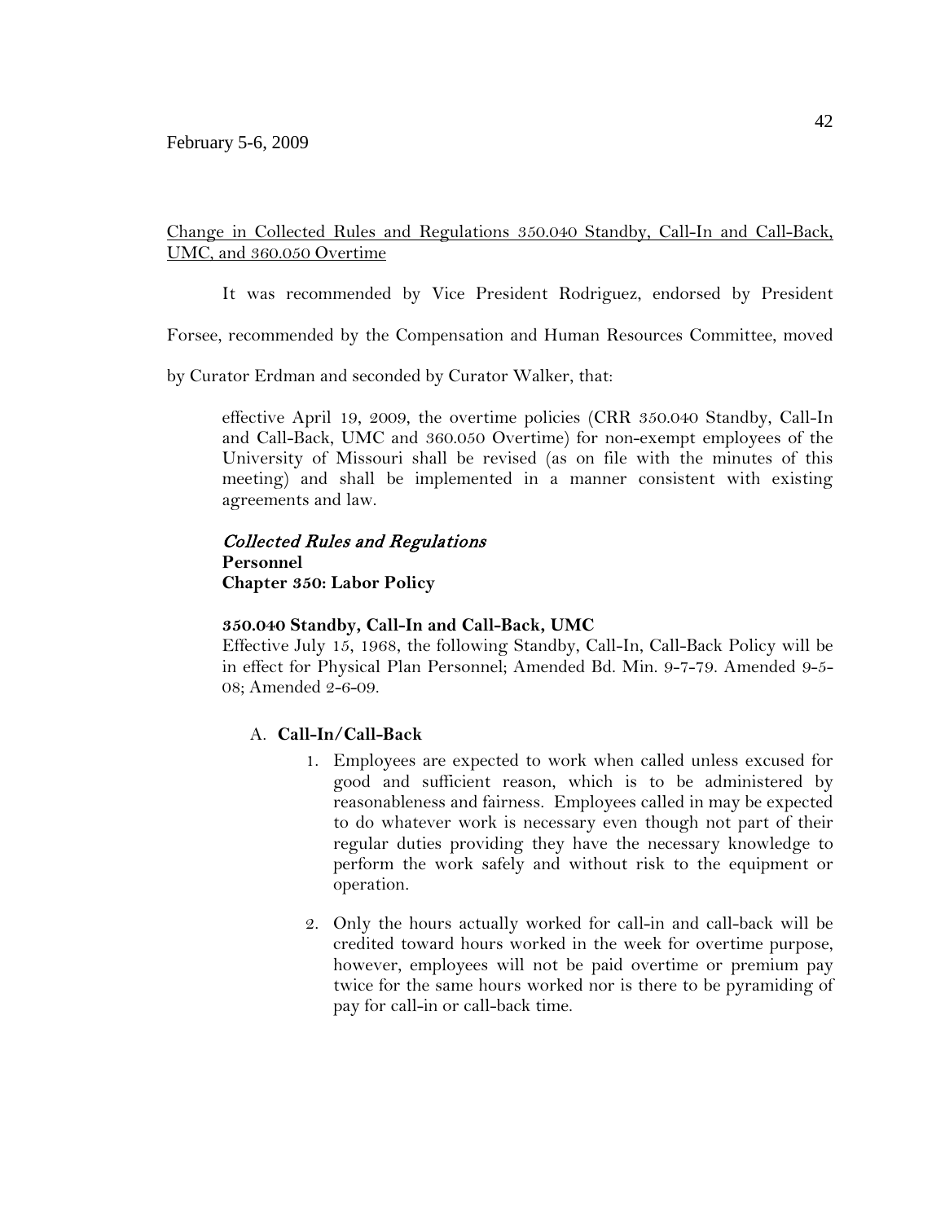February 5-6, 2009

Change in Collected Rules and Regulations 350.040 Standby, Call-In and Call-Back, UMC, and 360.050 Overtime

It was recommended by Vice President Rodriguez, endorsed by President Forsee, recommended by the Compensation and Human Resources Committee, moved by Curator Erdman and seconded by Curator Walker, that:

> effective April 19, 2009, the overtime policies (CRR 350.040 Standby, Call-In and Call-Back, UMC and 360.050 Overtime) for non-exempt employees of the University of Missouri shall be revised (as on file with the minutes of this meeting) and shall be implemented in a manner consistent with existing agreements and law.

*Collected Rules and Regulations*
**Personnel**
**Chapter 350: Labor Policy**

**350.040 Standby, Call-In and Call-Back, UMC**
Effective July 15, 1968, the following Standby, Call-In, Call-Back Policy will be in effect for Physical Plan Personnel; Amended Bd. Min. 9-7-79. Amended 9-5-08; Amended 2-6-09.

A. **Call-In/Call-Back**

1. Employees are expected to work when called unless excused for good and sufficient reason, which is to be administered by reasonableness and fairness. Employees called in may be expected to do whatever work is necessary even though not part of their regular duties providing they have the necessary knowledge to perform the work safely and without risk to the equipment or operation.

2. Only the hours actually worked for call-in and call-back will be credited toward hours worked in the week for overtime purpose, however, employees will not be paid overtime or premium pay twice for the same hours worked nor is there to be pyramiding of pay for call-in or call-back time.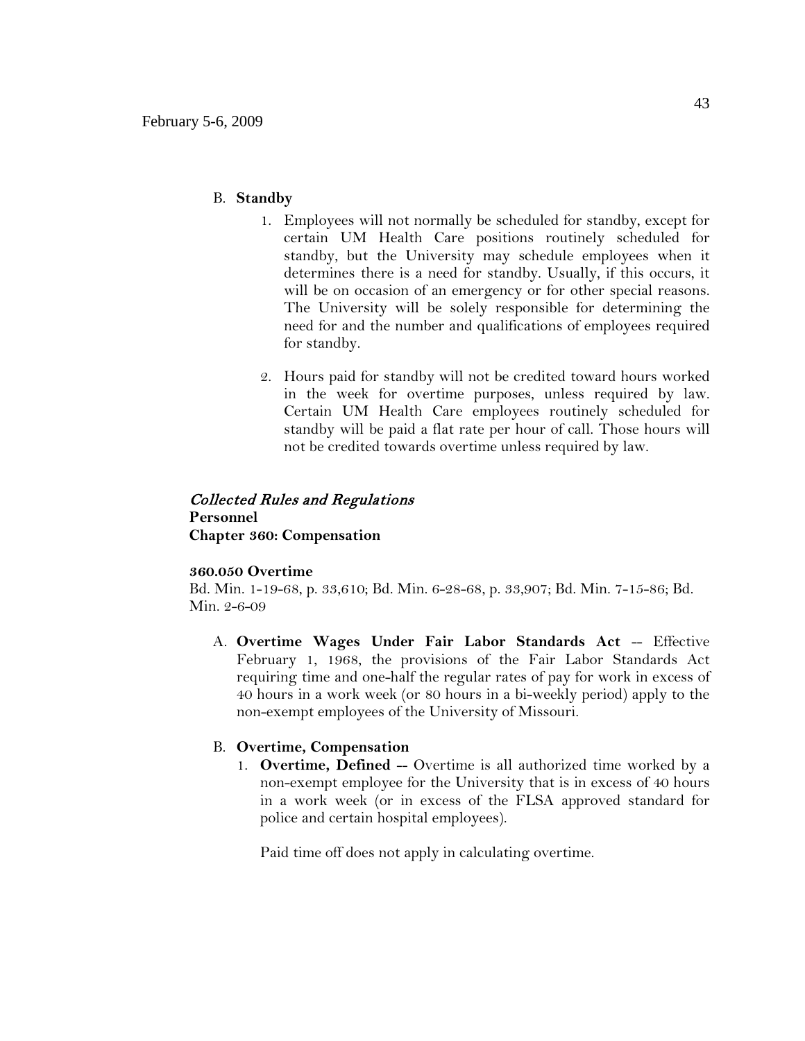B. **Standby**

1. Employees will not normally be scheduled for standby, except for certain UM Health Care positions routinely scheduled for standby, but the University may schedule employees when it determines there is a need for standby. Usually, if this occurs, it will be on occasion of an emergency or for other special reasons. The University will be solely responsible for determining the need for and the number and qualifications of employees required for standby.

2. Hours paid for standby will not be credited toward hours worked in the week for overtime purposes, unless required by law. Certain UM Health Care employees routinely scheduled for standby will be paid a flat rate per hour of call. Those hours will not be credited towards overtime unless required by law.

*Collected Rules and Regulations*
**Personnel**
**Chapter 360: Compensation**

**360.050 Overtime**
Bd. Min. 1-19-68, p. 33,610; Bd. Min. 6-28-68, p. 33,907; Bd. Min. 7-15-86; Bd. Min. 2-6-09

A. **Overtime Wages Under Fair Labor Standards Act** -- Effective February 1, 1968, the provisions of the Fair Labor Standards Act requiring time and one-half the regular rates of pay for work in excess of 40 hours in a work week (or 80 hours in a bi-weekly period) apply to the non-exempt employees of the University of Missouri.

B. **Overtime, Compensation**

1. **Overtime, Defined** -- Overtime is all authorized time worked by a non-exempt employee for the University that is in excess of 40 hours in a work week (or in excess of the FLSA approved standard for police and certain hospital employees).

   Paid time off does not apply in calculating overtime.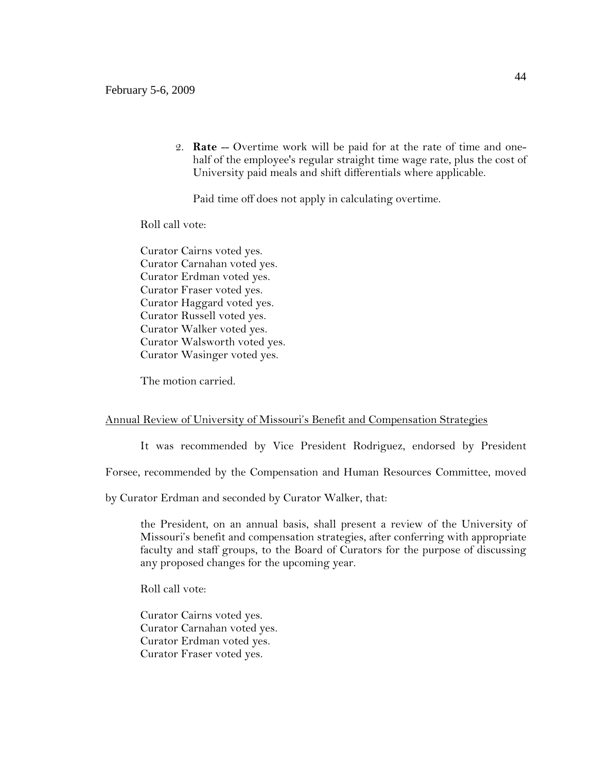2. **Rate** -- Overtime work will be paid for at the rate of time and one-half of the employee's regular straight time wage rate, plus the cost of University paid meals and shift differentials where applicable.

   Paid time off does not apply in calculating overtime.

Roll call vote:

Curator Cairns voted yes.
Curator Carnahan voted yes.
Curator Erdman voted yes.
Curator Fraser voted yes.
Curator Haggard voted yes.
Curator Russell voted yes.
Curator Walker voted yes.
Curator Walsworth voted yes.
Curator Wasinger voted yes.

The motion carried.

Annual Review of University of Missouri's Benefit and Compensation Strategies

It was recommended by Vice President Rodriguez, endorsed by President Forsee, recommended by the Compensation and Human Resources Committee, moved by Curator Erdman and seconded by Curator Walker, that:

> the President, on an annual basis, shall present a review of the University of Missouri's benefit and compensation strategies, after conferring with appropriate faculty and staff groups, to the Board of Curators for the purpose of discussing any proposed changes for the upcoming year.

Roll call vote:

Curator Cairns voted yes.
Curator Carnahan voted yes.
Curator Erdman voted yes.
Curator Fraser voted yes.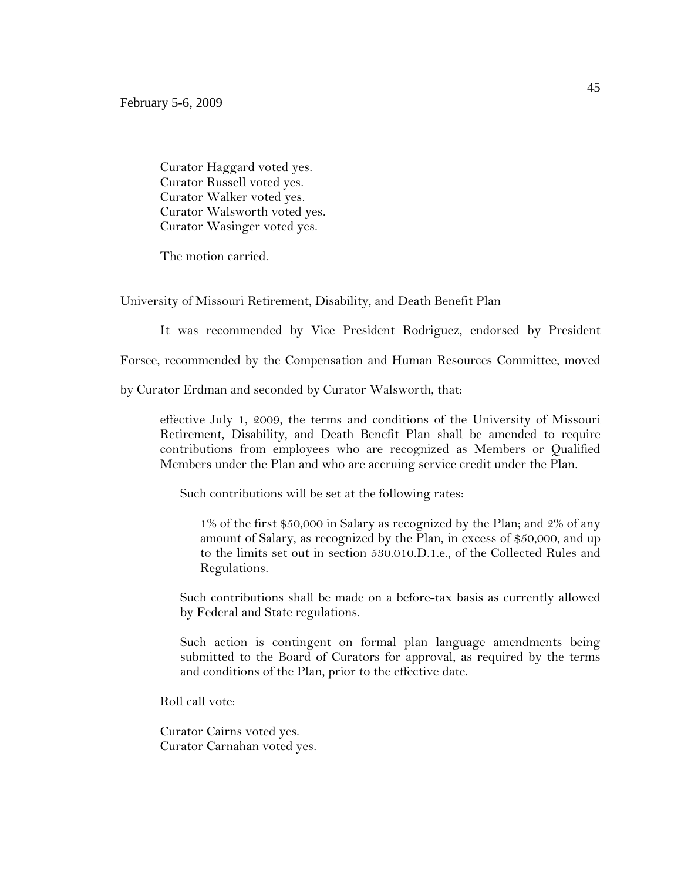Curator Haggard voted yes.
Curator Russell voted yes.
Curator Walker voted yes.
Curator Walsworth voted yes.
Curator Wasinger voted yes.

The motion carried.

University of Missouri Retirement, Disability, and Death Benefit Plan

It was recommended by Vice President Rodriguez, endorsed by President Forsee, recommended by the Compensation and Human Resources Committee, moved by Curator Erdman and seconded by Curator Walsworth, that:

> effective July 1, 2009, the terms and conditions of the University of Missouri Retirement, Disability, and Death Benefit Plan shall be amended to require contributions from employees who are recognized as Members or Qualified Members under the Plan and who are accruing service credit under the Plan.
>
> Such contributions will be set at the following rates:
>
> > 1% of the first $50,000 in Salary as recognized by the Plan; and 2% of any amount of Salary, as recognized by the Plan, in excess of $50,000, and up to the limits set out in section 530.010.D.1.e., of the Collected Rules and Regulations.
>
> Such contributions shall be made on a before-tax basis as currently allowed by Federal and State regulations.
>
> Such action is contingent on formal plan language amendments being submitted to the Board of Curators for approval, as required by the terms and conditions of the Plan, prior to the effective date.

Roll call vote:

Curator Cairns voted yes.
Curator Carnahan voted yes.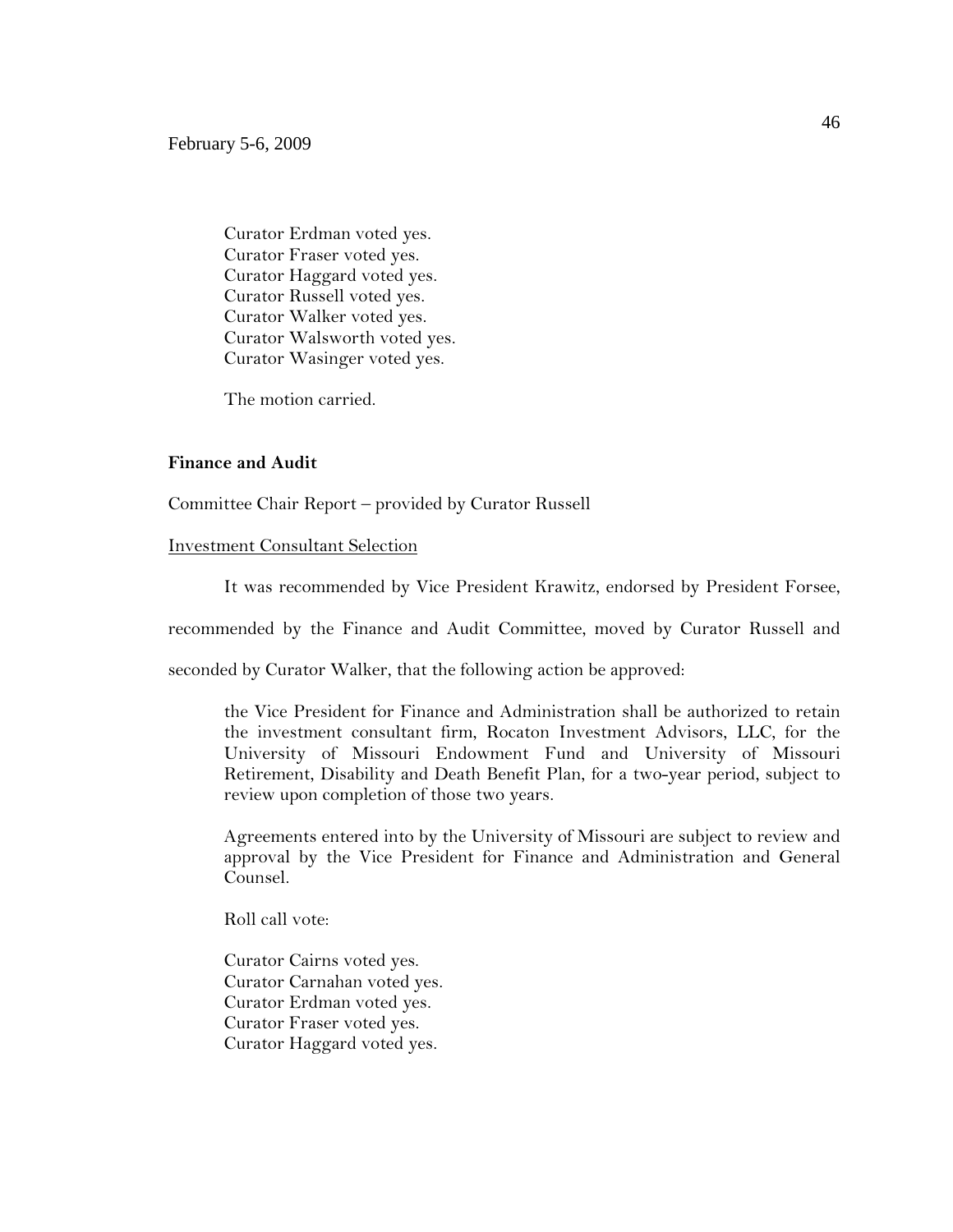Curator Erdman voted yes.
Curator Fraser voted yes.
Curator Haggard voted yes.
Curator Russell voted yes.
Curator Walker voted yes.
Curator Walsworth voted yes.
Curator Wasinger voted yes.

The motion carried.

**Finance and Audit**

Committee Chair Report – provided by Curator Russell

Investment Consultant Selection

It was recommended by Vice President Krawitz, endorsed by President Forsee, recommended by the Finance and Audit Committee, moved by Curator Russell and seconded by Curator Walker, that the following action be approved:

> the Vice President for Finance and Administration shall be authorized to retain the investment consultant firm, Rocaton Investment Advisors, LLC, for the University of Missouri Endowment Fund and University of Missouri Retirement, Disability and Death Benefit Plan, for a two-year period, subject to review upon completion of those two years.
>
> Agreements entered into by the University of Missouri are subject to review and approval by the Vice President for Finance and Administration and General Counsel.

Roll call vote:

Curator Cairns voted yes.
Curator Carnahan voted yes.
Curator Erdman voted yes.
Curator Fraser voted yes.
Curator Haggard voted yes.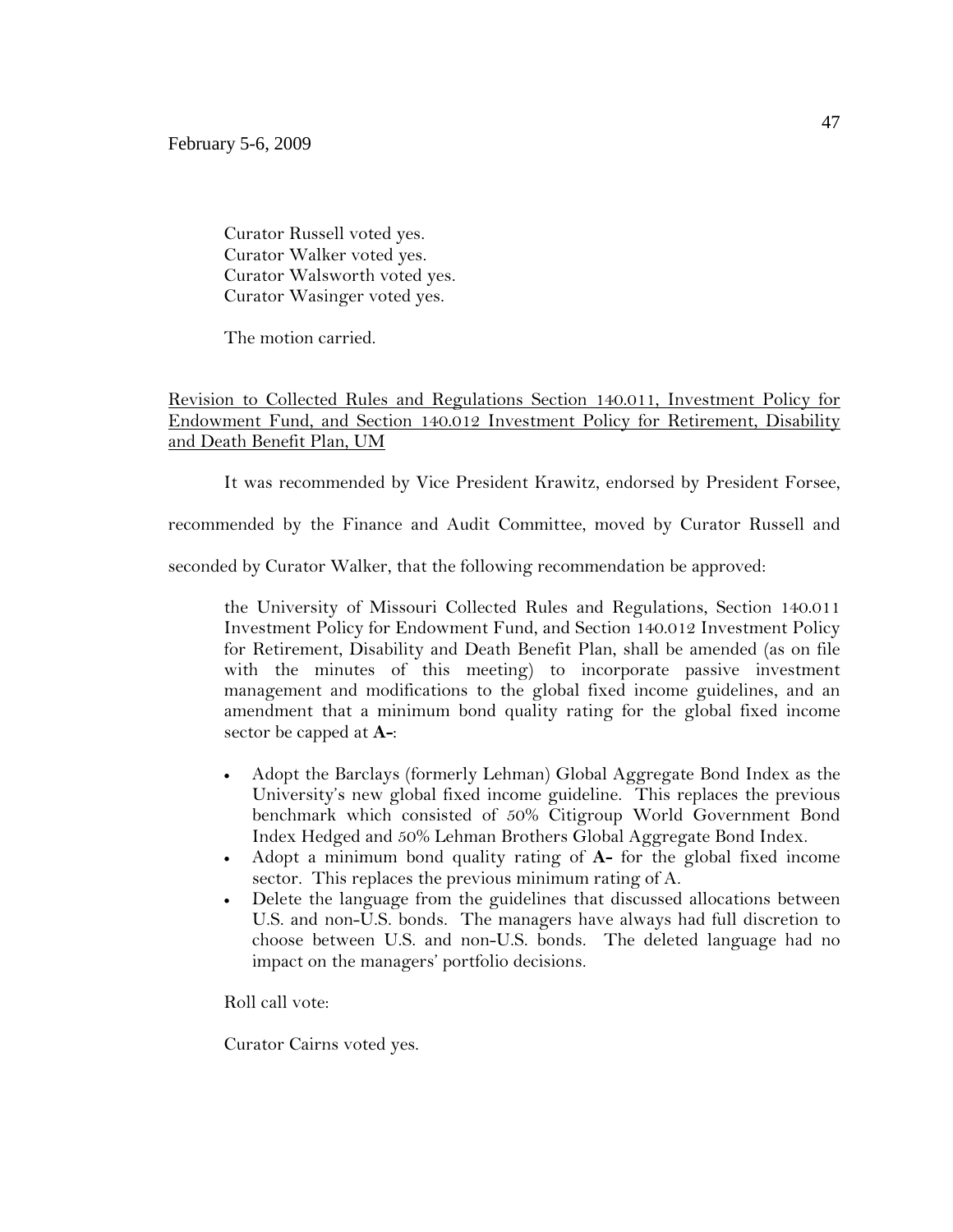Curator Russell voted yes.
Curator Walker voted yes.
Curator Walsworth voted yes.
Curator Wasinger voted yes.

The motion carried.

<u>Revision to Collected Rules and Regulations Section 140.011, Investment Policy for Endowment Fund, and Section 140.012 Investment Policy for Retirement, Disability and Death Benefit Plan, UM</u>

It was recommended by Vice President Krawitz, endorsed by President Forsee, recommended by the Finance and Audit Committee, moved by Curator Russell and seconded by Curator Walker, that the following recommendation be approved:

> the University of Missouri Collected Rules and Regulations, Section 140.011 Investment Policy for Endowment Fund, and Section 140.012 Investment Policy for Retirement, Disability and Death Benefit Plan, shall be amended (as on file with the minutes of this meeting) to incorporate passive investment management and modifications to the global fixed income guidelines, and an amendment that a minimum bond quality rating for the global fixed income sector be capped at **A-**:
>
> - Adopt the Barclays (formerly Lehman) Global Aggregate Bond Index as the University's new global fixed income guideline. This replaces the previous benchmark which consisted of 50% Citigroup World Government Bond Index Hedged and 50% Lehman Brothers Global Aggregate Bond Index.
> - Adopt a minimum bond quality rating of **A-** for the global fixed income sector. This replaces the previous minimum rating of A.
> - Delete the language from the guidelines that discussed allocations between U.S. and non-U.S. bonds. The managers have always had full discretion to choose between U.S. and non-U.S. bonds. The deleted language had no impact on the managers' portfolio decisions.

Roll call vote:

Curator Cairns voted yes.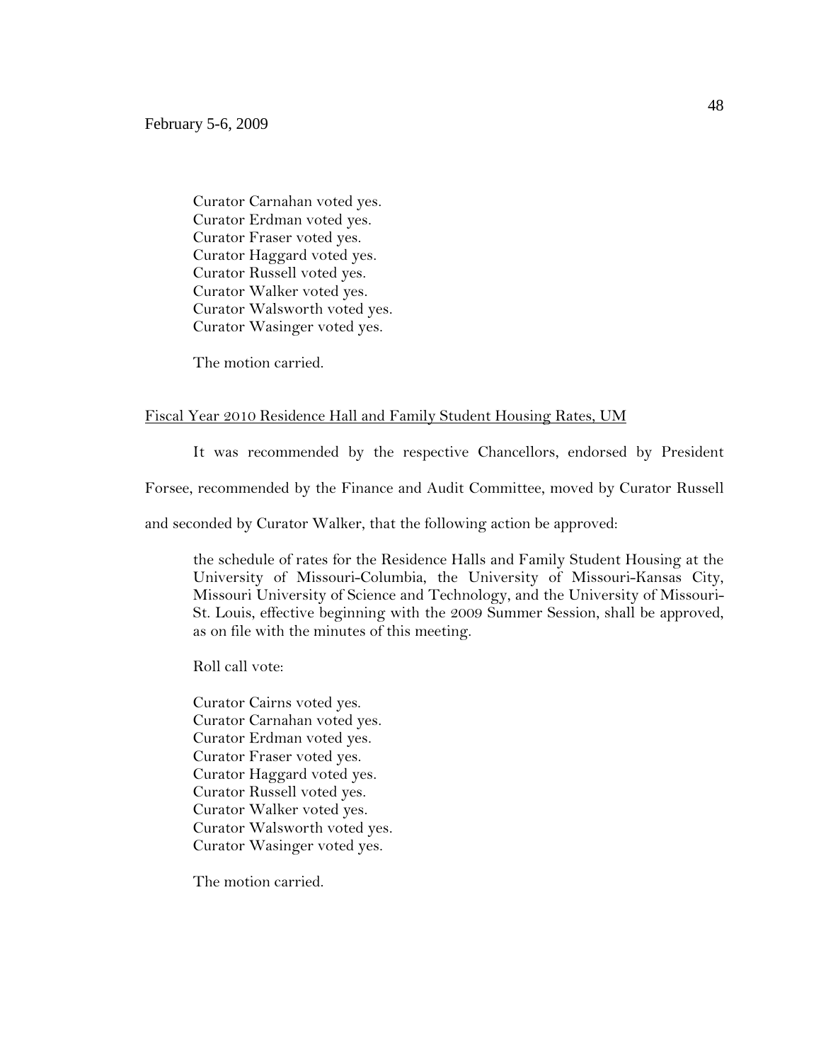Curator Carnahan voted yes.
Curator Erdman voted yes.
Curator Fraser voted yes.
Curator Haggard voted yes.
Curator Russell voted yes.
Curator Walker voted yes.
Curator Walsworth voted yes.
Curator Wasinger voted yes.

The motion carried.

Fiscal Year 2010 Residence Hall and Family Student Housing Rates, UM

It was recommended by the respective Chancellors, endorsed by President Forsee, recommended by the Finance and Audit Committee, moved by Curator Russell and seconded by Curator Walker, that the following action be approved:

> the schedule of rates for the Residence Halls and Family Student Housing at the University of Missouri-Columbia, the University of Missouri-Kansas City, Missouri University of Science and Technology, and the University of Missouri-St. Louis, effective beginning with the 2009 Summer Session, shall be approved, as on file with the minutes of this meeting.

Roll call vote:

Curator Cairns voted yes.
Curator Carnahan voted yes.
Curator Erdman voted yes.
Curator Fraser voted yes.
Curator Haggard voted yes.
Curator Russell voted yes.
Curator Walker voted yes.
Curator Walsworth voted yes.
Curator Wasinger voted yes.

The motion carried.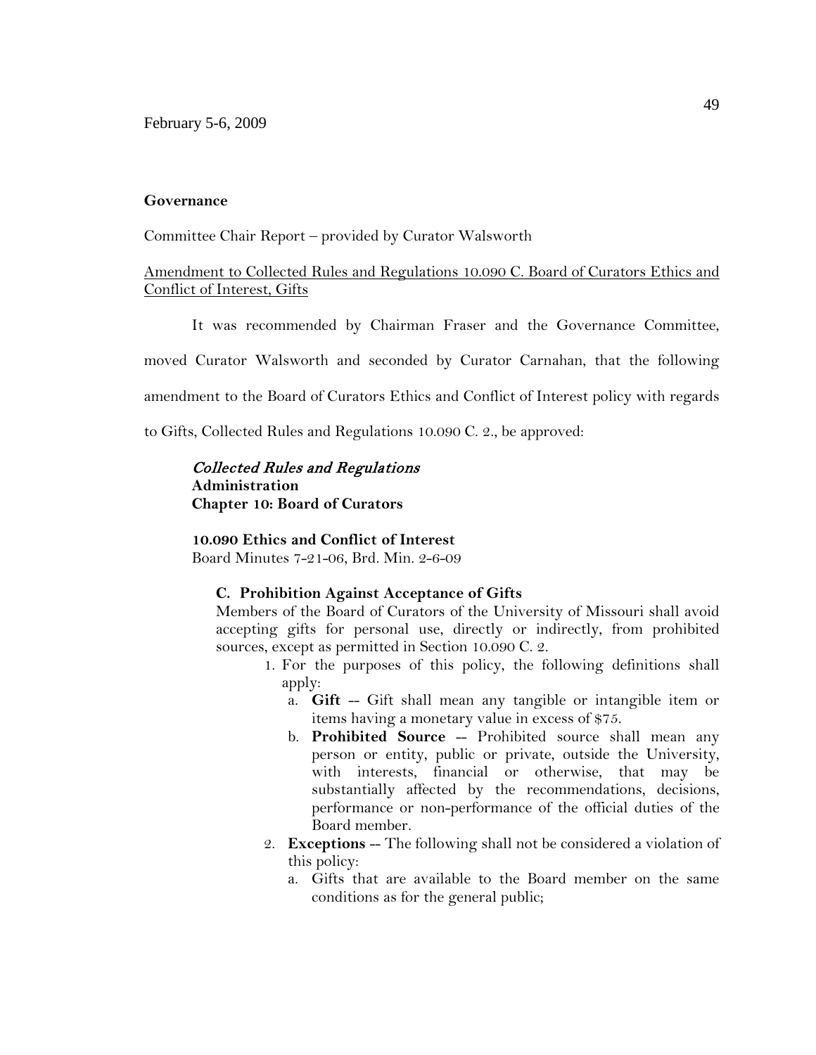February 5-6, 2009

**Governance**

Committee Chair Report – provided by Curator Walsworth

Amendment to Collected Rules and Regulations 10.090 C. Board of Curators Ethics and Conflict of Interest, Gifts

It was recommended by Chairman Fraser and the Governance Committee, moved Curator Walsworth and seconded by Curator Carnahan, that the following amendment to the Board of Curators Ethics and Conflict of Interest policy with regards to Gifts, Collected Rules and Regulations 10.090 C. 2., be approved:

*Collected Rules and Regulations*
**Administration**
**Chapter 10: Board of Curators**

**10.090 Ethics and Conflict of Interest**
Board Minutes 7-21-06, Brd. Min. 2-6-09

**C. Prohibition Against Acceptance of Gifts**
Members of the Board of Curators of the University of Missouri shall avoid accepting gifts for personal use, directly or indirectly, from prohibited sources, except as permitted in Section 10.090 C. 2.

1. For the purposes of this policy, the following definitions shall apply:
   a. **Gift** -- Gift shall mean any tangible or intangible item or items having a monetary value in excess of $75.
   b. **Prohibited Source** -- Prohibited source shall mean any person or entity, public or private, outside the University, with interests, financial or otherwise, that may be substantially affected by the recommendations, decisions, performance or non-performance of the official duties of the Board member.
2. **Exceptions** -- The following shall not be considered a violation of this policy:
   a. Gifts that are available to the Board member on the same conditions as for the general public;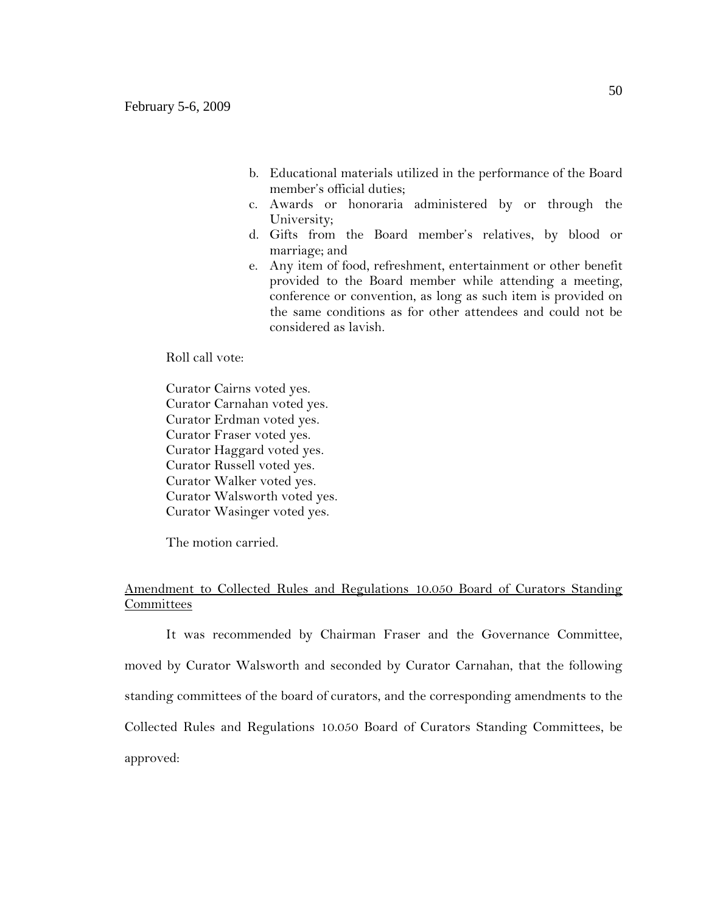b. Educational materials utilized in the performance of the Board member's official duties;
c. Awards or honoraria administered by or through the University;
d. Gifts from the Board member's relatives, by blood or marriage; and
e. Any item of food, refreshment, entertainment or other benefit provided to the Board member while attending a meeting, conference or convention, as long as such item is provided on the same conditions as for other attendees and could not be considered as lavish.

Roll call vote:

Curator Cairns voted yes.
Curator Carnahan voted yes.
Curator Erdman voted yes.
Curator Fraser voted yes.
Curator Haggard voted yes.
Curator Russell voted yes.
Curator Walker voted yes.
Curator Walsworth voted yes.
Curator Wasinger voted yes.

The motion carried.

<u>Amendment to Collected Rules and Regulations 10.050 Board of Curators Standing Committees</u>

It was recommended by Chairman Fraser and the Governance Committee, moved by Curator Walsworth and seconded by Curator Carnahan, that the following standing committees of the board of curators, and the corresponding amendments to the Collected Rules and Regulations 10.050 Board of Curators Standing Committees, be approved: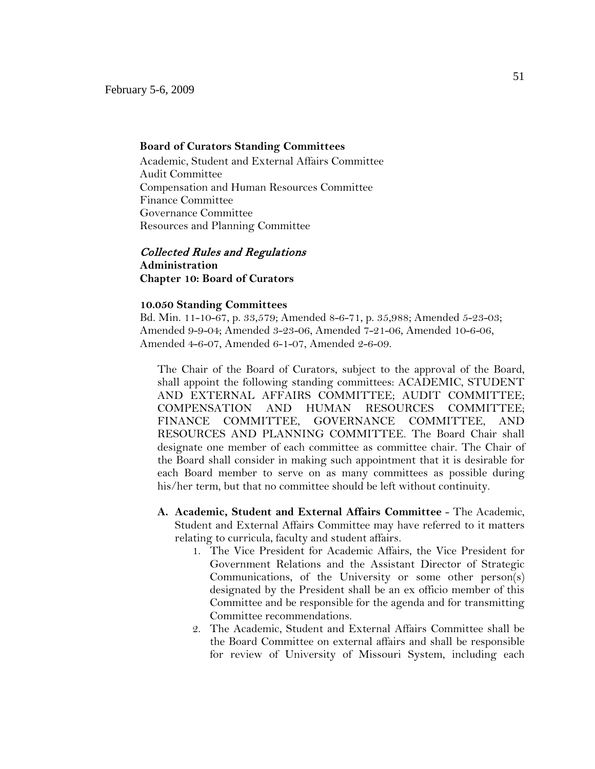**Board of Curators Standing Committees**

Academic, Student and External Affairs Committee
Audit Committee
Compensation and Human Resources Committee
Finance Committee
Governance Committee
Resources and Planning Committee

*Collected Rules and Regulations*
**Administration**
**Chapter 10: Board of Curators**

**10.050 Standing Committees**

Bd. Min. 11-10-67, p. 33,579; Amended 8-6-71, p. 35,988; Amended 5-23-03; Amended 9-9-04; Amended 3-23-06, Amended 7-21-06, Amended 10-6-06, Amended 4-6-07, Amended 6-1-07, Amended 2-6-09.

The Chair of the Board of Curators, subject to the approval of the Board, shall appoint the following standing committees: ACADEMIC, STUDENT AND EXTERNAL AFFAIRS COMMITTEE; AUDIT COMMITTEE; COMPENSATION AND HUMAN RESOURCES COMMITTEE; FINANCE COMMITTEE, GOVERNANCE COMMITTEE, AND RESOURCES AND PLANNING COMMITTEE. The Board Chair shall designate one member of each committee as committee chair. The Chair of the Board shall consider in making such appointment that it is desirable for each Board member to serve on as many committees as possible during his/her term, but that no committee should be left without continuity.

**A. Academic, Student and External Affairs Committee** - The Academic, Student and External Affairs Committee may have referred to it matters relating to curricula, faculty and student affairs.

1. The Vice President for Academic Affairs, the Vice President for Government Relations and the Assistant Director of Strategic Communications, of the University or some other person(s) designated by the President shall be an ex officio member of this Committee and be responsible for the agenda and for transmitting Committee recommendations.
2. The Academic, Student and External Affairs Committee shall be the Board Committee on external affairs and shall be responsible for review of University of Missouri System, including each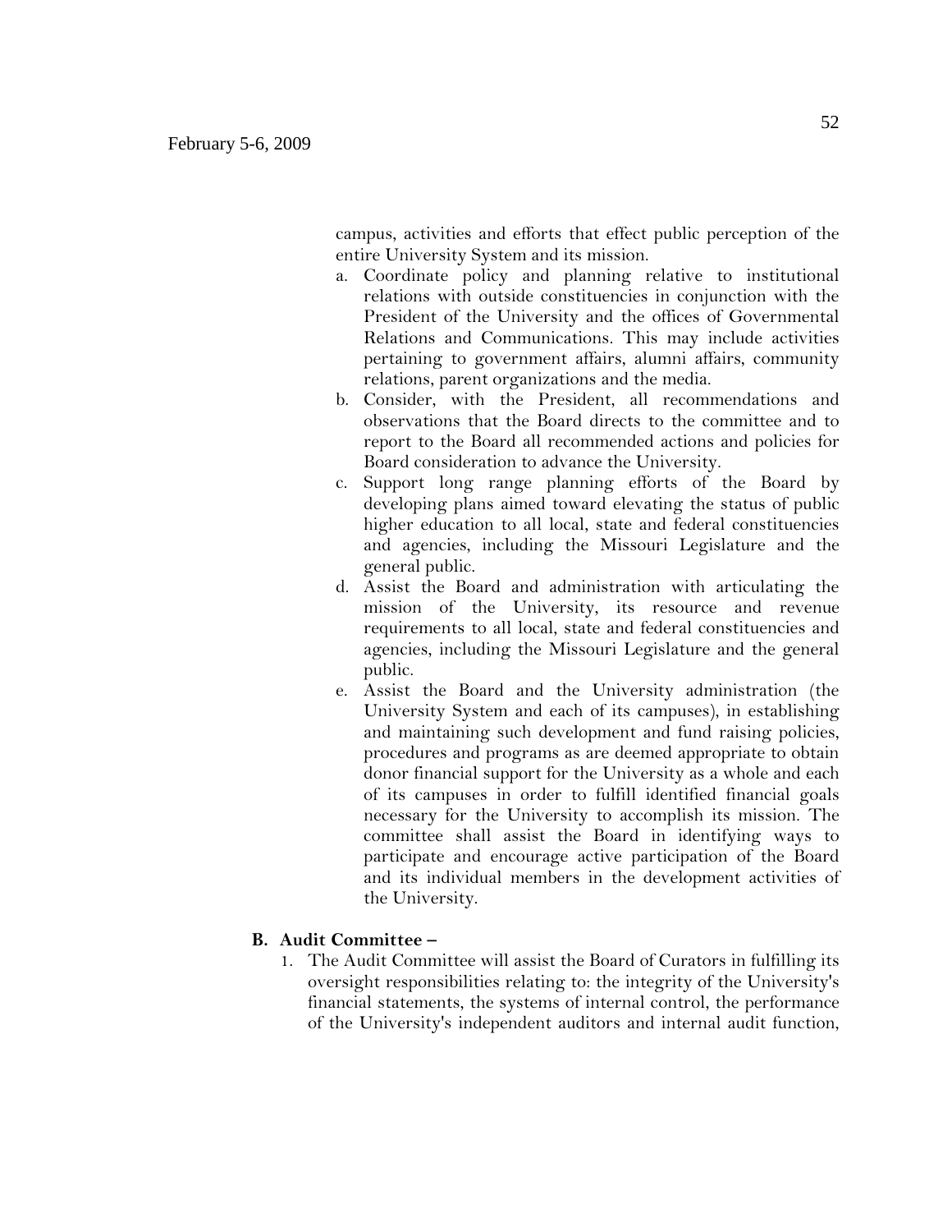campus, activities and efforts that effect public perception of the entire University System and its mission.

a. Coordinate policy and planning relative to institutional relations with outside constituencies in conjunction with the President of the University and the offices of Governmental Relations and Communications. This may include activities pertaining to government affairs, alumni affairs, community relations, parent organizations and the media.
b. Consider, with the President, all recommendations and observations that the Board directs to the committee and to report to the Board all recommended actions and policies for Board consideration to advance the University.
c. Support long range planning efforts of the Board by developing plans aimed toward elevating the status of public higher education to all local, state and federal constituencies and agencies, including the Missouri Legislature and the general public.
d. Assist the Board and administration with articulating the mission of the University, its resource and revenue requirements to all local, state and federal constituencies and agencies, including the Missouri Legislature and the general public.
e. Assist the Board and the University administration (the University System and each of its campuses), in establishing and maintaining such development and fund raising policies, procedures and programs as are deemed appropriate to obtain donor financial support for the University as a whole and each of its campuses in order to fulfill identified financial goals necessary for the University to accomplish its mission. The committee shall assist the Board in identifying ways to participate and encourage active participation of the Board and its individual members in the development activities of the University.

**B. Audit Committee –**

1. The Audit Committee will assist the Board of Curators in fulfilling its oversight responsibilities relating to: the integrity of the University's financial statements, the systems of internal control, the performance of the University's independent auditors and internal audit function,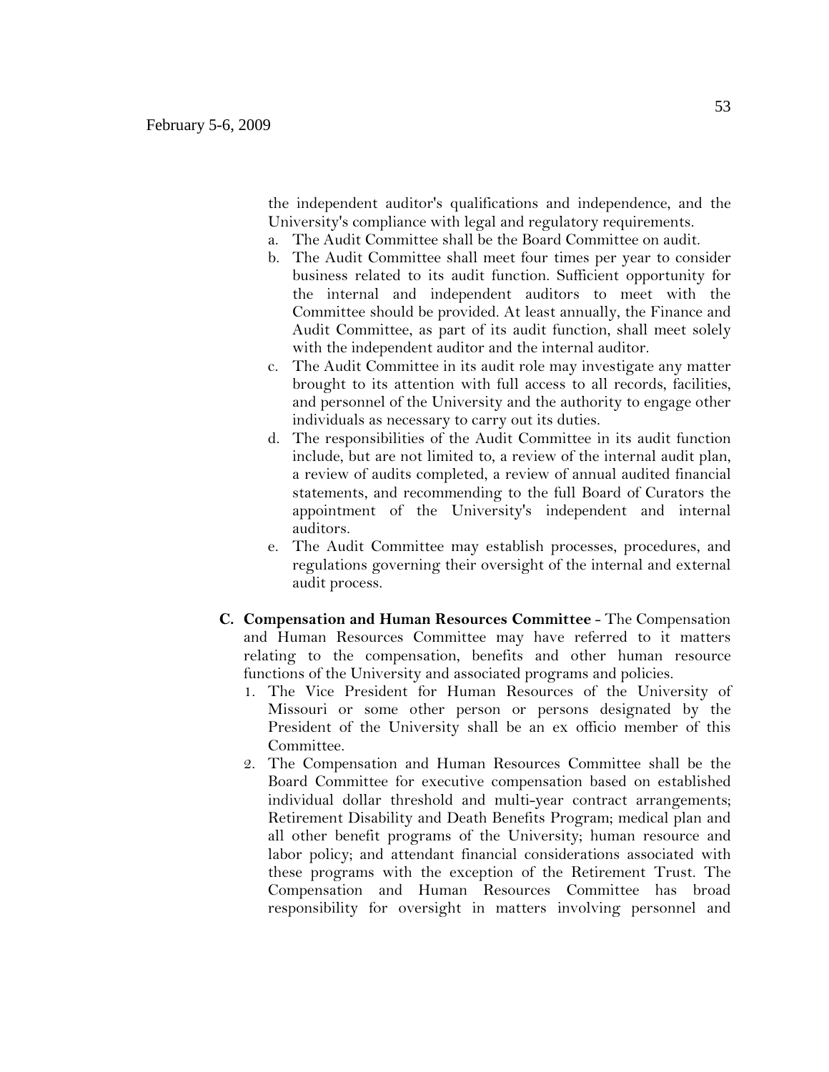the independent auditor's qualifications and independence, and the University's compliance with legal and regulatory requirements.

a. The Audit Committee shall be the Board Committee on audit.
b. The Audit Committee shall meet four times per year to consider business related to its audit function. Sufficient opportunity for the internal and independent auditors to meet with the Committee should be provided. At least annually, the Finance and Audit Committee, as part of its audit function, shall meet solely with the independent auditor and the internal auditor.
c. The Audit Committee in its audit role may investigate any matter brought to its attention with full access to all records, facilities, and personnel of the University and the authority to engage other individuals as necessary to carry out its duties.
d. The responsibilities of the Audit Committee in its audit function include, but are not limited to, a review of the internal audit plan, a review of audits completed, a review of annual audited financial statements, and recommending to the full Board of Curators the appointment of the University's independent and internal auditors.
e. The Audit Committee may establish processes, procedures, and regulations governing their oversight of the internal and external audit process.

**C. Compensation and Human Resources Committee** - The Compensation and Human Resources Committee may have referred to it matters relating to the compensation, benefits and other human resource functions of the University and associated programs and policies.

1. The Vice President for Human Resources of the University of Missouri or some other person or persons designated by the President of the University shall be an ex officio member of this Committee.
2. The Compensation and Human Resources Committee shall be the Board Committee for executive compensation based on established individual dollar threshold and multi-year contract arrangements; Retirement Disability and Death Benefits Program; medical plan and all other benefit programs of the University; human resource and labor policy; and attendant financial considerations associated with these programs with the exception of the Retirement Trust. The Compensation and Human Resources Committee has broad responsibility for oversight in matters involving personnel and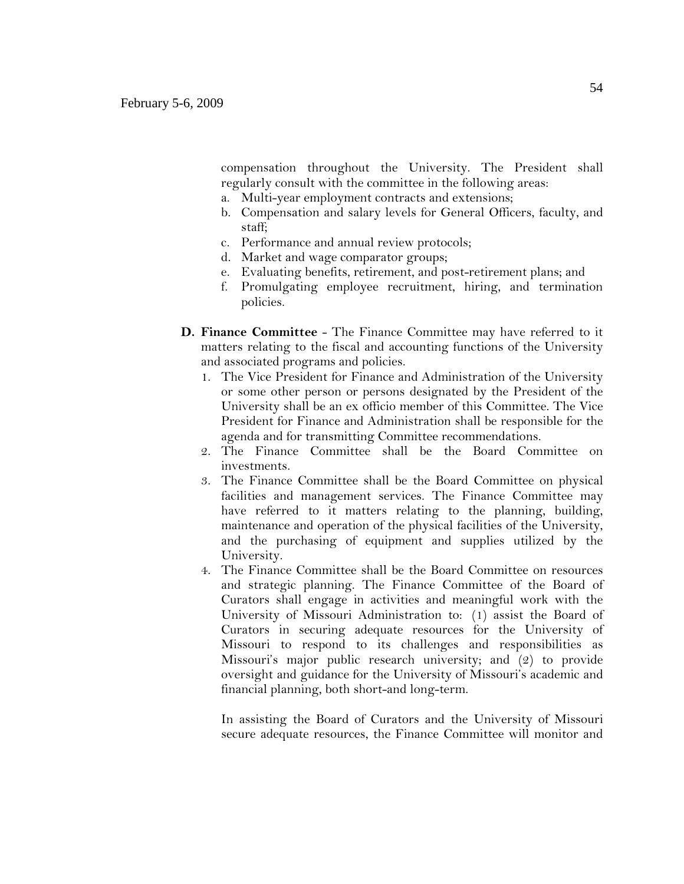compensation throughout the University. The President shall regularly consult with the committee in the following areas:

a. Multi-year employment contracts and extensions;
b. Compensation and salary levels for General Officers, faculty, and staff;
c. Performance and annual review protocols;
d. Market and wage comparator groups;
e. Evaluating benefits, retirement, and post-retirement plans; and
f. Promulgating employee recruitment, hiring, and termination policies.

**D. Finance Committee** - The Finance Committee may have referred to it matters relating to the fiscal and accounting functions of the University and associated programs and policies.

1. The Vice President for Finance and Administration of the University or some other person or persons designated by the President of the University shall be an ex officio member of this Committee. The Vice President for Finance and Administration shall be responsible for the agenda and for transmitting Committee recommendations.
2. The Finance Committee shall be the Board Committee on investments.
3. The Finance Committee shall be the Board Committee on physical facilities and management services. The Finance Committee may have referred to it matters relating to the planning, building, maintenance and operation of the physical facilities of the University, and the purchasing of equipment and supplies utilized by the University.
4. The Finance Committee shall be the Board Committee on resources and strategic planning. The Finance Committee of the Board of Curators shall engage in activities and meaningful work with the University of Missouri Administration to: (1) assist the Board of Curators in securing adequate resources for the University of Missouri to respond to its challenges and responsibilities as Missouri's major public research university; and (2) to provide oversight and guidance for the University of Missouri's academic and financial planning, both short-and long-term.

   In assisting the Board of Curators and the University of Missouri secure adequate resources, the Finance Committee will monitor and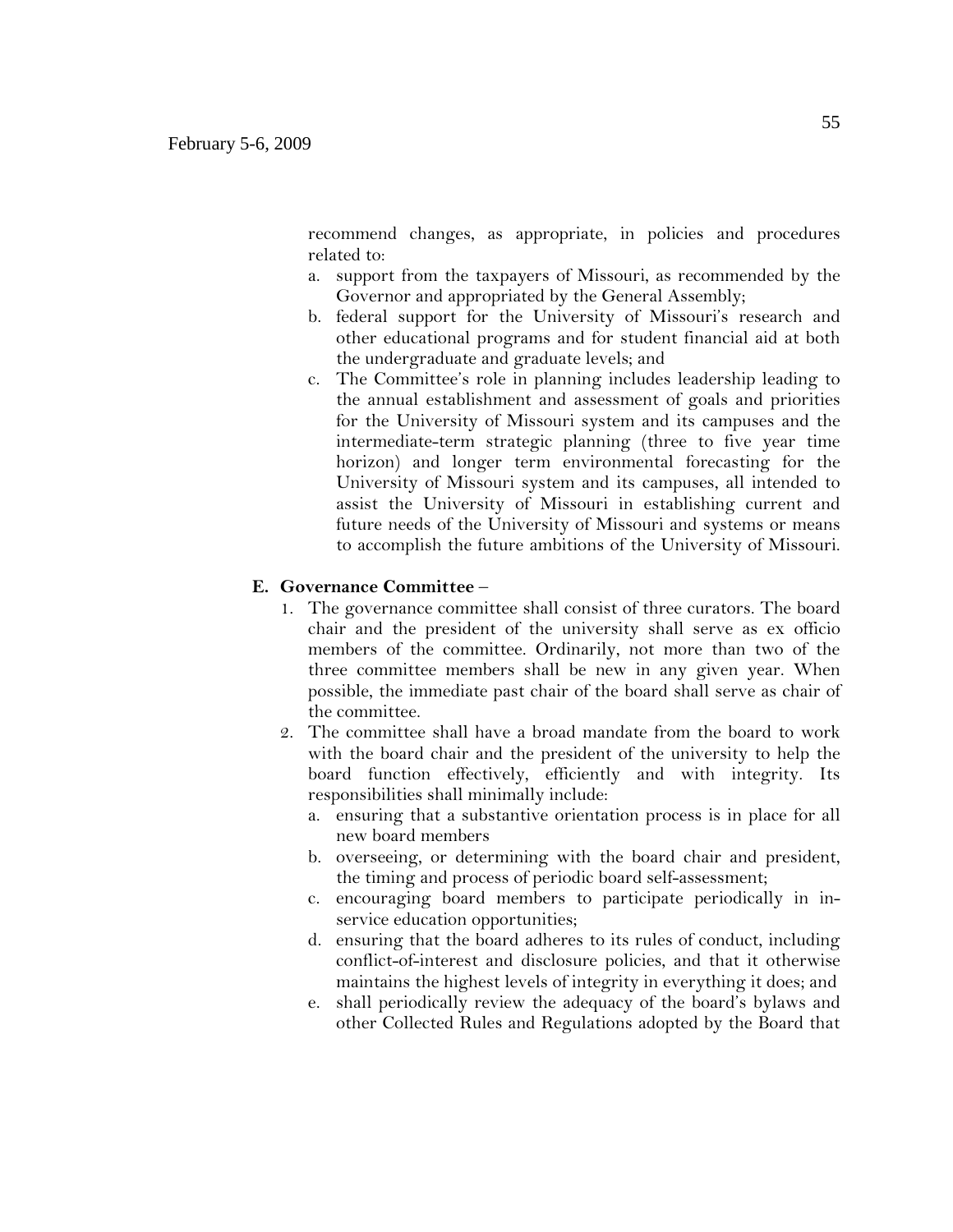recommend changes, as appropriate, in policies and procedures related to:

a. support from the taxpayers of Missouri, as recommended by the Governor and appropriated by the General Assembly;
b. federal support for the University of Missouri's research and other educational programs and for student financial aid at both the undergraduate and graduate levels; and
c. The Committee's role in planning includes leadership leading to the annual establishment and assessment of goals and priorities for the University of Missouri system and its campuses and the intermediate-term strategic planning (three to five year time horizon) and longer term environmental forecasting for the University of Missouri system and its campuses, all intended to assist the University of Missouri in establishing current and future needs of the University of Missouri and systems or means to accomplish the future ambitions of the University of Missouri.

**E. Governance Committee** –

1. The governance committee shall consist of three curators. The board chair and the president of the university shall serve as ex officio members of the committee. Ordinarily, not more than two of the three committee members shall be new in any given year. When possible, the immediate past chair of the board shall serve as chair of the committee.
2. The committee shall have a broad mandate from the board to work with the board chair and the president of the university to help the board function effectively, efficiently and with integrity. Its responsibilities shall minimally include:
   a. ensuring that a substantive orientation process is in place for all new board members
   b. overseeing, or determining with the board chair and president, the timing and process of periodic board self-assessment;
   c. encouraging board members to participate periodically in in-service education opportunities;
   d. ensuring that the board adheres to its rules of conduct, including conflict-of-interest and disclosure policies, and that it otherwise maintains the highest levels of integrity in everything it does; and
   e. shall periodically review the adequacy of the board's bylaws and other Collected Rules and Regulations adopted by the Board that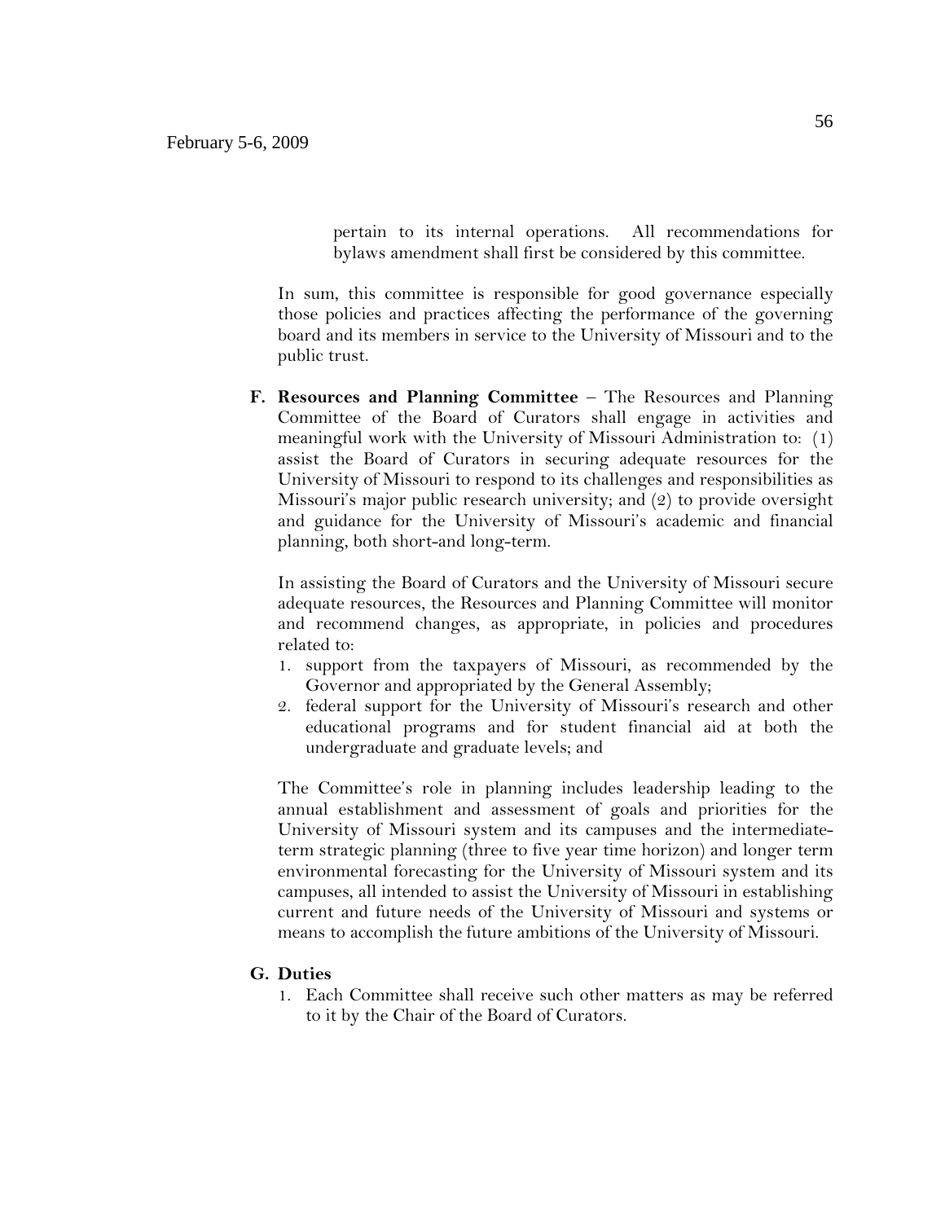pertain to its internal operations. All recommendations for bylaws amendment shall first be considered by this committee.

In sum, this committee is responsible for good governance especially those policies and practices affecting the performance of the governing board and its members in service to the University of Missouri and to the public trust.

**F. Resources and Planning Committee** – The Resources and Planning Committee of the Board of Curators shall engage in activities and meaningful work with the University of Missouri Administration to: (1) assist the Board of Curators in securing adequate resources for the University of Missouri to respond to its challenges and responsibilities as Missouri's major public research university; and (2) to provide oversight and guidance for the University of Missouri's academic and financial planning, both short-and long-term.

In assisting the Board of Curators and the University of Missouri secure adequate resources, the Resources and Planning Committee will monitor and recommend changes, as appropriate, in policies and procedures related to:

1. support from the taxpayers of Missouri, as recommended by the Governor and appropriated by the General Assembly;
2. federal support for the University of Missouri's research and other educational programs and for student financial aid at both the undergraduate and graduate levels; and

The Committee's role in planning includes leadership leading to the annual establishment and assessment of goals and priorities for the University of Missouri system and its campuses and the intermediate-term strategic planning (three to five year time horizon) and longer term environmental forecasting for the University of Missouri system and its campuses, all intended to assist the University of Missouri in establishing current and future needs of the University of Missouri and systems or means to accomplish the future ambitions of the University of Missouri.

**G. Duties**

1. Each Committee shall receive such other matters as may be referred to it by the Chair of the Board of Curators.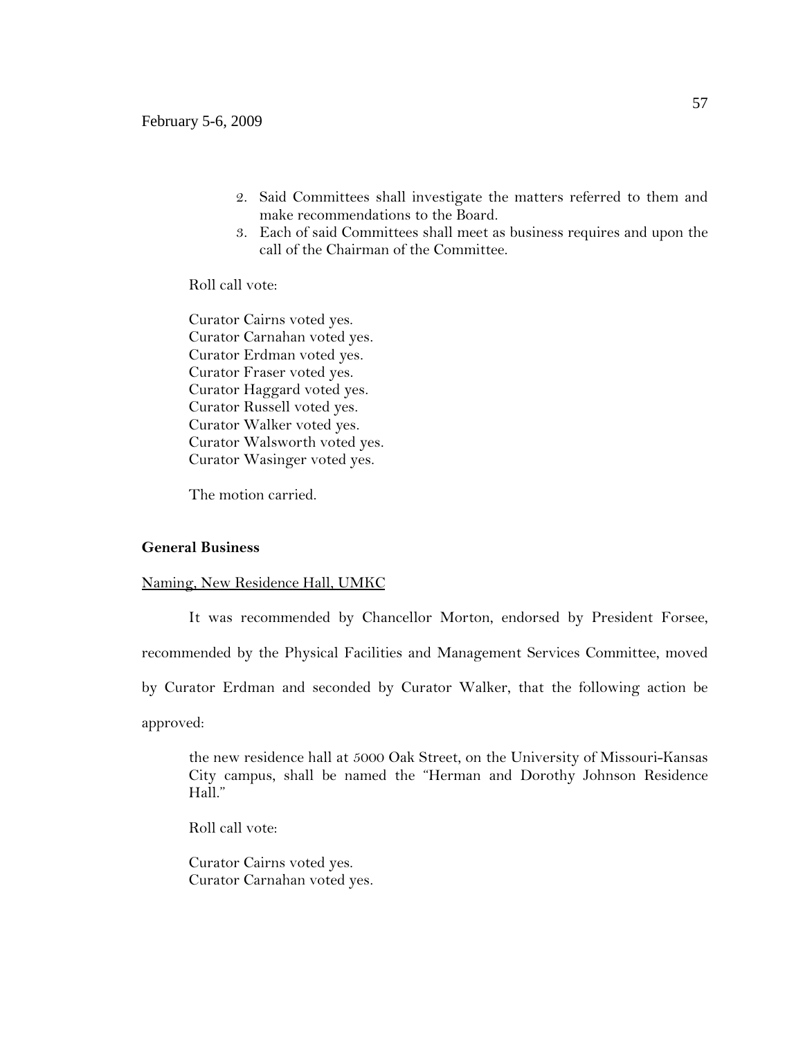2. Said Committees shall investigate the matters referred to them and make recommendations to the Board.
3. Each of said Committees shall meet as business requires and upon the call of the Chairman of the Committee.

Roll call vote:

Curator Cairns voted yes.
Curator Carnahan voted yes.
Curator Erdman voted yes.
Curator Fraser voted yes.
Curator Haggard voted yes.
Curator Russell voted yes.
Curator Walker voted yes.
Curator Walsworth voted yes.
Curator Wasinger voted yes.

The motion carried.

**General Business**

Naming, New Residence Hall, UMKC

It was recommended by Chancellor Morton, endorsed by President Forsee, recommended by the Physical Facilities and Management Services Committee, moved by Curator Erdman and seconded by Curator Walker, that the following action be approved:

> the new residence hall at 5000 Oak Street, on the University of Missouri-Kansas City campus, shall be named the "Herman and Dorothy Johnson Residence Hall."

Roll call vote:

Curator Cairns voted yes.
Curator Carnahan voted yes.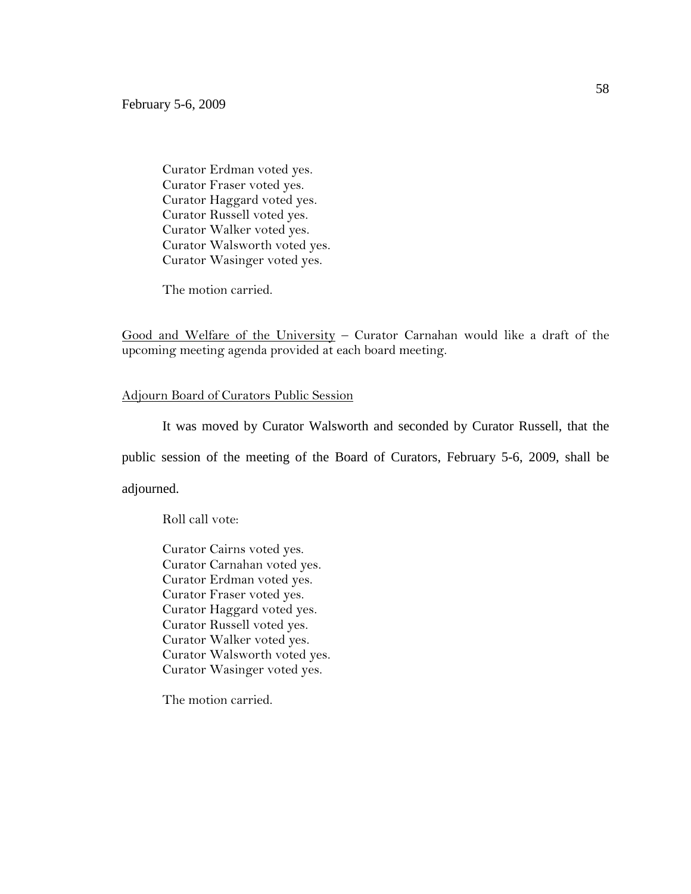Curator Erdman voted yes.  
Curator Fraser voted yes.  
Curator Haggard voted yes.  
Curator Russell voted yes.  
Curator Walker voted yes.  
Curator Walsworth voted yes.  
Curator Wasinger voted yes.

The motion carried.

Good and Welfare of the University – Curator Carnahan would like a draft of the upcoming meeting agenda provided at each board meeting.

Adjourn Board of Curators Public Session

It was moved by Curator Walsworth and seconded by Curator Russell, that the public session of the meeting of the Board of Curators, February 5-6, 2009, shall be adjourned.

Roll call vote:

Curator Cairns voted yes.  
Curator Carnahan voted yes.  
Curator Erdman voted yes.  
Curator Fraser voted yes.  
Curator Haggard voted yes.  
Curator Russell voted yes.  
Curator Walker voted yes.  
Curator Walsworth voted yes.  
Curator Wasinger voted yes.

The motion carried.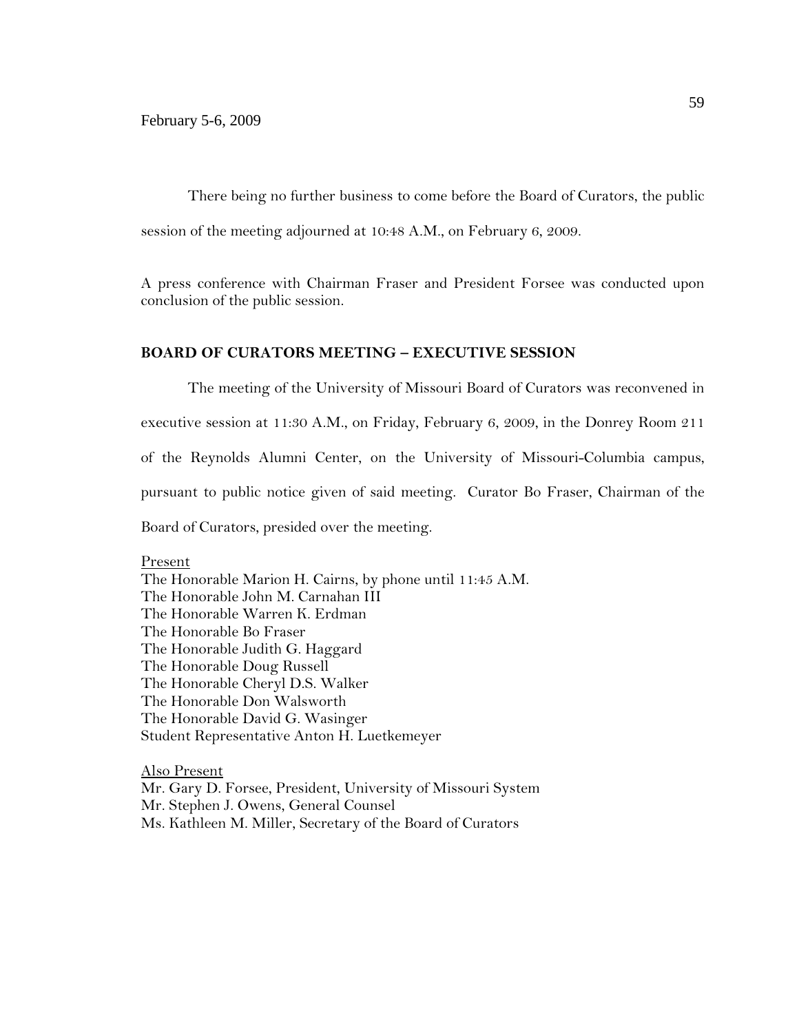There being no further business to come before the Board of Curators, the public session of the meeting adjourned at 10:48 A.M., on February 6, 2009.

A press conference with Chairman Fraser and President Forsee was conducted upon conclusion of the public session.

**BOARD OF CURATORS MEETING – EXECUTIVE SESSION**

The meeting of the University of Missouri Board of Curators was reconvened in executive session at 11:30 A.M., on Friday, February 6, 2009, in the Donrey Room 211 of the Reynolds Alumni Center, on the University of Missouri-Columbia campus, pursuant to public notice given of said meeting. Curator Bo Fraser, Chairman of the Board of Curators, presided over the meeting.

Present
The Honorable Marion H. Cairns, by phone until 11:45 A.M.
The Honorable John M. Carnahan III
The Honorable Warren K. Erdman
The Honorable Bo Fraser
The Honorable Judith G. Haggard
The Honorable Doug Russell
The Honorable Cheryl D.S. Walker
The Honorable Don Walsworth
The Honorable David G. Wasinger
Student Representative Anton H. Luetkemeyer

Also Present
Mr. Gary D. Forsee, President, University of Missouri System
Mr. Stephen J. Owens, General Counsel
Ms. Kathleen M. Miller, Secretary of the Board of Curators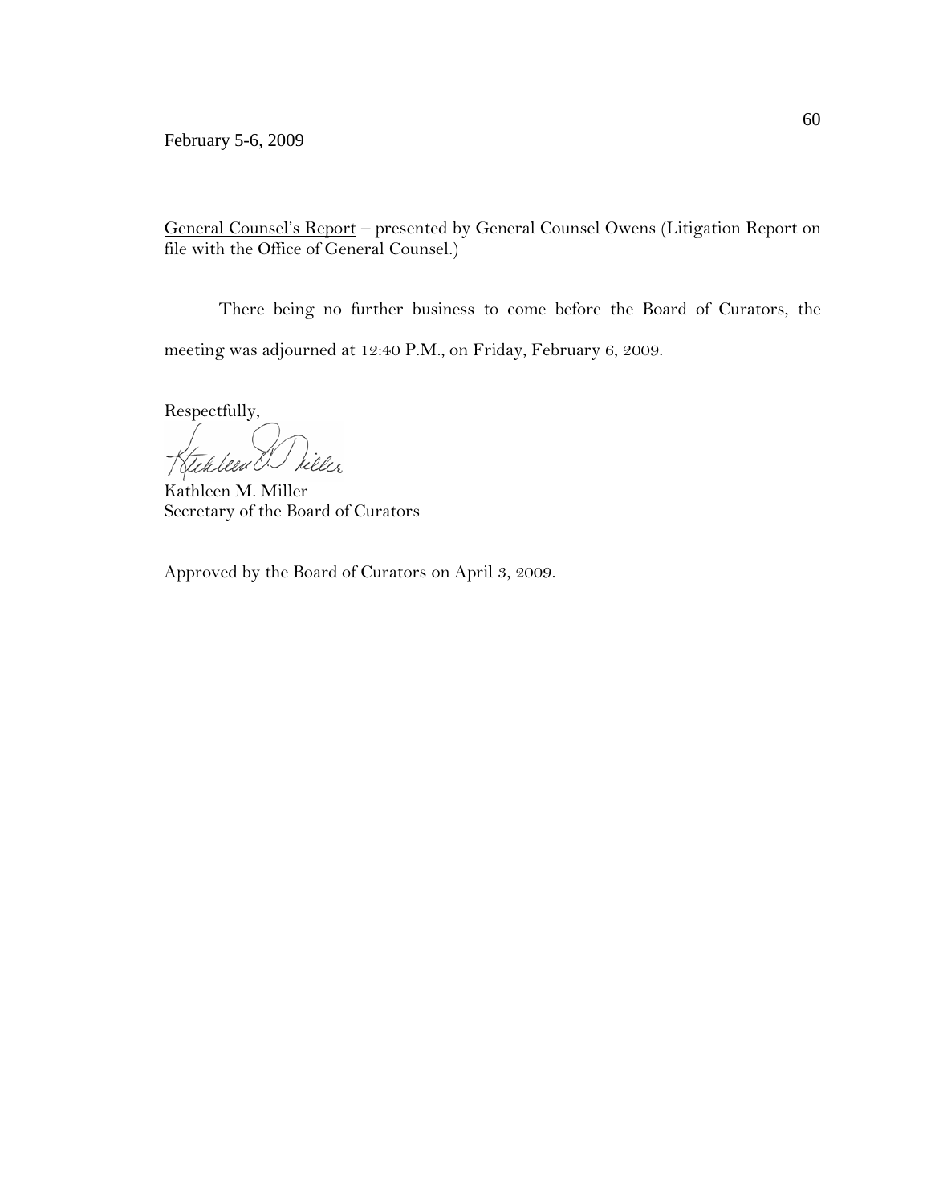February 5-6, 2009

General Counsel's Report – presented by General Counsel Owens (Litigation Report on file with the Office of General Counsel.)

There being no further business to come before the Board of Curators, the meeting was adjourned at 12:40 P.M., on Friday, February 6, 2009.

Respectfully,

Kathleen M. Miller
Secretary of the Board of Curators

Approved by the Board of Curators on April 3, 2009.